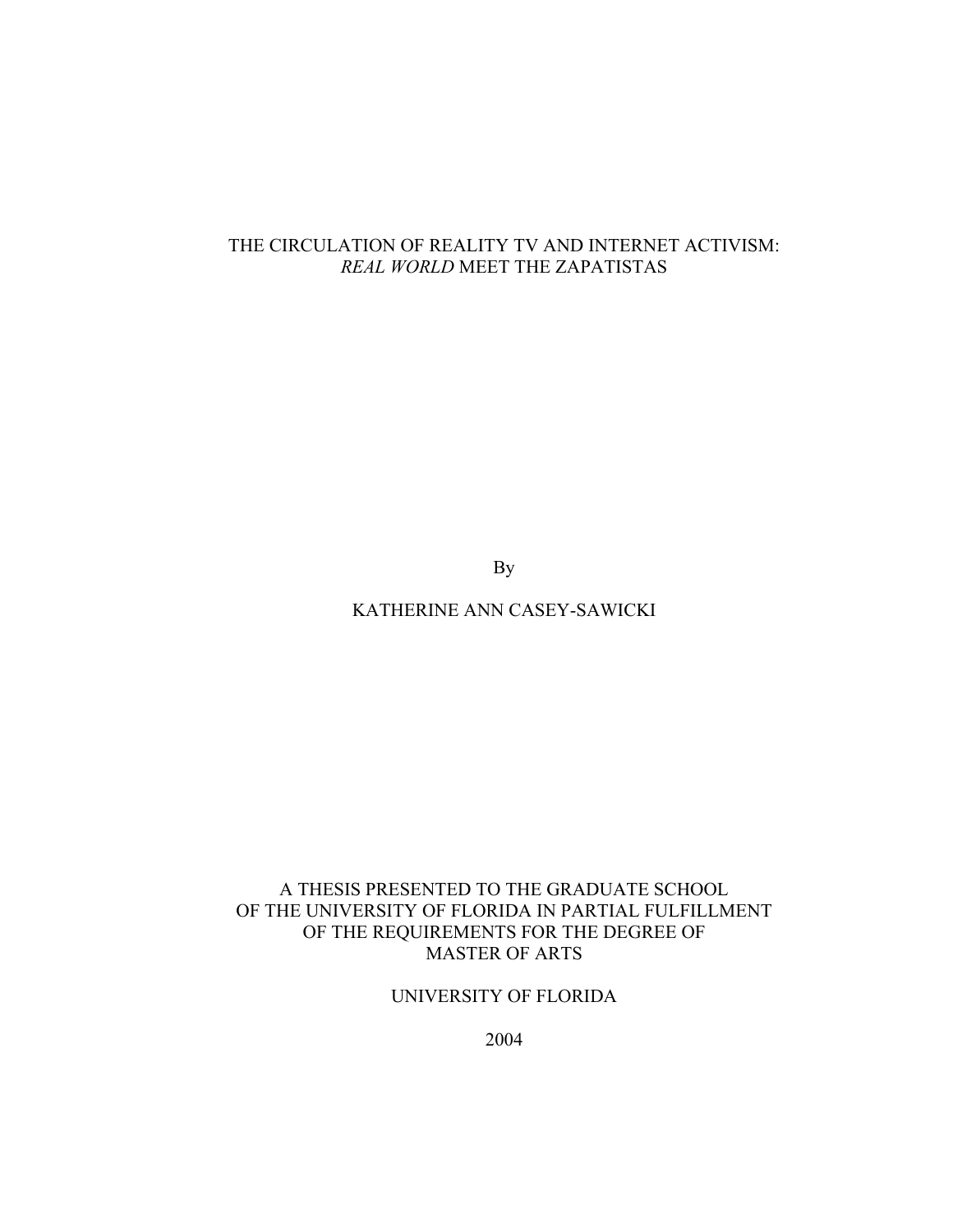# THE CIRCULATION OF REALITY TV AND INTERNET ACTIVISM: *REAL WORLD* MEET THE ZAPATISTAS

By

KATHERINE ANN CASEY-SAWICKI

A THESIS PRESENTED TO THE GRADUATE SCHOOL
OF THE UNIVERSITY OF FLORIDA IN PARTIAL FULFILLMENT
OF THE REQUIREMENTS FOR THE DEGREE OF
MASTER OF ARTS

UNIVERSITY OF FLORIDA

2004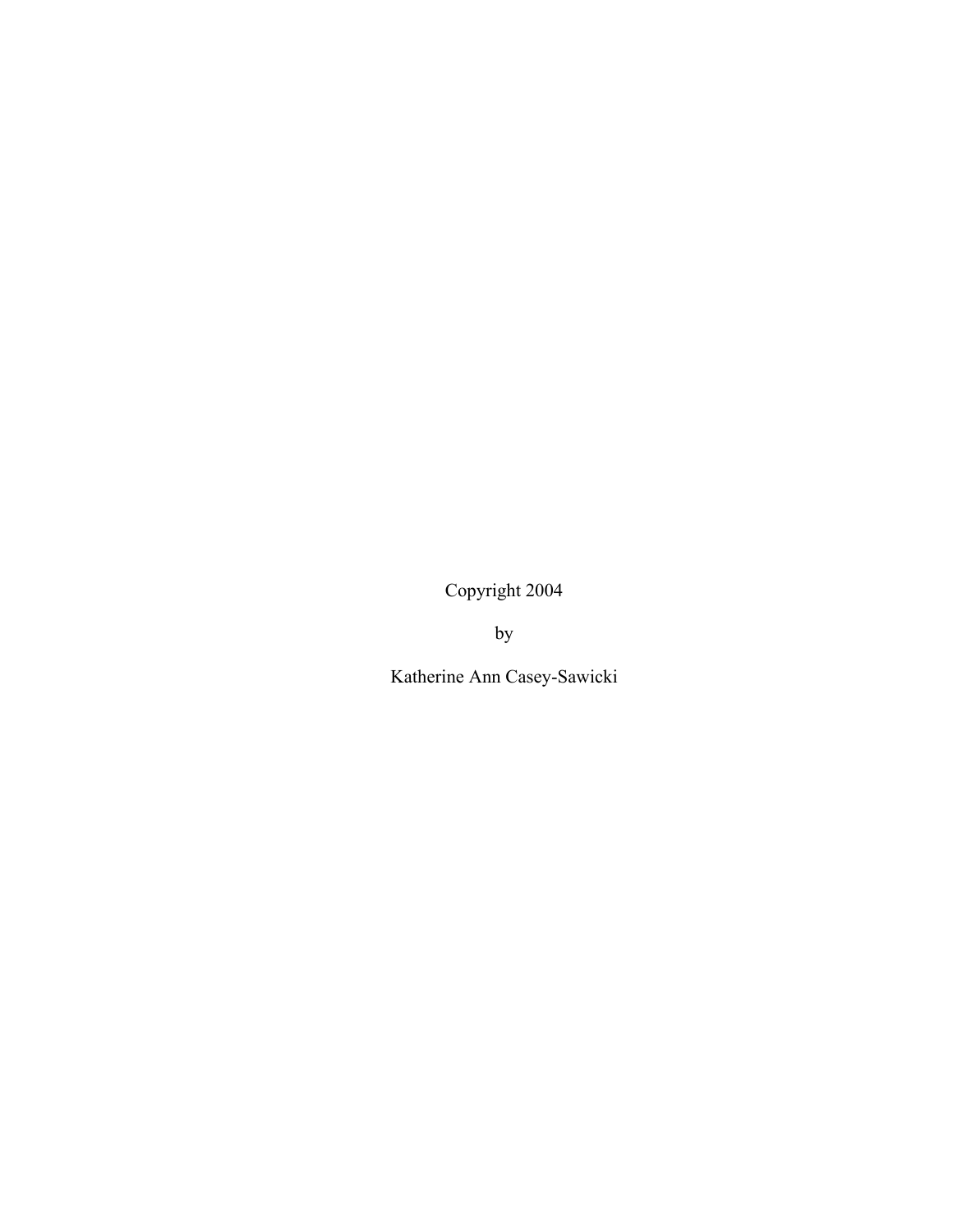Copyright 2004

by

Katherine Ann Casey-Sawicki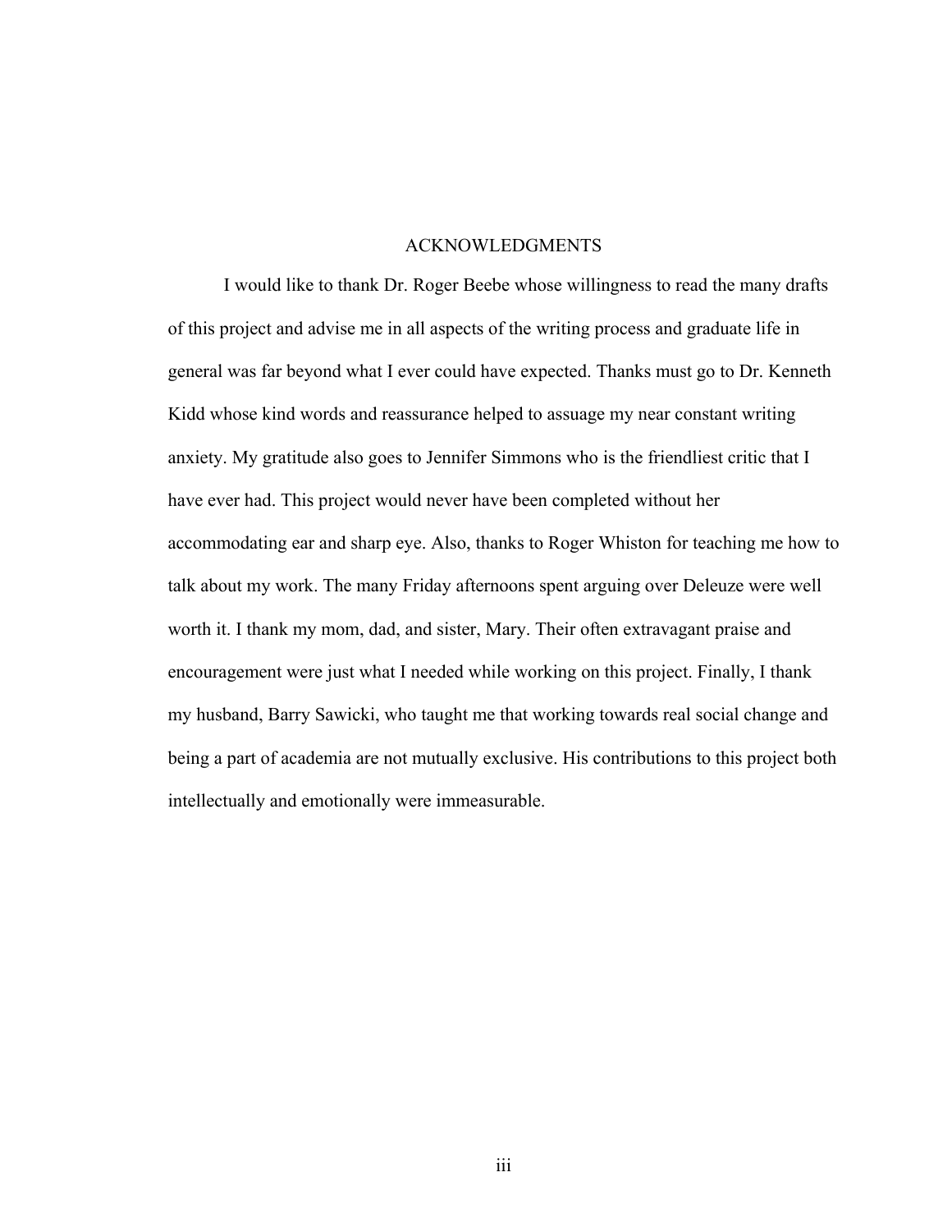# ACKNOWLEDGMENTS

I would like to thank Dr. Roger Beebe whose willingness to read the many drafts of this project and advise me in all aspects of the writing process and graduate life in general was far beyond what I ever could have expected. Thanks must go to Dr. Kenneth Kidd whose kind words and reassurance helped to assuage my near constant writing anxiety. My gratitude also goes to Jennifer Simmons who is the friendliest critic that I have ever had. This project would never have been completed without her accommodating ear and sharp eye. Also, thanks to Roger Whiston for teaching me how to talk about my work. The many Friday afternoons spent arguing over Deleuze were well worth it. I thank my mom, dad, and sister, Mary. Their often extravagant praise and encouragement were just what I needed while working on this project. Finally, I thank my husband, Barry Sawicki, who taught me that working towards real social change and being a part of academia are not mutually exclusive. His contributions to this project both intellectually and emotionally were immeasurable.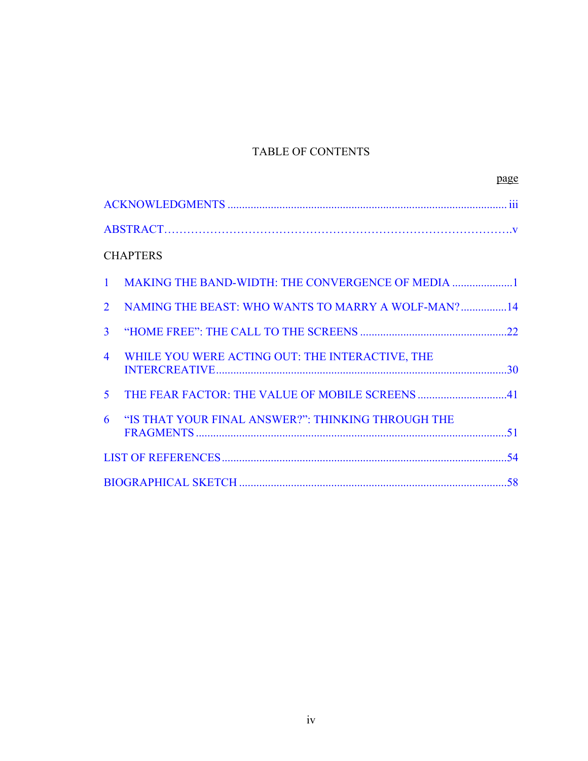# TABLE OF CONTENTS

| | page |
|---|---|
| ACKNOWLEDGMENTS | iii |
| ABSTRACT | v |

CHAPTERS

| | | |
|---|---|---|
| 1 | MAKING THE BAND-WIDTH: THE CONVERGENCE OF MEDIA | 1 |
| 2 | NAMING THE BEAST: WHO WANTS TO MARRY A WOLF-MAN? | 14 |
| 3 | "HOME FREE": THE CALL TO THE SCREENS | 22 |
| 4 | WHILE YOU WERE ACTING OUT: THE INTERACTIVE, THE INTERCREATIVE | 30 |
| 5 | THE FEAR FACTOR: THE VALUE OF MOBILE SCREENS | 41 |
| 6 | "IS THAT YOUR FINAL ANSWER?": THINKING THROUGH THE FRAGMENTS | 51 |

| | |
|---|---|
| LIST OF REFERENCES | 54 |
| BIOGRAPHICAL SKETCH | 58 |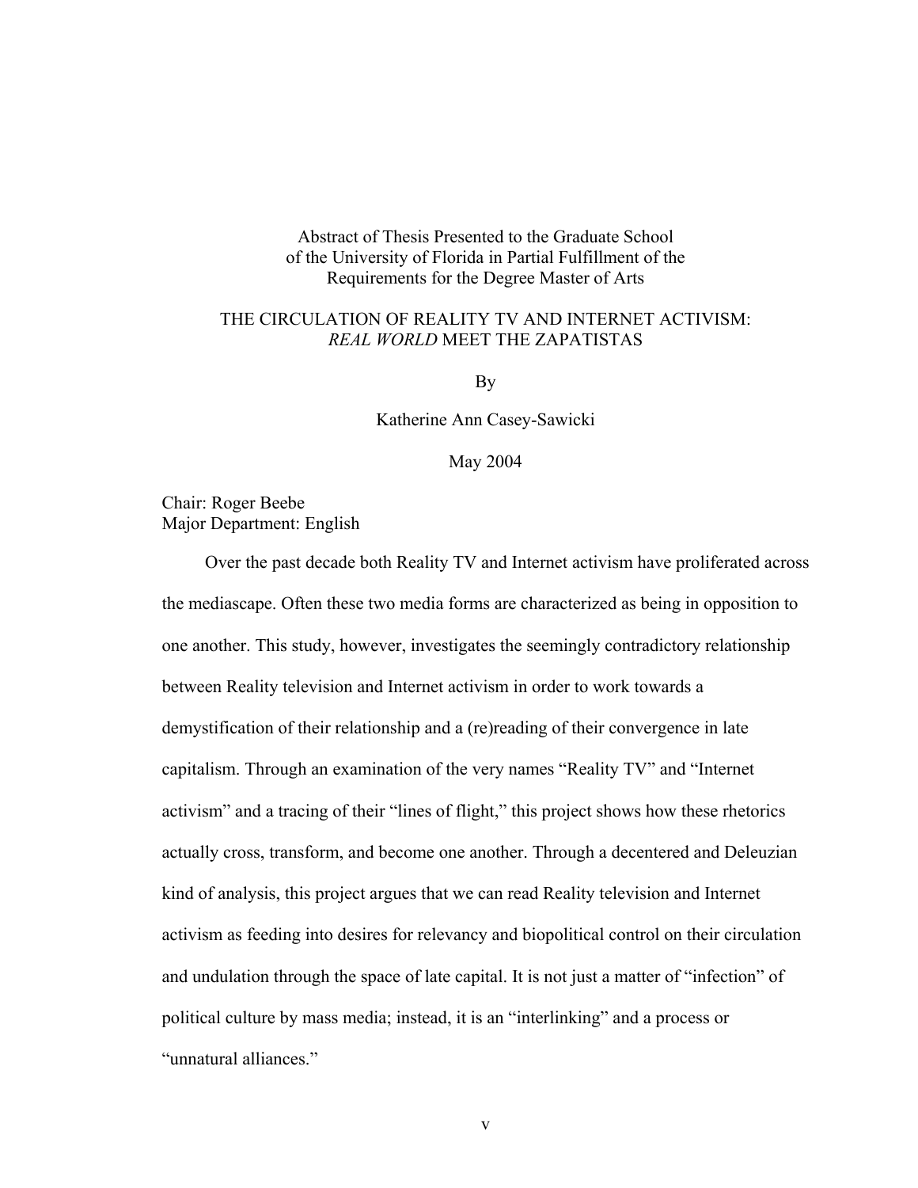Abstract of Thesis Presented to the Graduate School of the University of Florida in Partial Fulfillment of the Requirements for the Degree Master of Arts

# THE CIRCULATION OF REALITY TV AND INTERNET ACTIVISM: *REAL WORLD* MEET THE ZAPATISTAS

By

Katherine Ann Casey-Sawicki

May 2004

Chair: Roger Beebe
Major Department: English

Over the past decade both Reality TV and Internet activism have proliferated across the mediascape. Often these two media forms are characterized as being in opposition to one another. This study, however, investigates the seemingly contradictory relationship between Reality television and Internet activism in order to work towards a demystification of their relationship and a (re)reading of their convergence in late capitalism. Through an examination of the very names "Reality TV" and "Internet activism" and a tracing of their "lines of flight," this project shows how these rhetorics actually cross, transform, and become one another. Through a decentered and Deleuzian kind of analysis, this project argues that we can read Reality television and Internet activism as feeding into desires for relevancy and biopolitical control on their circulation and undulation through the space of late capital. It is not just a matter of "infection" of political culture by mass media; instead, it is an "interlinking" and a process or "unnatural alliances."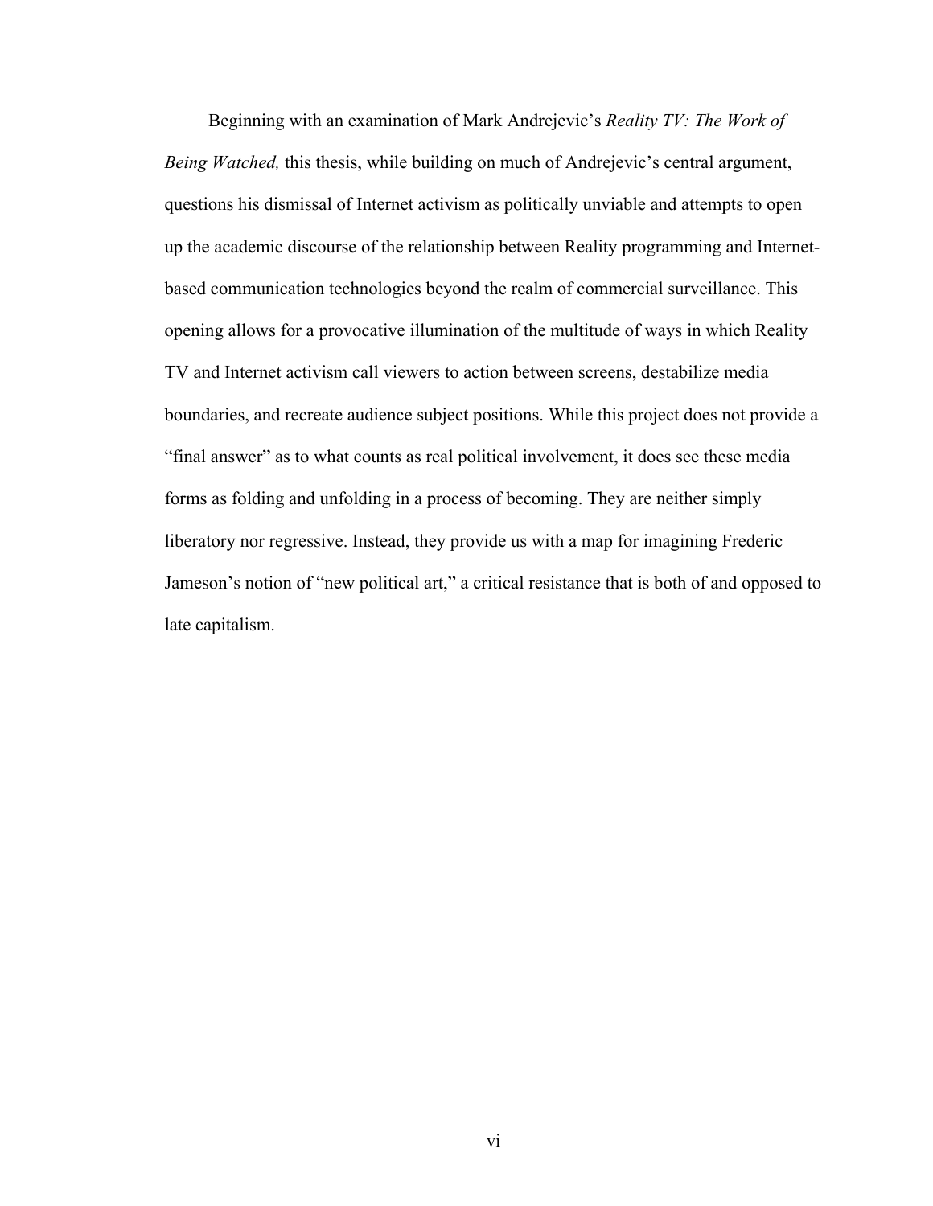Beginning with an examination of Mark Andrejevic's *Reality TV: The Work of Being Watched,* this thesis, while building on much of Andrejevic's central argument, questions his dismissal of Internet activism as politically unviable and attempts to open up the academic discourse of the relationship between Reality programming and Internet-based communication technologies beyond the realm of commercial surveillance. This opening allows for a provocative illumination of the multitude of ways in which Reality TV and Internet activism call viewers to action between screens, destabilize media boundaries, and recreate audience subject positions. While this project does not provide a "final answer" as to what counts as real political involvement, it does see these media forms as folding and unfolding in a process of becoming. They are neither simply liberatory nor regressive. Instead, they provide us with a map for imagining Frederic Jameson's notion of "new political art," a critical resistance that is both of and opposed to late capitalism.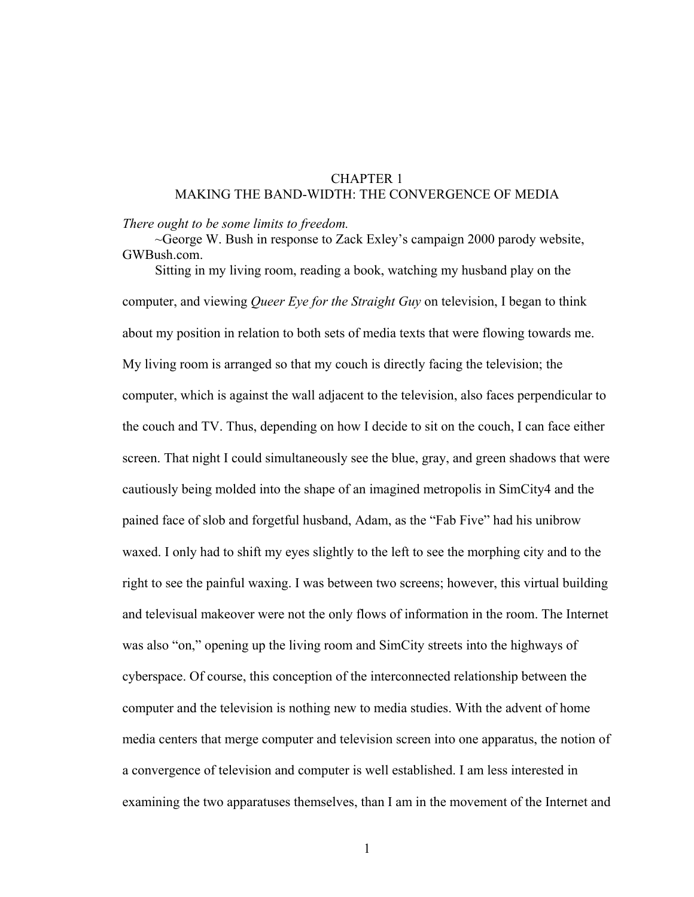# CHAPTER 1
# MAKING THE BAND-WIDTH: THE CONVERGENCE OF MEDIA

*There ought to be some limits to freedom.*

~George W. Bush in response to Zack Exley's campaign 2000 parody website, GWBush.com.

Sitting in my living room, reading a book, watching my husband play on the computer, and viewing *Queer Eye for the Straight Guy* on television, I began to think about my position in relation to both sets of media texts that were flowing towards me. My living room is arranged so that my couch is directly facing the television; the computer, which is against the wall adjacent to the television, also faces perpendicular to the couch and TV. Thus, depending on how I decide to sit on the couch, I can face either screen. That night I could simultaneously see the blue, gray, and green shadows that were cautiously being molded into the shape of an imagined metropolis in SimCity4 and the pained face of slob and forgetful husband, Adam, as the "Fab Five" had his unibrow waxed. I only had to shift my eyes slightly to the left to see the morphing city and to the right to see the painful waxing. I was between two screens; however, this virtual building and televisual makeover were not the only flows of information in the room. The Internet was also "on," opening up the living room and SimCity streets into the highways of cyberspace. Of course, this conception of the interconnected relationship between the computer and the television is nothing new to media studies. With the advent of home media centers that merge computer and television screen into one apparatus, the notion of a convergence of television and computer is well established. I am less interested in examining the two apparatuses themselves, than I am in the movement of the Internet and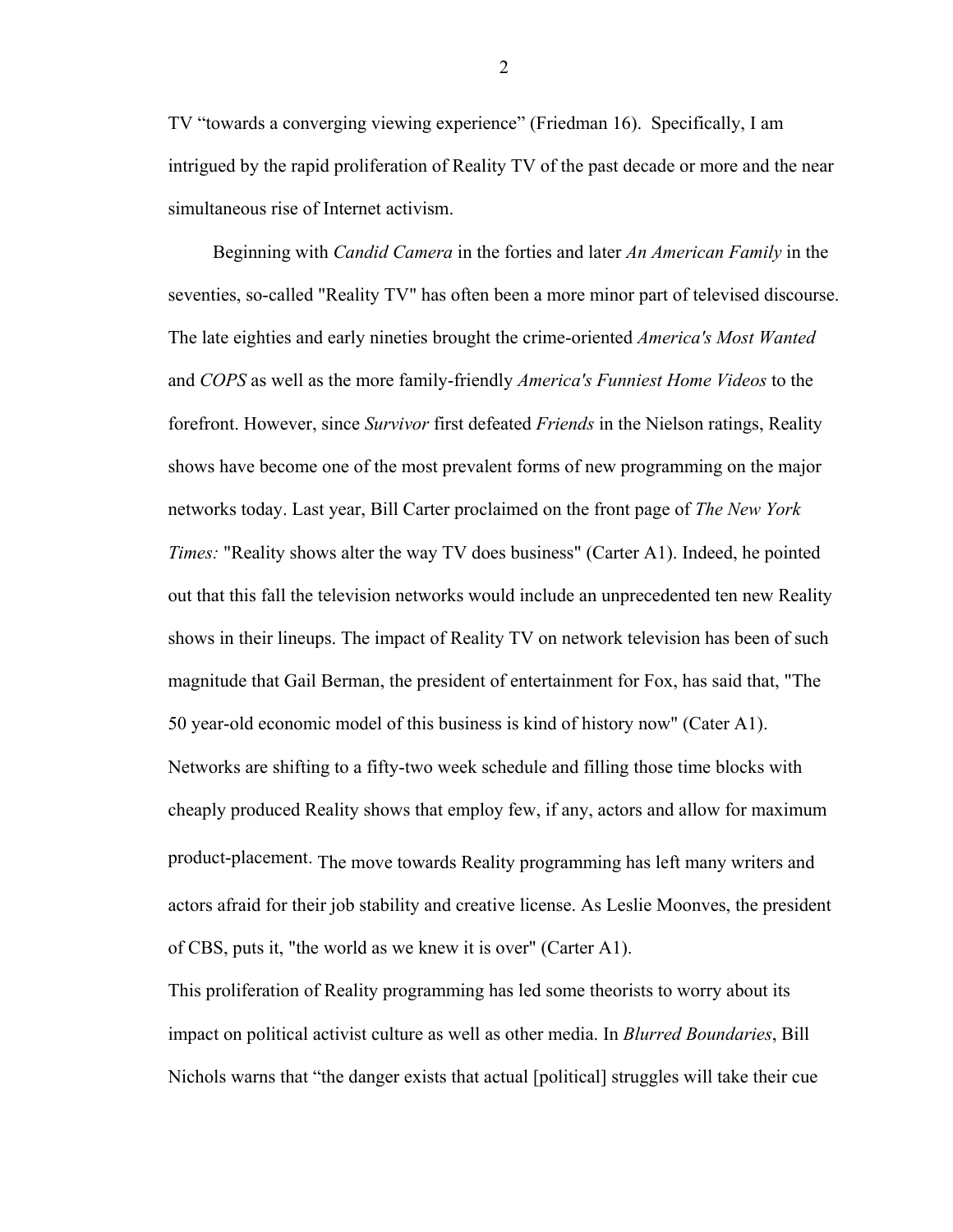TV "towards a converging viewing experience" (Friedman 16). Specifically, I am intrigued by the rapid proliferation of Reality TV of the past decade or more and the near simultaneous rise of Internet activism.

Beginning with *Candid Camera* in the forties and later *An American Family* in the seventies, so-called "Reality TV" has often been a more minor part of televised discourse. The late eighties and early nineties brought the crime-oriented *America's Most Wanted* and *COPS* as well as the more family-friendly *America's Funniest Home Videos* to the forefront. However, since *Survivor* first defeated *Friends* in the Nielson ratings, Reality shows have become one of the most prevalent forms of new programming on the major networks today. Last year, Bill Carter proclaimed on the front page of *The New York Times:* "Reality shows alter the way TV does business" (Carter A1). Indeed, he pointed out that this fall the television networks would include an unprecedented ten new Reality shows in their lineups. The impact of Reality TV on network television has been of such magnitude that Gail Berman, the president of entertainment for Fox, has said that, "The 50 year-old economic model of this business is kind of history now" (Cater A1). Networks are shifting to a fifty-two week schedule and filling those time blocks with cheaply produced Reality shows that employ few, if any, actors and allow for maximum product-placement. The move towards Reality programming has left many writers and actors afraid for their job stability and creative license. As Leslie Moonves, the president of CBS, puts it, "the world as we knew it is over" (Carter A1).

This proliferation of Reality programming has led some theorists to worry about its impact on political activist culture as well as other media. In *Blurred Boundaries*, Bill Nichols warns that "the danger exists that actual [political] struggles will take their cue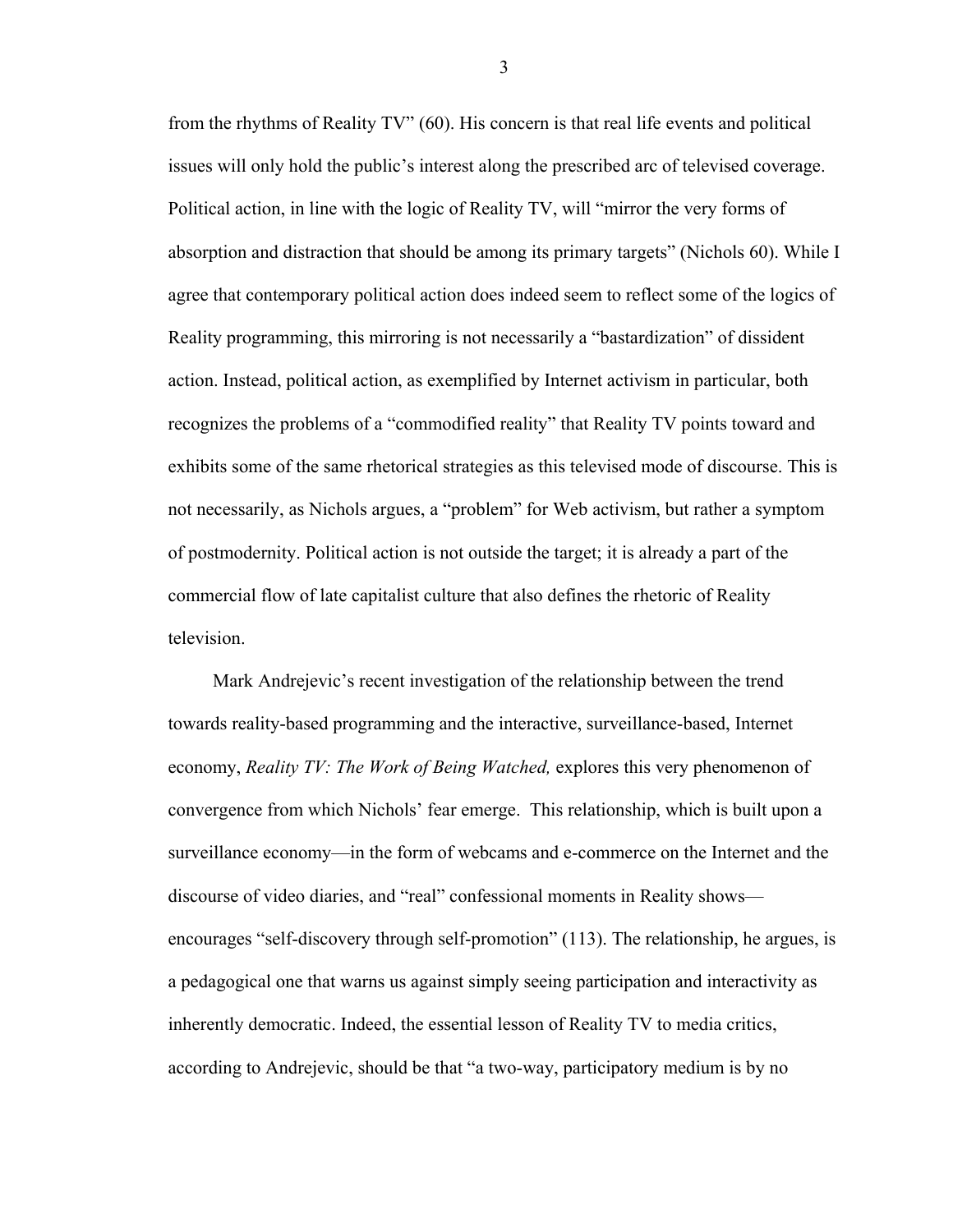from the rhythms of Reality TV" (60). His concern is that real life events and political issues will only hold the public's interest along the prescribed arc of televised coverage. Political action, in line with the logic of Reality TV, will "mirror the very forms of absorption and distraction that should be among its primary targets" (Nichols 60). While I agree that contemporary political action does indeed seem to reflect some of the logics of Reality programming, this mirroring is not necessarily a "bastardization" of dissident action. Instead, political action, as exemplified by Internet activism in particular, both recognizes the problems of a "commodified reality" that Reality TV points toward and exhibits some of the same rhetorical strategies as this televised mode of discourse. This is not necessarily, as Nichols argues, a "problem" for Web activism, but rather a symptom of postmodernity. Political action is not outside the target; it is already a part of the commercial flow of late capitalist culture that also defines the rhetoric of Reality television.

Mark Andrejevic's recent investigation of the relationship between the trend towards reality-based programming and the interactive, surveillance-based, Internet economy, *Reality TV: The Work of Being Watched,* explores this very phenomenon of convergence from which Nichols' fear emerge. This relationship, which is built upon a surveillance economy—in the form of webcams and e-commerce on the Internet and the discourse of video diaries, and "real" confessional moments in Reality shows—encourages "self-discovery through self-promotion" (113). The relationship, he argues, is a pedagogical one that warns us against simply seeing participation and interactivity as inherently democratic. Indeed, the essential lesson of Reality TV to media critics, according to Andrejevic, should be that "a two-way, participatory medium is by no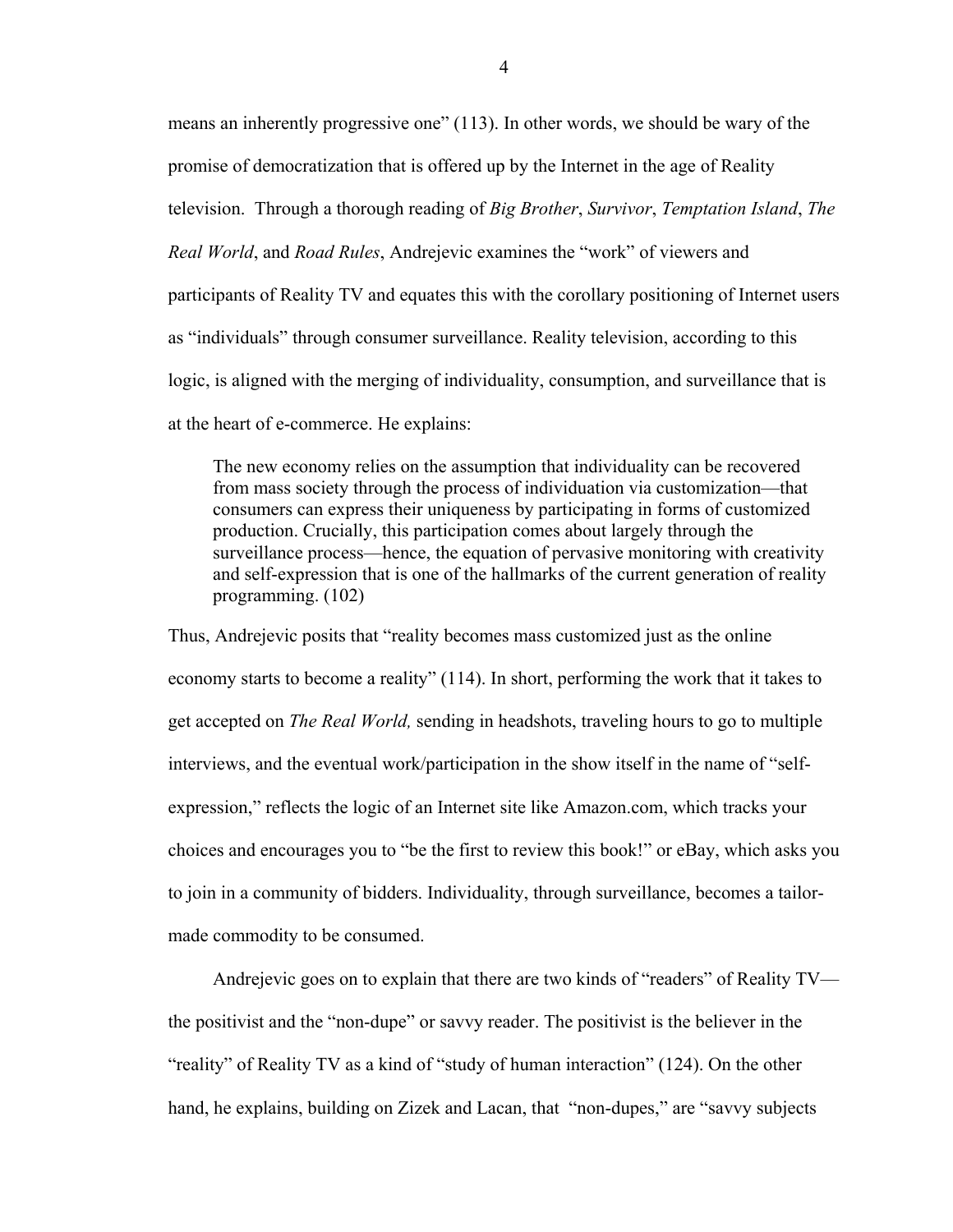means an inherently progressive one" (113). In other words, we should be wary of the promise of democratization that is offered up by the Internet in the age of Reality television. Through a thorough reading of *Big Brother*, *Survivor*, *Temptation Island*, *The Real World*, and *Road Rules*, Andrejevic examines the "work" of viewers and participants of Reality TV and equates this with the corollary positioning of Internet users as "individuals" through consumer surveillance. Reality television, according to this logic, is aligned with the merging of individuality, consumption, and surveillance that is at the heart of e-commerce. He explains:

> The new economy relies on the assumption that individuality can be recovered from mass society through the process of individuation via customization—that consumers can express their uniqueness by participating in forms of customized production. Crucially, this participation comes about largely through the surveillance process—hence, the equation of pervasive monitoring with creativity and self-expression that is one of the hallmarks of the current generation of reality programming. (102)

Thus, Andrejevic posits that "reality becomes mass customized just as the online economy starts to become a reality" (114). In short, performing the work that it takes to get accepted on *The Real World,* sending in headshots, traveling hours to go to multiple interviews, and the eventual work/participation in the show itself in the name of "self-expression," reflects the logic of an Internet site like Amazon.com, which tracks your choices and encourages you to "be the first to review this book!" or eBay, which asks you to join in a community of bidders. Individuality, through surveillance, becomes a tailor-made commodity to be consumed.

Andrejevic goes on to explain that there are two kinds of "readers" of Reality TV—the positivist and the "non-dupe" or savvy reader. The positivist is the believer in the "reality" of Reality TV as a kind of "study of human interaction" (124). On the other hand, he explains, building on Zizek and Lacan, that "non-dupes," are "savvy subjects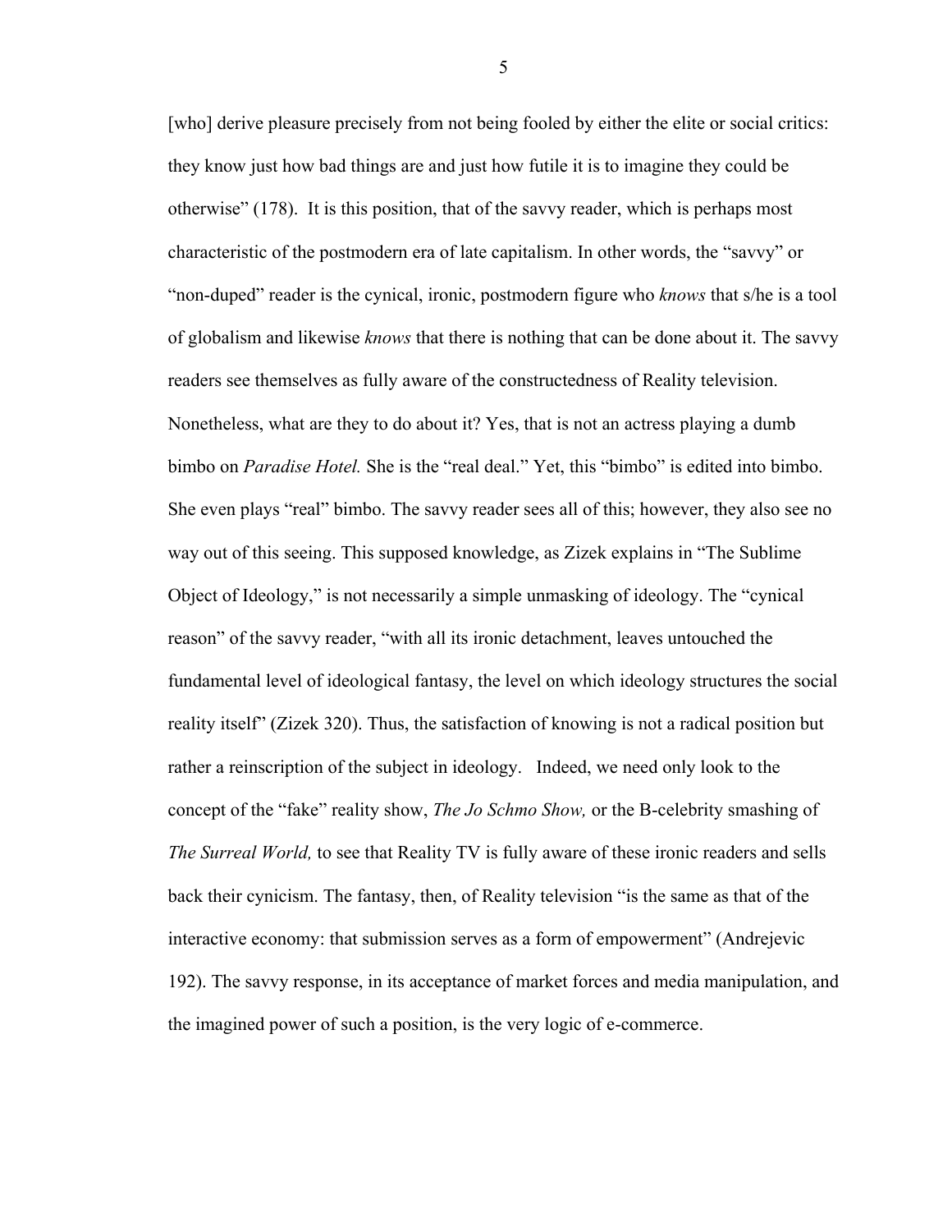[who] derive pleasure precisely from not being fooled by either the elite or social critics: they know just how bad things are and just how futile it is to imagine they could be otherwise" (178). It is this position, that of the savvy reader, which is perhaps most characteristic of the postmodern era of late capitalism. In other words, the "savvy" or "non-duped" reader is the cynical, ironic, postmodern figure who *knows* that s/he is a tool of globalism and likewise *knows* that there is nothing that can be done about it. The savvy readers see themselves as fully aware of the constructedness of Reality television. Nonetheless, what are they to do about it? Yes, that is not an actress playing a dumb bimbo on *Paradise Hotel.* She is the "real deal." Yet, this "bimbo" is edited into bimbo. She even plays "real" bimbo. The savvy reader sees all of this; however, they also see no way out of this seeing. This supposed knowledge, as Zizek explains in "The Sublime Object of Ideology," is not necessarily a simple unmasking of ideology. The "cynical reason" of the savvy reader, "with all its ironic detachment, leaves untouched the fundamental level of ideological fantasy, the level on which ideology structures the social reality itself" (Zizek 320). Thus, the satisfaction of knowing is not a radical position but rather a reinscription of the subject in ideology. Indeed, we need only look to the concept of the "fake" reality show, *The Jo Schmo Show,* or the B-celebrity smashing of *The Surreal World,* to see that Reality TV is fully aware of these ironic readers and sells back their cynicism. The fantasy, then, of Reality television "is the same as that of the interactive economy: that submission serves as a form of empowerment" (Andrejevic 192). The savvy response, in its acceptance of market forces and media manipulation, and the imagined power of such a position, is the very logic of e-commerce.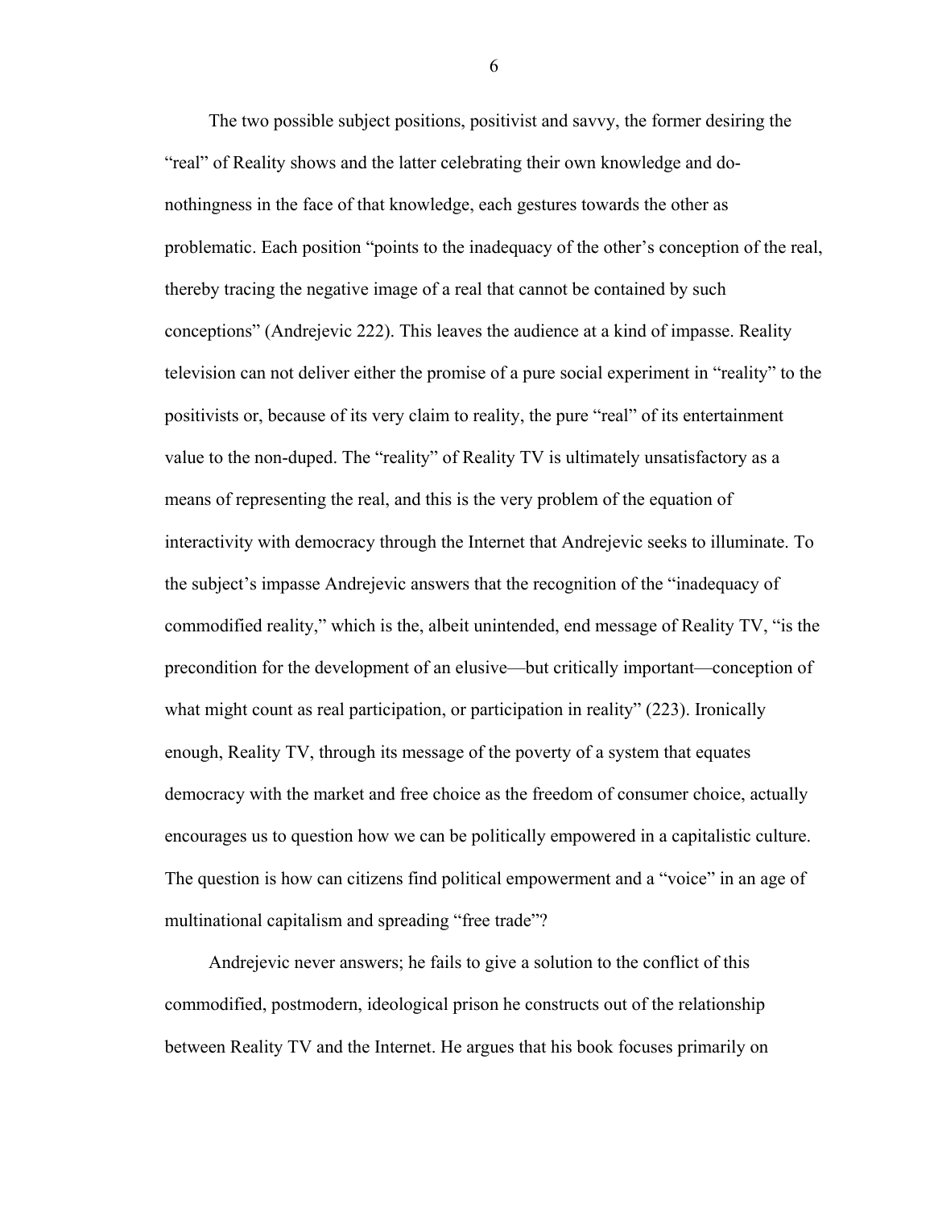The two possible subject positions, positivist and savvy, the former desiring the "real" of Reality shows and the latter celebrating their own knowledge and do-nothingness in the face of that knowledge, each gestures towards the other as problematic. Each position "points to the inadequacy of the other's conception of the real, thereby tracing the negative image of a real that cannot be contained by such conceptions" (Andrejevic 222). This leaves the audience at a kind of impasse. Reality television can not deliver either the promise of a pure social experiment in "reality" to the positivists or, because of its very claim to reality, the pure "real" of its entertainment value to the non-duped. The "reality" of Reality TV is ultimately unsatisfactory as a means of representing the real, and this is the very problem of the equation of interactivity with democracy through the Internet that Andrejevic seeks to illuminate. To the subject's impasse Andrejevic answers that the recognition of the "inadequacy of commodified reality," which is the, albeit unintended, end message of Reality TV, "is the precondition for the development of an elusive—but critically important—conception of what might count as real participation, or participation in reality" (223). Ironically enough, Reality TV, through its message of the poverty of a system that equates democracy with the market and free choice as the freedom of consumer choice, actually encourages us to question how we can be politically empowered in a capitalistic culture. The question is how can citizens find political empowerment and a "voice" in an age of multinational capitalism and spreading "free trade"?

Andrejevic never answers; he fails to give a solution to the conflict of this commodified, postmodern, ideological prison he constructs out of the relationship between Reality TV and the Internet. He argues that his book focuses primarily on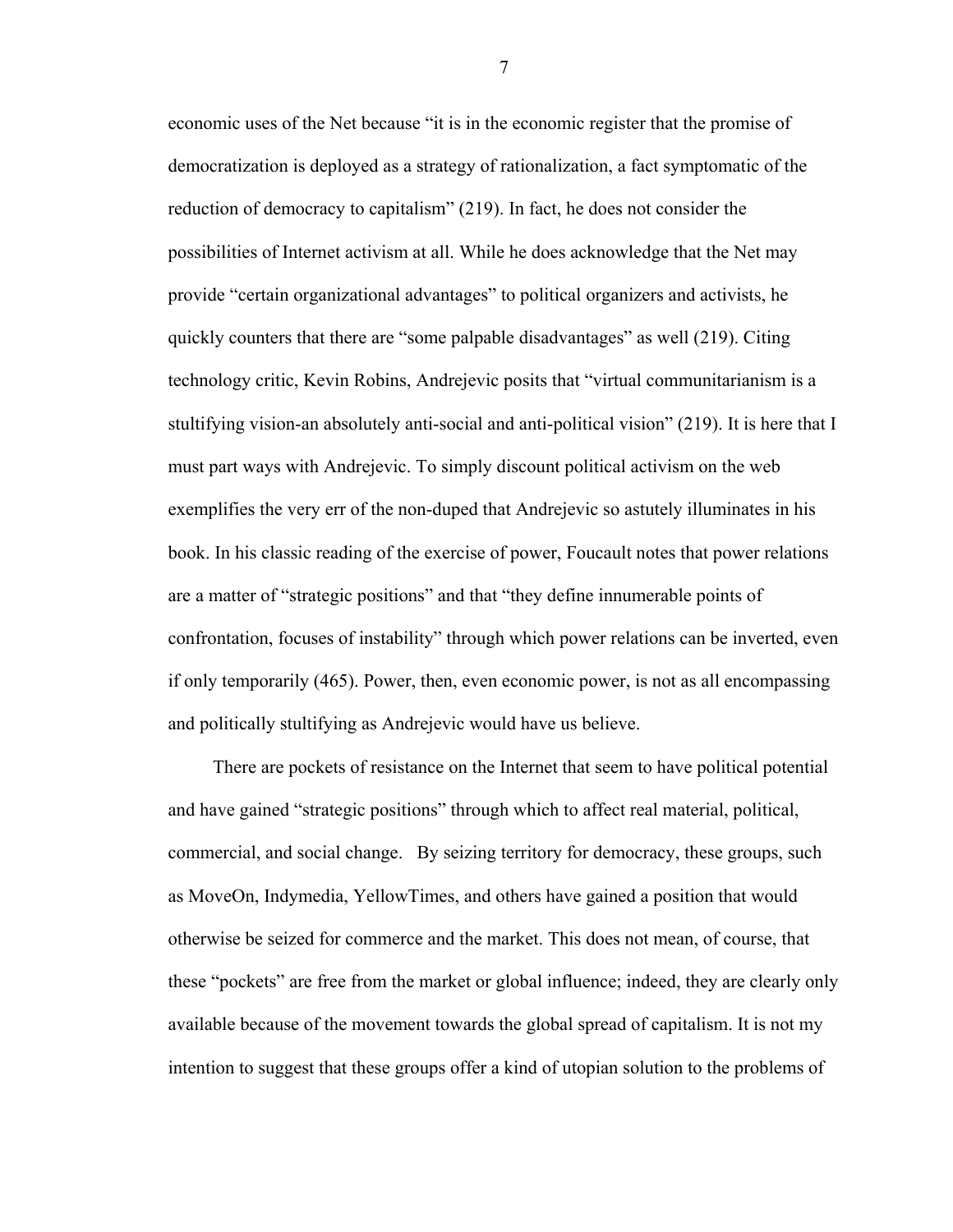economic uses of the Net because "it is in the economic register that the promise of democratization is deployed as a strategy of rationalization, a fact symptomatic of the reduction of democracy to capitalism" (219). In fact, he does not consider the possibilities of Internet activism at all. While he does acknowledge that the Net may provide "certain organizational advantages" to political organizers and activists, he quickly counters that there are "some palpable disadvantages" as well (219). Citing technology critic, Kevin Robins, Andrejevic posits that "virtual communitarianism is a stultifying vision-an absolutely anti-social and anti-political vision" (219). It is here that I must part ways with Andrejevic. To simply discount political activism on the web exemplifies the very err of the non-duped that Andrejevic so astutely illuminates in his book. In his classic reading of the exercise of power, Foucault notes that power relations are a matter of "strategic positions" and that "they define innumerable points of confrontation, focuses of instability" through which power relations can be inverted, even if only temporarily (465). Power, then, even economic power, is not as all encompassing and politically stultifying as Andrejevic would have us believe.

There are pockets of resistance on the Internet that seem to have political potential and have gained "strategic positions" through which to affect real material, political, commercial, and social change. By seizing territory for democracy, these groups, such as MoveOn, Indymedia, YellowTimes, and others have gained a position that would otherwise be seized for commerce and the market. This does not mean, of course, that these "pockets" are free from the market or global influence; indeed, they are clearly only available because of the movement towards the global spread of capitalism. It is not my intention to suggest that these groups offer a kind of utopian solution to the problems of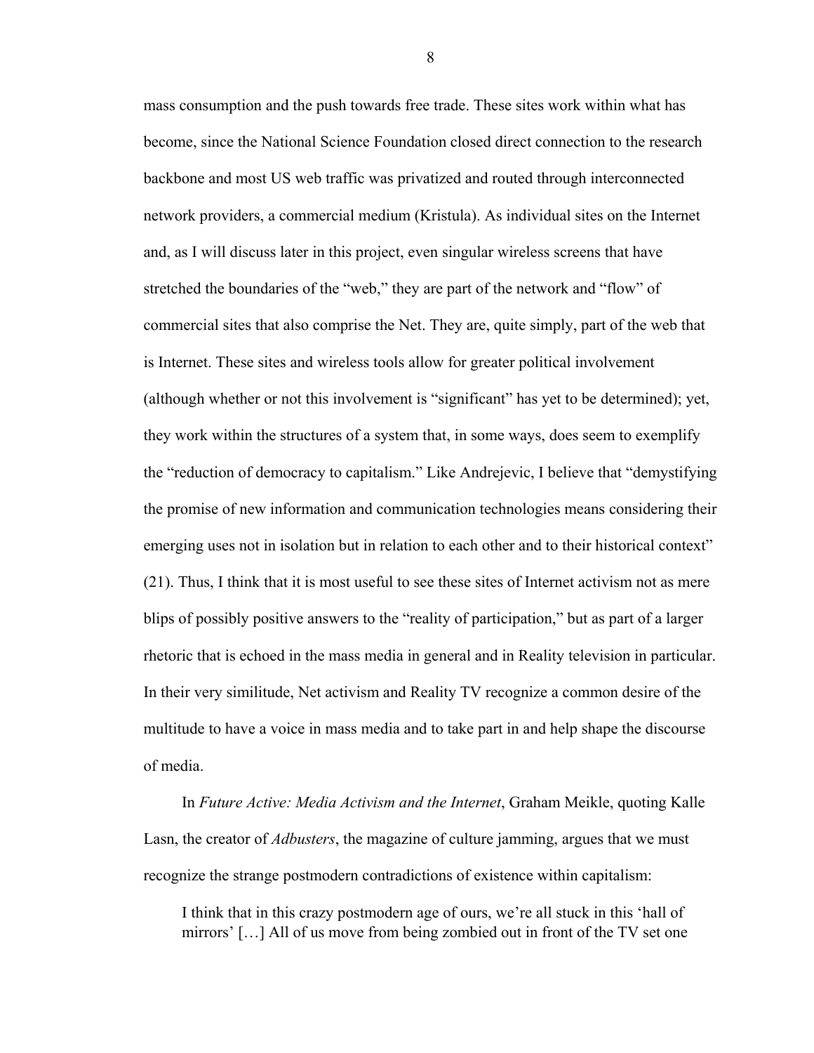mass consumption and the push towards free trade. These sites work within what has become, since the National Science Foundation closed direct connection to the research backbone and most US web traffic was privatized and routed through interconnected network providers, a commercial medium (Kristula). As individual sites on the Internet and, as I will discuss later in this project, even singular wireless screens that have stretched the boundaries of the "web," they are part of the network and "flow" of commercial sites that also comprise the Net. They are, quite simply, part of the web that is Internet. These sites and wireless tools allow for greater political involvement (although whether or not this involvement is "significant" has yet to be determined); yet, they work within the structures of a system that, in some ways, does seem to exemplify the "reduction of democracy to capitalism." Like Andrejevic, I believe that "demystifying the promise of new information and communication technologies means considering their emerging uses not in isolation but in relation to each other and to their historical context" (21). Thus, I think that it is most useful to see these sites of Internet activism not as mere blips of possibly positive answers to the "reality of participation," but as part of a larger rhetoric that is echoed in the mass media in general and in Reality television in particular. In their very similitude, Net activism and Reality TV recognize a common desire of the multitude to have a voice in mass media and to take part in and help shape the discourse of media.

In *Future Active: Media Activism and the Internet*, Graham Meikle, quoting Kalle Lasn, the creator of *Adbusters*, the magazine of culture jamming, argues that we must recognize the strange postmodern contradictions of existence within capitalism:

> I think that in this crazy postmodern age of ours, we're all stuck in this 'hall of mirrors' […] All of us move from being zombied out in front of the TV set one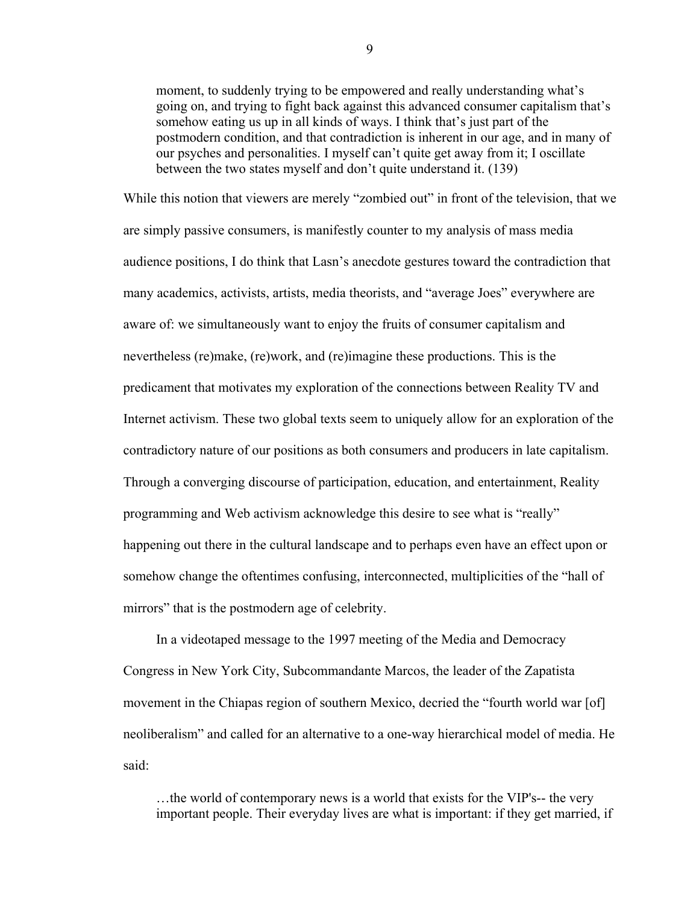> moment, to suddenly trying to be empowered and really understanding what's going on, and trying to fight back against this advanced consumer capitalism that's somehow eating us up in all kinds of ways. I think that's just part of the postmodern condition, and that contradiction is inherent in our age, and in many of our psyches and personalities. I myself can't quite get away from it; I oscillate between the two states myself and don't quite understand it. (139)

While this notion that viewers are merely "zombied out" in front of the television, that we are simply passive consumers, is manifestly counter to my analysis of mass media audience positions, I do think that Lasn's anecdote gestures toward the contradiction that many academics, activists, artists, media theorists, and "average Joes" everywhere are aware of: we simultaneously want to enjoy the fruits of consumer capitalism and nevertheless (re)make, (re)work, and (re)imagine these productions. This is the predicament that motivates my exploration of the connections between Reality TV and Internet activism. These two global texts seem to uniquely allow for an exploration of the contradictory nature of our positions as both consumers and producers in late capitalism. Through a converging discourse of participation, education, and entertainment, Reality programming and Web activism acknowledge this desire to see what is "really" happening out there in the cultural landscape and to perhaps even have an effect upon or somehow change the oftentimes confusing, interconnected, multiplicities of the "hall of mirrors" that is the postmodern age of celebrity.

In a videotaped message to the 1997 meeting of the Media and Democracy Congress in New York City, Subcommandante Marcos, the leader of the Zapatista movement in the Chiapas region of southern Mexico, decried the "fourth world war [of] neoliberalism" and called for an alternative to a one-way hierarchical model of media. He said:

> …the world of contemporary news is a world that exists for the VIP's-- the very important people. Their everyday lives are what is important: if they get married, if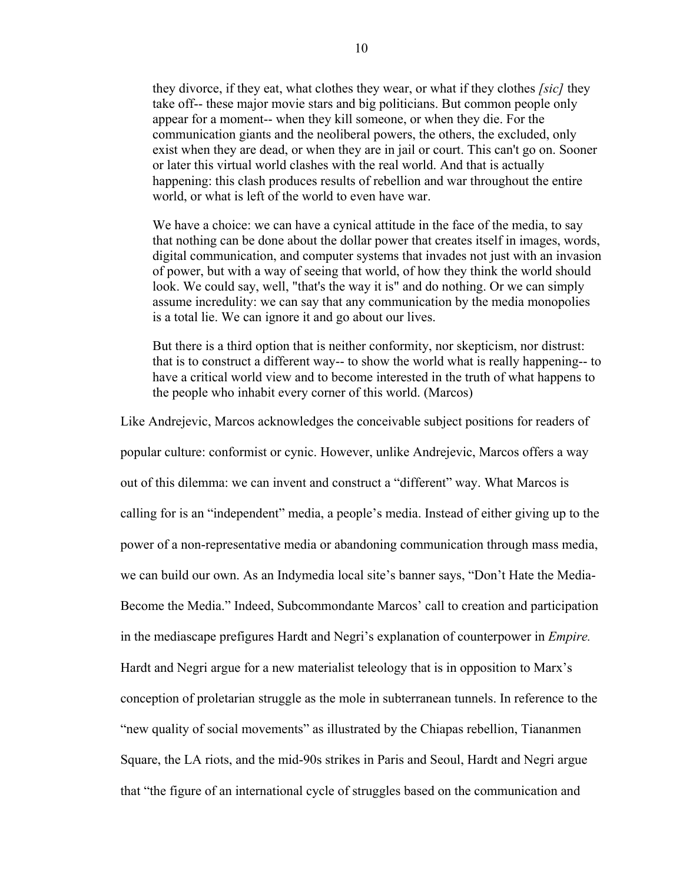> they divorce, if they eat, what clothes they wear, or what if they clothes *[sic]* they take off-- these major movie stars and big politicians. But common people only appear for a moment-- when they kill someone, or when they die. For the communication giants and the neoliberal powers, the others, the excluded, only exist when they are dead, or when they are in jail or court. This can't go on. Sooner or later this virtual world clashes with the real world. And that is actually happening: this clash produces results of rebellion and war throughout the entire world, or what is left of the world to even have war.
>
> We have a choice: we can have a cynical attitude in the face of the media, to say that nothing can be done about the dollar power that creates itself in images, words, digital communication, and computer systems that invades not just with an invasion of power, but with a way of seeing that world, of how they think the world should look. We could say, well, "that's the way it is" and do nothing. Or we can simply assume incredulity: we can say that any communication by the media monopolies is a total lie. We can ignore it and go about our lives.
>
> But there is a third option that is neither conformity, nor skepticism, nor distrust: that is to construct a different way-- to show the world what is really happening-- to have a critical world view and to become interested in the truth of what happens to the people who inhabit every corner of this world. (Marcos)

Like Andrejevic, Marcos acknowledges the conceivable subject positions for readers of popular culture: conformist or cynic. However, unlike Andrejevic, Marcos offers a way out of this dilemma: we can invent and construct a "different" way. What Marcos is calling for is an "independent" media, a people's media. Instead of either giving up to the power of a non-representative media or abandoning communication through mass media, we can build our own. As an Indymedia local site's banner says, "Don't Hate the Media-Become the Media." Indeed, Subcommondante Marcos' call to creation and participation in the mediascape prefigures Hardt and Negri's explanation of counterpower in *Empire.* Hardt and Negri argue for a new materialist teleology that is in opposition to Marx's conception of proletarian struggle as the mole in subterranean tunnels. In reference to the "new quality of social movements" as illustrated by the Chiapas rebellion, Tiananmen Square, the LA riots, and the mid-90s strikes in Paris and Seoul, Hardt and Negri argue that "the figure of an international cycle of struggles based on the communication and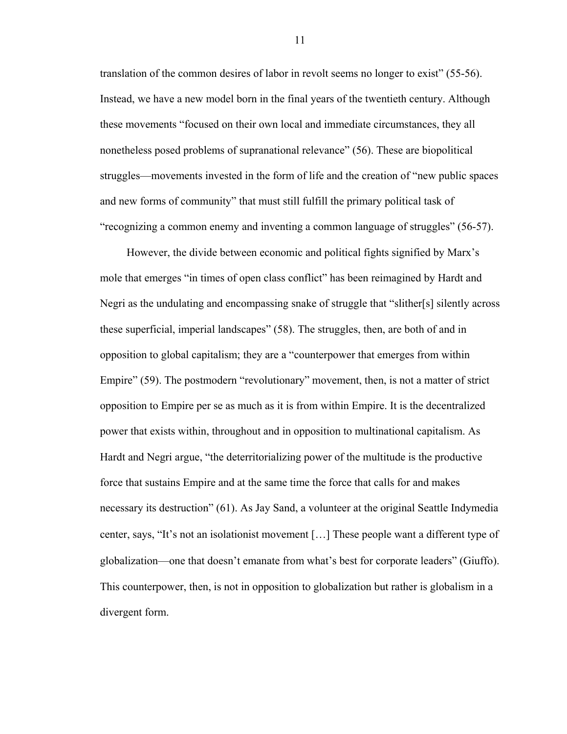translation of the common desires of labor in revolt seems no longer to exist" (55-56). Instead, we have a new model born in the final years of the twentieth century. Although these movements "focused on their own local and immediate circumstances, they all nonetheless posed problems of supranational relevance" (56). These are biopolitical struggles—movements invested in the form of life and the creation of "new public spaces and new forms of community" that must still fulfill the primary political task of "recognizing a common enemy and inventing a common language of struggles" (56-57).

However, the divide between economic and political fights signified by Marx's mole that emerges "in times of open class conflict" has been reimagined by Hardt and Negri as the undulating and encompassing snake of struggle that "slither[s] silently across these superficial, imperial landscapes" (58). The struggles, then, are both of and in opposition to global capitalism; they are a "counterpower that emerges from within Empire" (59). The postmodern "revolutionary" movement, then, is not a matter of strict opposition to Empire per se as much as it is from within Empire. It is the decentralized power that exists within, throughout and in opposition to multinational capitalism. As Hardt and Negri argue, "the deterritorializing power of the multitude is the productive force that sustains Empire and at the same time the force that calls for and makes necessary its destruction" (61). As Jay Sand, a volunteer at the original Seattle Indymedia center, says, "It's not an isolationist movement […] These people want a different type of globalization—one that doesn't emanate from what's best for corporate leaders" (Giuffo). This counterpower, then, is not in opposition to globalization but rather is globalism in a divergent form.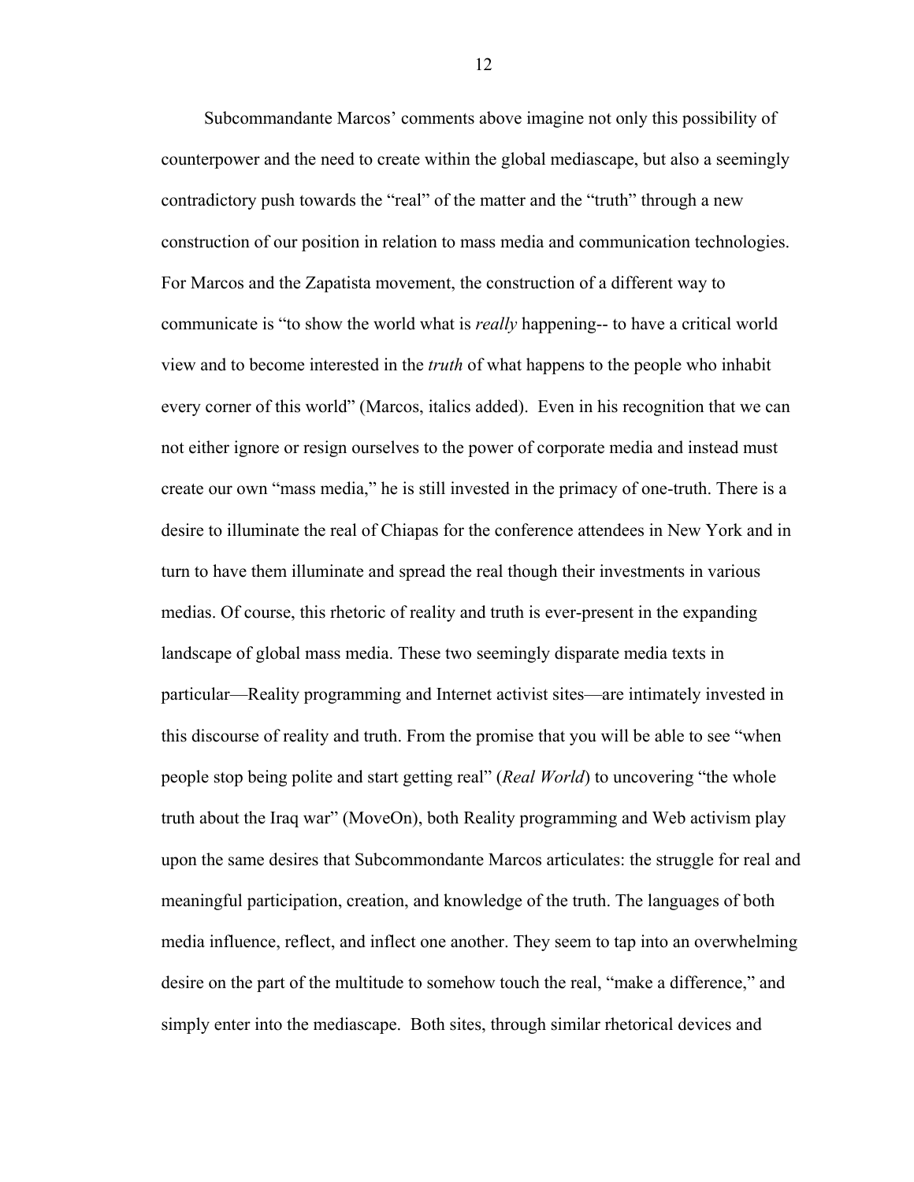Subcommandante Marcos' comments above imagine not only this possibility of counterpower and the need to create within the global mediascape, but also a seemingly contradictory push towards the "real" of the matter and the "truth" through a new construction of our position in relation to mass media and communication technologies. For Marcos and the Zapatista movement, the construction of a different way to communicate is "to show the world what is *really* happening-- to have a critical world view and to become interested in the *truth* of what happens to the people who inhabit every corner of this world" (Marcos, italics added). Even in his recognition that we can not either ignore or resign ourselves to the power of corporate media and instead must create our own "mass media," he is still invested in the primacy of one-truth. There is a desire to illuminate the real of Chiapas for the conference attendees in New York and in turn to have them illuminate and spread the real though their investments in various medias. Of course, this rhetoric of reality and truth is ever-present in the expanding landscape of global mass media. These two seemingly disparate media texts in particular—Reality programming and Internet activist sites—are intimately invested in this discourse of reality and truth. From the promise that you will be able to see "when people stop being polite and start getting real" (*Real World*) to uncovering "the whole truth about the Iraq war" (MoveOn), both Reality programming and Web activism play upon the same desires that Subcommondante Marcos articulates: the struggle for real and meaningful participation, creation, and knowledge of the truth. The languages of both media influence, reflect, and inflect one another. They seem to tap into an overwhelming desire on the part of the multitude to somehow touch the real, "make a difference," and simply enter into the mediascape. Both sites, through similar rhetorical devices and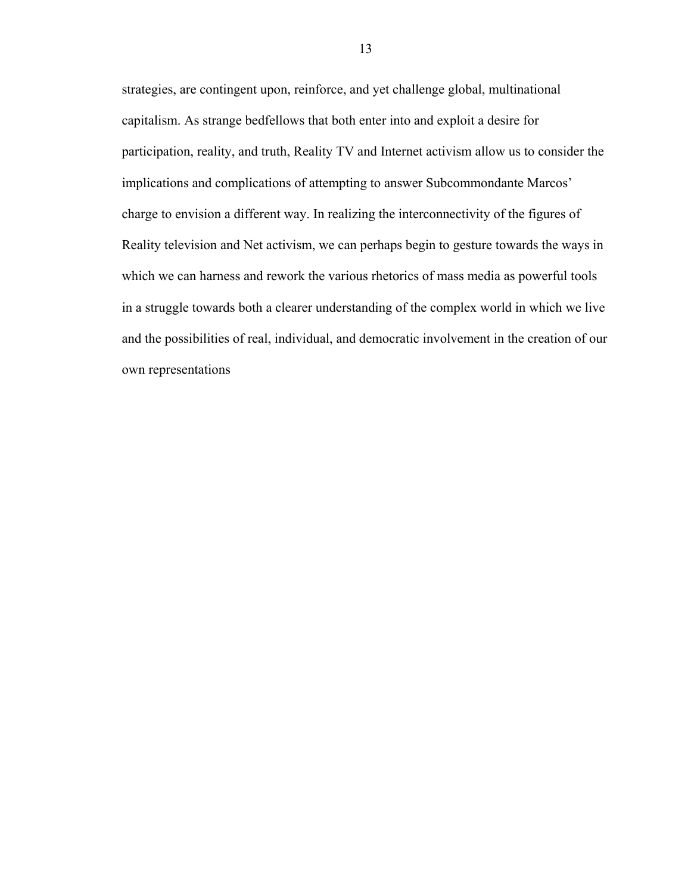strategies, are contingent upon, reinforce, and yet challenge global, multinational capitalism. As strange bedfellows that both enter into and exploit a desire for participation, reality, and truth, Reality TV and Internet activism allow us to consider the implications and complications of attempting to answer Subcommondante Marcos' charge to envision a different way. In realizing the interconnectivity of the figures of Reality television and Net activism, we can perhaps begin to gesture towards the ways in which we can harness and rework the various rhetorics of mass media as powerful tools in a struggle towards both a clearer understanding of the complex world in which we live and the possibilities of real, individual, and democratic involvement in the creation of our own representations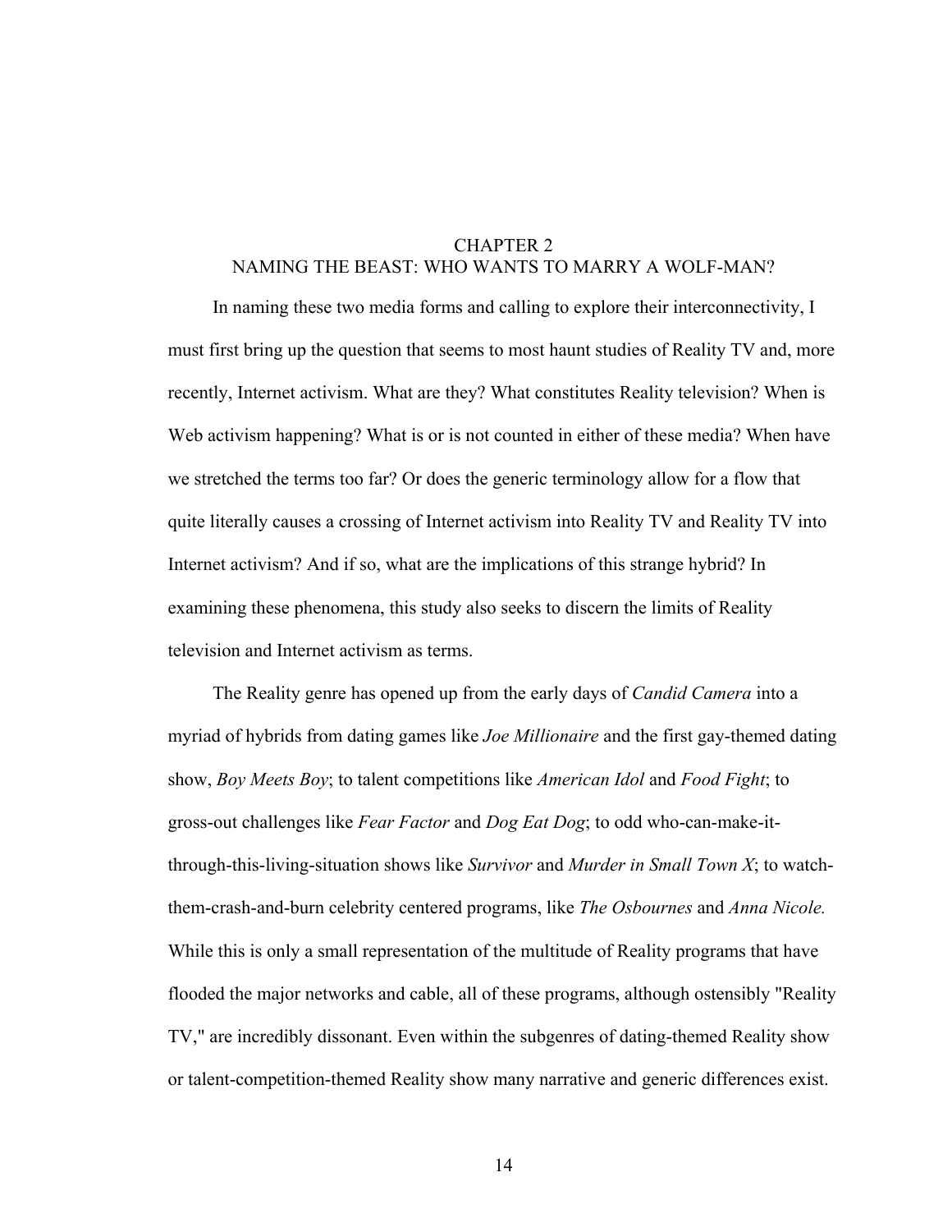# CHAPTER 2
## NAMING THE BEAST: WHO WANTS TO MARRY A WOLF-MAN?

In naming these two media forms and calling to explore their interconnectivity, I must first bring up the question that seems to most haunt studies of Reality TV and, more recently, Internet activism. What are they? What constitutes Reality television? When is Web activism happening? What is or is not counted in either of these media? When have we stretched the terms too far? Or does the generic terminology allow for a flow that quite literally causes a crossing of Internet activism into Reality TV and Reality TV into Internet activism? And if so, what are the implications of this strange hybrid? In examining these phenomena, this study also seeks to discern the limits of Reality television and Internet activism as terms.

The Reality genre has opened up from the early days of *Candid Camera* into a myriad of hybrids from dating games like *Joe Millionaire* and the first gay-themed dating show, *Boy Meets Boy*; to talent competitions like *American Idol* and *Food Fight*; to gross-out challenges like *Fear Factor* and *Dog Eat Dog*; to odd who-can-make-it-through-this-living-situation shows like *Survivor* and *Murder in Small Town X*; to watch-them-crash-and-burn celebrity centered programs, like *The Osbournes* and *Anna Nicole.* While this is only a small representation of the multitude of Reality programs that have flooded the major networks and cable, all of these programs, although ostensibly "Reality TV," are incredibly dissonant. Even within the subgenres of dating-themed Reality show or talent-competition-themed Reality show many narrative and generic differences exist.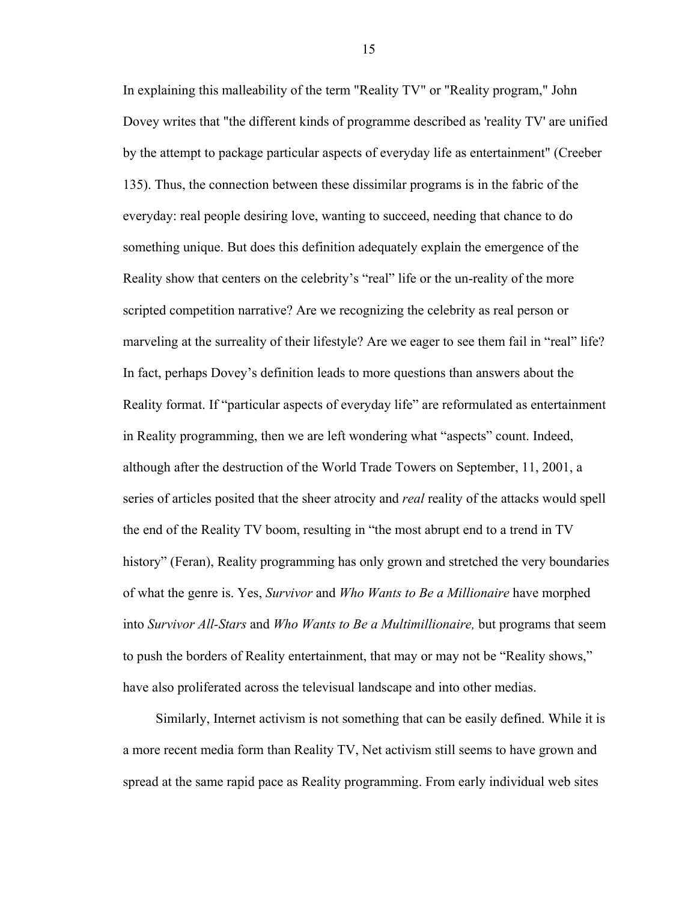In explaining this malleability of the term "Reality TV" or "Reality program," John Dovey writes that "the different kinds of programme described as 'reality TV' are unified by the attempt to package particular aspects of everyday life as entertainment" (Creeber 135). Thus, the connection between these dissimilar programs is in the fabric of the everyday: real people desiring love, wanting to succeed, needing that chance to do something unique. But does this definition adequately explain the emergence of the Reality show that centers on the celebrity's "real" life or the un-reality of the more scripted competition narrative? Are we recognizing the celebrity as real person or marveling at the surreality of their lifestyle? Are we eager to see them fail in "real" life? In fact, perhaps Dovey's definition leads to more questions than answers about the Reality format. If "particular aspects of everyday life" are reformulated as entertainment in Reality programming, then we are left wondering what "aspects" count. Indeed, although after the destruction of the World Trade Towers on September, 11, 2001, a series of articles posited that the sheer atrocity and *real* reality of the attacks would spell the end of the Reality TV boom, resulting in "the most abrupt end to a trend in TV history" (Feran), Reality programming has only grown and stretched the very boundaries of what the genre is. Yes, *Survivor* and *Who Wants to Be a Millionaire* have morphed into *Survivor All-Stars* and *Who Wants to Be a Multimillionaire,* but programs that seem to push the borders of Reality entertainment, that may or may not be "Reality shows," have also proliferated across the televisual landscape and into other medias.

Similarly, Internet activism is not something that can be easily defined. While it is a more recent media form than Reality TV, Net activism still seems to have grown and spread at the same rapid pace as Reality programming. From early individual web sites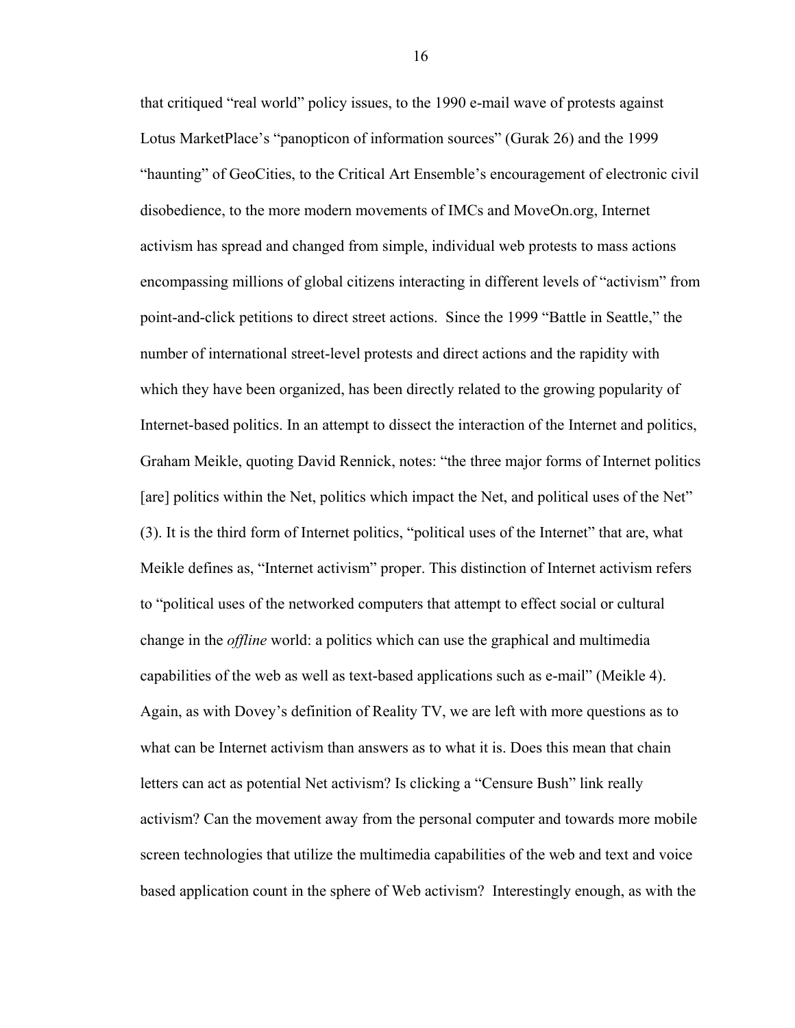that critiqued "real world" policy issues, to the 1990 e-mail wave of protests against Lotus MarketPlace's "panopticon of information sources" (Gurak 26) and the 1999 "haunting" of GeoCities, to the Critical Art Ensemble's encouragement of electronic civil disobedience, to the more modern movements of IMCs and MoveOn.org, Internet activism has spread and changed from simple, individual web protests to mass actions encompassing millions of global citizens interacting in different levels of "activism" from point-and-click petitions to direct street actions.  Since the 1999 "Battle in Seattle," the number of international street-level protests and direct actions and the rapidity with which they have been organized, has been directly related to the growing popularity of Internet-based politics. In an attempt to dissect the interaction of the Internet and politics, Graham Meikle, quoting David Rennick, notes: "the three major forms of Internet politics [are] politics within the Net, politics which impact the Net, and political uses of the Net" (3). It is the third form of Internet politics, "political uses of the Internet" that are, what Meikle defines as, "Internet activism" proper. This distinction of Internet activism refers to "political uses of the networked computers that attempt to effect social or cultural change in the *offline* world: a politics which can use the graphical and multimedia capabilities of the web as well as text-based applications such as e-mail" (Meikle 4). Again, as with Dovey's definition of Reality TV, we are left with more questions as to what can be Internet activism than answers as to what it is. Does this mean that chain letters can act as potential Net activism? Is clicking a "Censure Bush" link really activism? Can the movement away from the personal computer and towards more mobile screen technologies that utilize the multimedia capabilities of the web and text and voice based application count in the sphere of Web activism?  Interestingly enough, as with the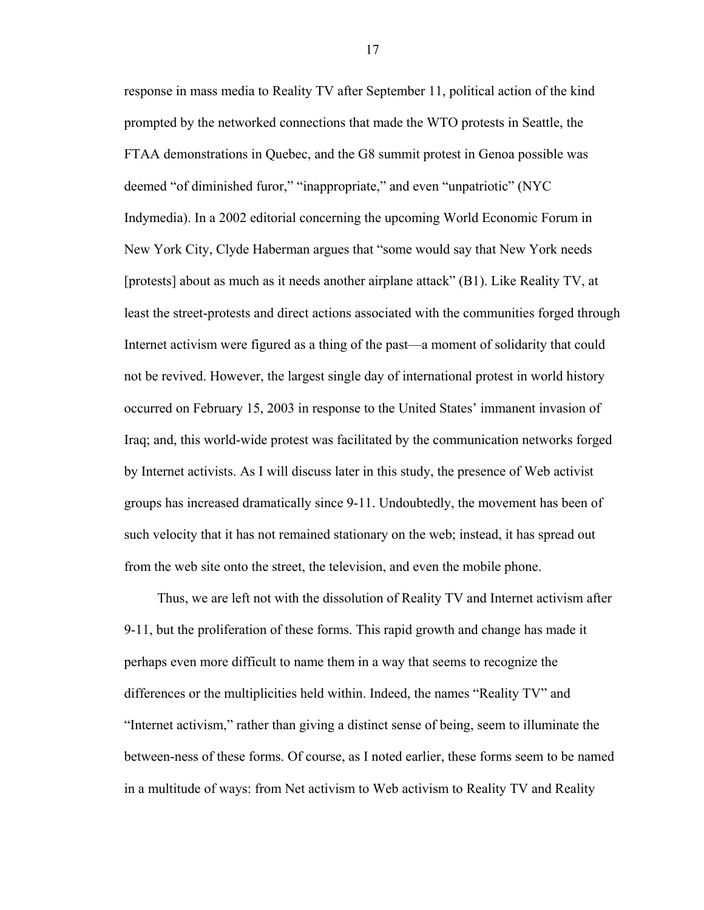response in mass media to Reality TV after September 11, political action of the kind prompted by the networked connections that made the WTO protests in Seattle, the FTAA demonstrations in Quebec, and the G8 summit protest in Genoa possible was deemed "of diminished furor," "inappropriate," and even "unpatriotic" (NYC Indymedia). In a 2002 editorial concerning the upcoming World Economic Forum in New York City, Clyde Haberman argues that "some would say that New York needs [protests] about as much as it needs another airplane attack" (B1). Like Reality TV, at least the street-protests and direct actions associated with the communities forged through Internet activism were figured as a thing of the past—a moment of solidarity that could not be revived. However, the largest single day of international protest in world history occurred on February 15, 2003 in response to the United States' immanent invasion of Iraq; and, this world-wide protest was facilitated by the communication networks forged by Internet activists. As I will discuss later in this study, the presence of Web activist groups has increased dramatically since 9-11. Undoubtedly, the movement has been of such velocity that it has not remained stationary on the web; instead, it has spread out from the web site onto the street, the television, and even the mobile phone.

Thus, we are left not with the dissolution of Reality TV and Internet activism after 9-11, but the proliferation of these forms. This rapid growth and change has made it perhaps even more difficult to name them in a way that seems to recognize the differences or the multiplicities held within. Indeed, the names "Reality TV" and "Internet activism," rather than giving a distinct sense of being, seem to illuminate the between-ness of these forms. Of course, as I noted earlier, these forms seem to be named in a multitude of ways: from Net activism to Web activism to Reality TV and Reality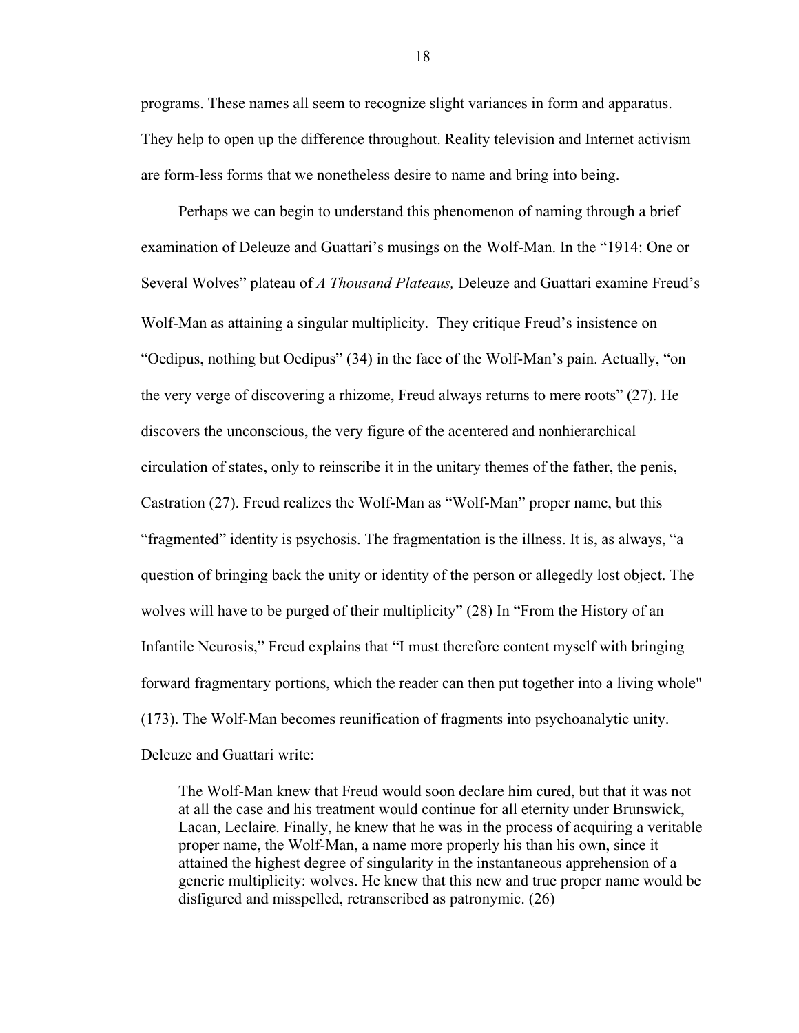programs. These names all seem to recognize slight variances in form and apparatus. They help to open up the difference throughout. Reality television and Internet activism are form-less forms that we nonetheless desire to name and bring into being.

Perhaps we can begin to understand this phenomenon of naming through a brief examination of Deleuze and Guattari's musings on the Wolf-Man. In the "1914: One or Several Wolves" plateau of *A Thousand Plateaus,* Deleuze and Guattari examine Freud's Wolf-Man as attaining a singular multiplicity. They critique Freud's insistence on "Oedipus, nothing but Oedipus" (34) in the face of the Wolf-Man's pain. Actually, "on the very verge of discovering a rhizome, Freud always returns to mere roots" (27). He discovers the unconscious, the very figure of the acentered and nonhierarchical circulation of states, only to reinscribe it in the unitary themes of the father, the penis, Castration (27). Freud realizes the Wolf-Man as "Wolf-Man" proper name, but this "fragmented" identity is psychosis. The fragmentation is the illness. It is, as always, "a question of bringing back the unity or identity of the person or allegedly lost object. The wolves will have to be purged of their multiplicity" (28) In "From the History of an Infantile Neurosis," Freud explains that "I must therefore content myself with bringing forward fragmentary portions, which the reader can then put together into a living whole" (173). The Wolf-Man becomes reunification of fragments into psychoanalytic unity. Deleuze and Guattari write:

> The Wolf-Man knew that Freud would soon declare him cured, but that it was not at all the case and his treatment would continue for all eternity under Brunswick, Lacan, Leclaire. Finally, he knew that he was in the process of acquiring a veritable proper name, the Wolf-Man, a name more properly his than his own, since it attained the highest degree of singularity in the instantaneous apprehension of a generic multiplicity: wolves. He knew that this new and true proper name would be disfigured and misspelled, retranscribed as patronymic. (26)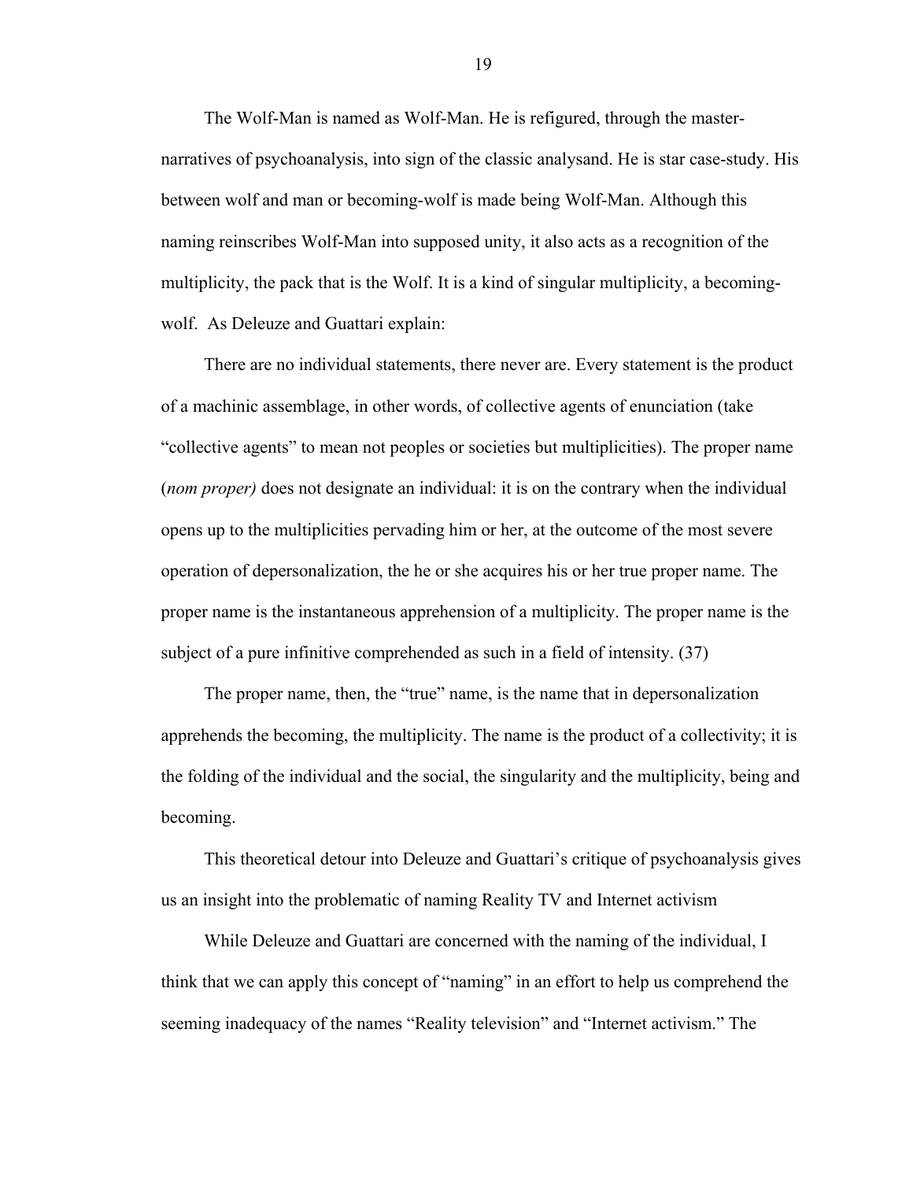The Wolf-Man is named as Wolf-Man. He is refigured, through the master-narratives of psychoanalysis, into sign of the classic analysand. He is star case-study. His between wolf and man or becoming-wolf is made being Wolf-Man. Although this naming reinscribes Wolf-Man into supposed unity, it also acts as a recognition of the multiplicity, the pack that is the Wolf. It is a kind of singular multiplicity, a becoming-wolf.  As Deleuze and Guattari explain:

> There are no individual statements, there never are. Every statement is the product of a machinic assemblage, in other words, of collective agents of enunciation (take "collective agents" to mean not peoples or societies but multiplicities). The proper name (*nom proper)* does not designate an individual: it is on the contrary when the individual opens up to the multiplicities pervading him or her, at the outcome of the most severe operation of depersonalization, the he or she acquires his or her true proper name. The proper name is the instantaneous apprehension of a multiplicity. The proper name is the subject of a pure infinitive comprehended as such in a field of intensity. (37)

The proper name, then, the "true" name, is the name that in depersonalization apprehends the becoming, the multiplicity. The name is the product of a collectivity; it is the folding of the individual and the social, the singularity and the multiplicity, being and becoming.

This theoretical detour into Deleuze and Guattari's critique of psychoanalysis gives us an insight into the problematic of naming Reality TV and Internet activism

While Deleuze and Guattari are concerned with the naming of the individual, I think that we can apply this concept of "naming" in an effort to help us comprehend the seeming inadequacy of the names "Reality television" and "Internet activism." The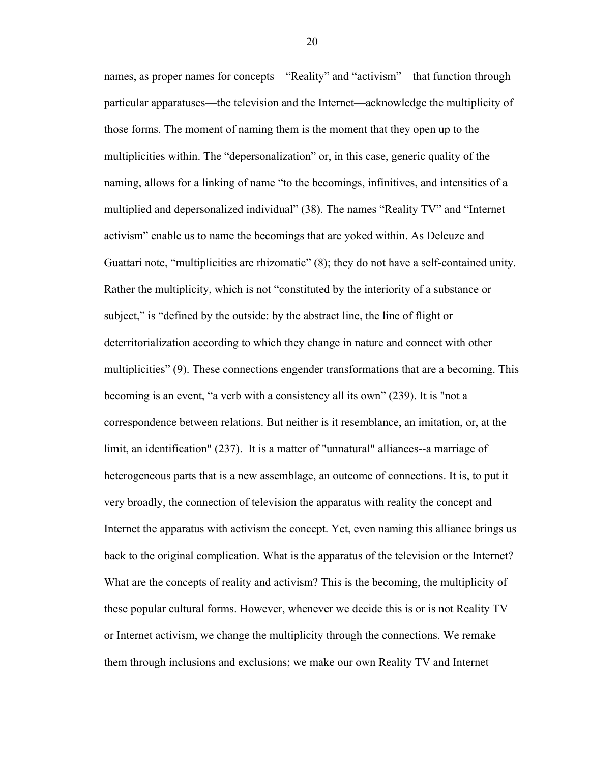names, as proper names for concepts—"Reality" and "activism"—that function through particular apparatuses—the television and the Internet—acknowledge the multiplicity of those forms. The moment of naming them is the moment that they open up to the multiplicities within. The "depersonalization" or, in this case, generic quality of the naming, allows for a linking of name "to the becomings, infinitives, and intensities of a multiplied and depersonalized individual" (38). The names "Reality TV" and "Internet activism" enable us to name the becomings that are yoked within. As Deleuze and Guattari note, "multiplicities are rhizomatic" (8); they do not have a self-contained unity. Rather the multiplicity, which is not "constituted by the interiority of a substance or subject," is "defined by the outside: by the abstract line, the line of flight or deterritorialization according to which they change in nature and connect with other multiplicities" (9). These connections engender transformations that are a becoming. This becoming is an event, "a verb with a consistency all its own" (239). It is "not a correspondence between relations. But neither is it resemblance, an imitation, or, at the limit, an identification" (237). It is a matter of "unnatural" alliances--a marriage of heterogeneous parts that is a new assemblage, an outcome of connections. It is, to put it very broadly, the connection of television the apparatus with reality the concept and Internet the apparatus with activism the concept. Yet, even naming this alliance brings us back to the original complication. What is the apparatus of the television or the Internet? What are the concepts of reality and activism? This is the becoming, the multiplicity of these popular cultural forms. However, whenever we decide this is or is not Reality TV or Internet activism, we change the multiplicity through the connections. We remake them through inclusions and exclusions; we make our own Reality TV and Internet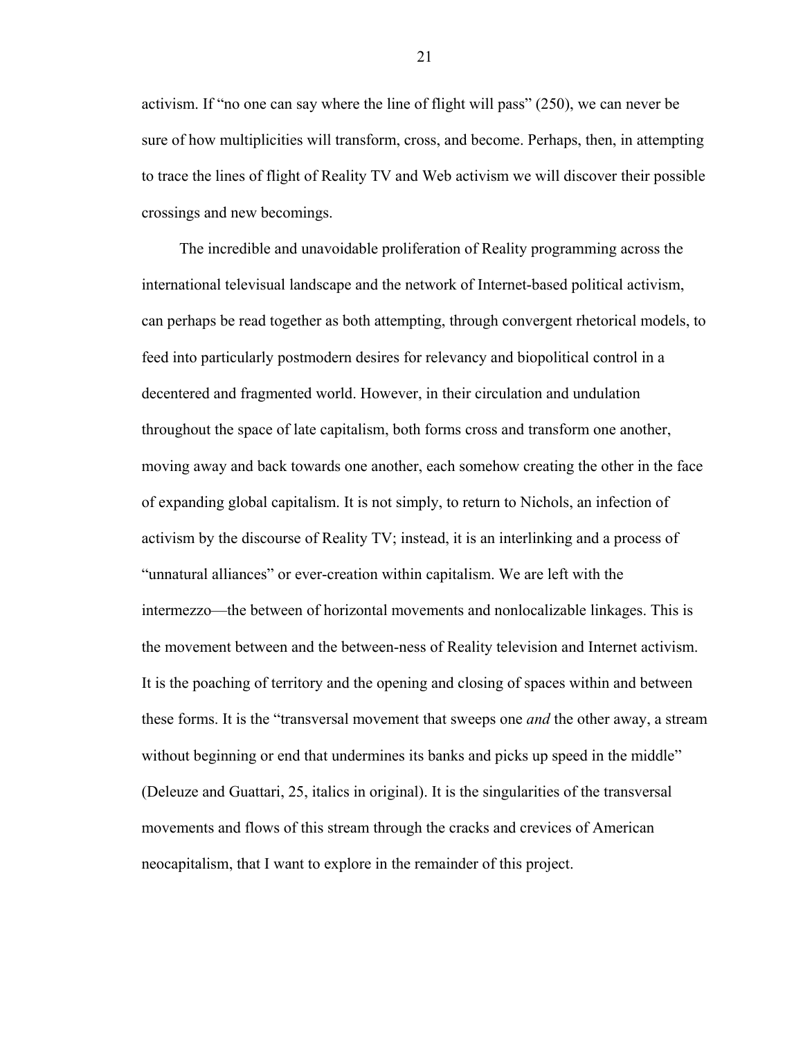activism. If "no one can say where the line of flight will pass" (250), we can never be sure of how multiplicities will transform, cross, and become. Perhaps, then, in attempting to trace the lines of flight of Reality TV and Web activism we will discover their possible crossings and new becomings.

The incredible and unavoidable proliferation of Reality programming across the international televisual landscape and the network of Internet-based political activism, can perhaps be read together as both attempting, through convergent rhetorical models, to feed into particularly postmodern desires for relevancy and biopolitical control in a decentered and fragmented world. However, in their circulation and undulation throughout the space of late capitalism, both forms cross and transform one another, moving away and back towards one another, each somehow creating the other in the face of expanding global capitalism. It is not simply, to return to Nichols, an infection of activism by the discourse of Reality TV; instead, it is an interlinking and a process of "unnatural alliances" or ever-creation within capitalism. We are left with the intermezzo—the between of horizontal movements and nonlocalizable linkages. This is the movement between and the between-ness of Reality television and Internet activism. It is the poaching of territory and the opening and closing of spaces within and between these forms. It is the "transversal movement that sweeps one *and* the other away, a stream without beginning or end that undermines its banks and picks up speed in the middle" (Deleuze and Guattari, 25, italics in original). It is the singularities of the transversal movements and flows of this stream through the cracks and crevices of American neocapitalism, that I want to explore in the remainder of this project.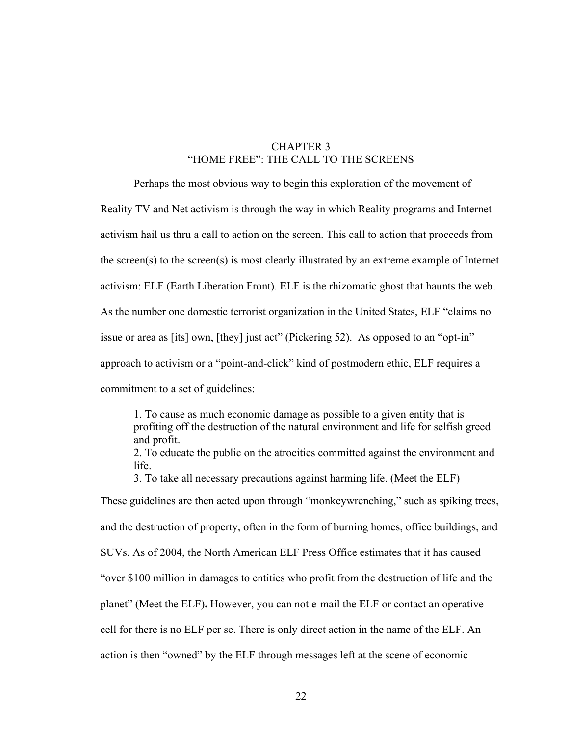# CHAPTER 3
# "HOME FREE": THE CALL TO THE SCREENS

Perhaps the most obvious way to begin this exploration of the movement of Reality TV and Net activism is through the way in which Reality programs and Internet activism hail us thru a call to action on the screen. This call to action that proceeds from the screen(s) to the screen(s) is most clearly illustrated by an extreme example of Internet activism: ELF (Earth Liberation Front). ELF is the rhizomatic ghost that haunts the web. As the number one domestic terrorist organization in the United States, ELF "claims no issue or area as [its] own, [they] just act" (Pickering 52). As opposed to an "opt-in" approach to activism or a "point-and-click" kind of postmodern ethic, ELF requires a commitment to a set of guidelines:

> 1. To cause as much economic damage as possible to a given entity that is profiting off the destruction of the natural environment and life for selfish greed and profit.
> 2. To educate the public on the atrocities committed against the environment and life.
> 3. To take all necessary precautions against harming life. (Meet the ELF)

These guidelines are then acted upon through "monkeywrenching," such as spiking trees, and the destruction of property, often in the form of burning homes, office buildings, and SUVs. As of 2004, the North American ELF Press Office estimates that it has caused "over $100 million in damages to entities who profit from the destruction of life and the planet" (Meet the ELF)**.** However, you can not e-mail the ELF or contact an operative cell for there is no ELF per se. There is only direct action in the name of the ELF. An action is then "owned" by the ELF through messages left at the scene of economic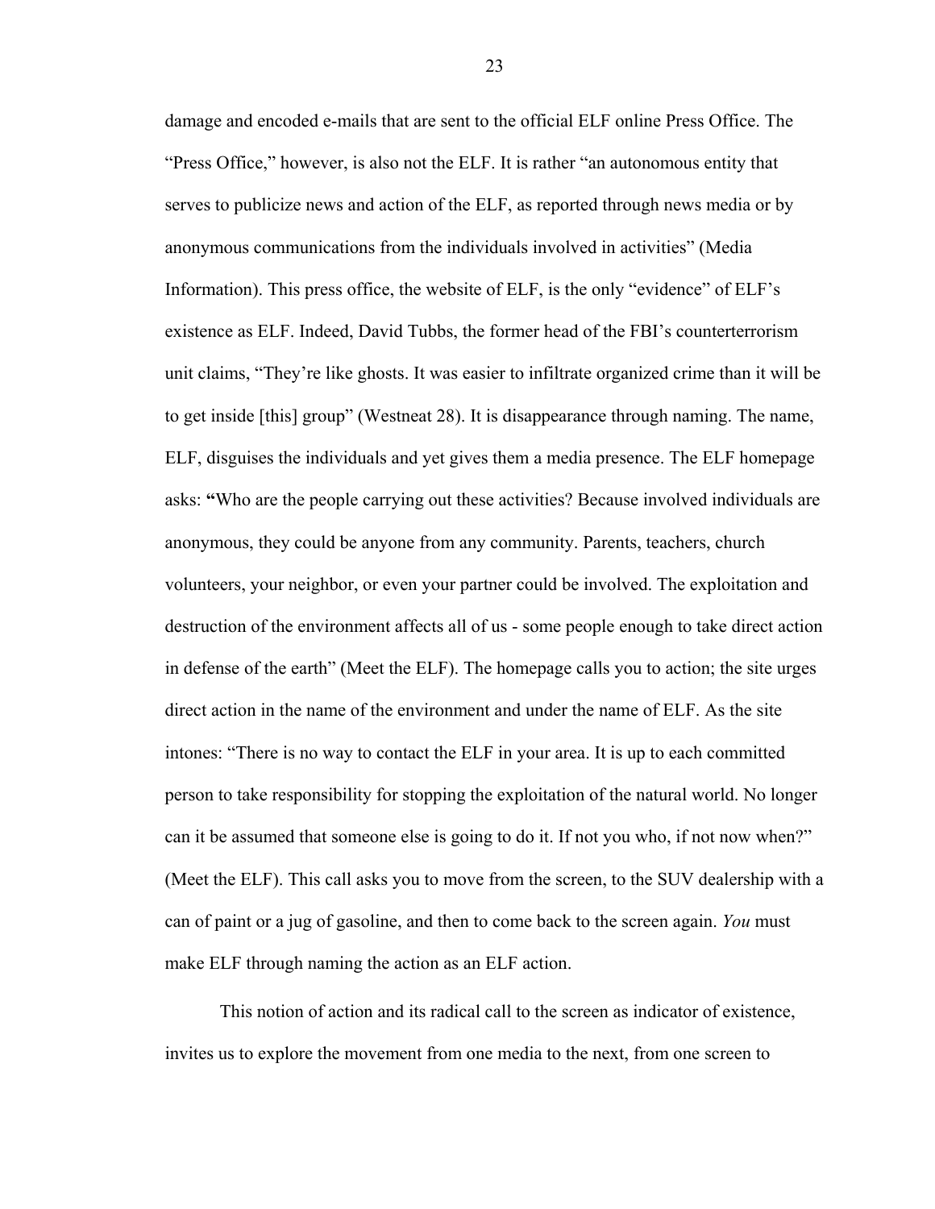damage and encoded e-mails that are sent to the official ELF online Press Office. The "Press Office," however, is also not the ELF. It is rather "an autonomous entity that serves to publicize news and action of the ELF, as reported through news media or by anonymous communications from the individuals involved in activities" (Media Information). This press office, the website of ELF, is the only "evidence" of ELF's existence as ELF. Indeed, David Tubbs, the former head of the FBI's counterterrorism unit claims, "They're like ghosts. It was easier to infiltrate organized crime than it will be to get inside [this] group" (Westneat 28). It is disappearance through naming. The name, ELF, disguises the individuals and yet gives them a media presence. The ELF homepage asks: **"**Who are the people carrying out these activities? Because involved individuals are anonymous, they could be anyone from any community. Parents, teachers, church volunteers, your neighbor, or even your partner could be involved. The exploitation and destruction of the environment affects all of us - some people enough to take direct action in defense of the earth" (Meet the ELF). The homepage calls you to action; the site urges direct action in the name of the environment and under the name of ELF. As the site intones: "There is no way to contact the ELF in your area. It is up to each committed person to take responsibility for stopping the exploitation of the natural world. No longer can it be assumed that someone else is going to do it. If not you who, if not now when?" (Meet the ELF). This call asks you to move from the screen, to the SUV dealership with a can of paint or a jug of gasoline, and then to come back to the screen again. *You* must make ELF through naming the action as an ELF action.

This notion of action and its radical call to the screen as indicator of existence, invites us to explore the movement from one media to the next, from one screen to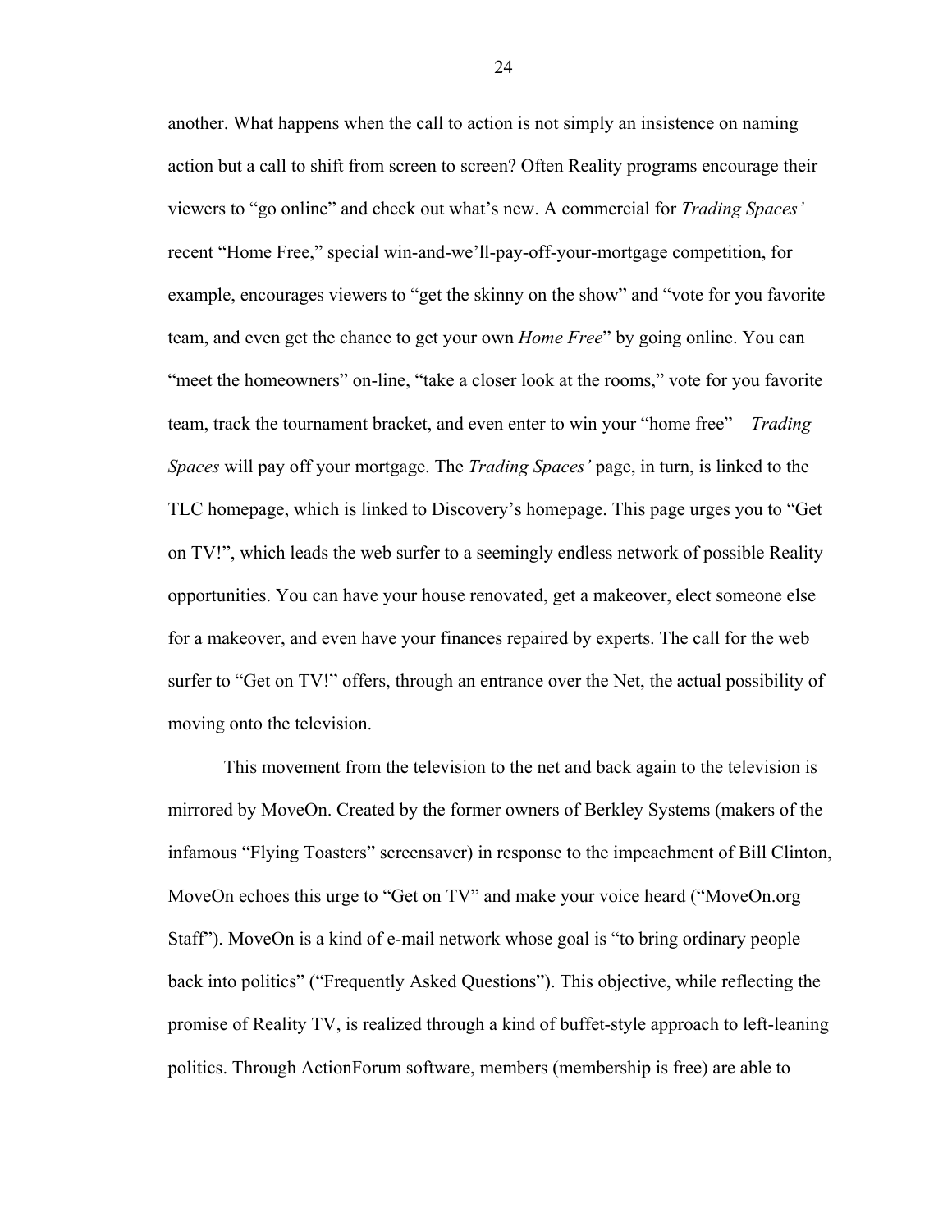another. What happens when the call to action is not simply an insistence on naming action but a call to shift from screen to screen? Often Reality programs encourage their viewers to "go online" and check out what's new. A commercial for *Trading Spaces'* recent "Home Free," special win-and-we'll-pay-off-your-mortgage competition, for example, encourages viewers to "get the skinny on the show" and "vote for you favorite team, and even get the chance to get your own *Home Free*" by going online. You can "meet the homeowners" on-line, "take a closer look at the rooms," vote for you favorite team, track the tournament bracket, and even enter to win your "home free"—*Trading Spaces* will pay off your mortgage. The *Trading Spaces'* page, in turn, is linked to the TLC homepage, which is linked to Discovery's homepage. This page urges you to "Get on TV!", which leads the web surfer to a seemingly endless network of possible Reality opportunities. You can have your house renovated, get a makeover, elect someone else for a makeover, and even have your finances repaired by experts. The call for the web surfer to "Get on TV!" offers, through an entrance over the Net, the actual possibility of moving onto the television.

This movement from the television to the net and back again to the television is mirrored by MoveOn. Created by the former owners of Berkley Systems (makers of the infamous "Flying Toasters" screensaver) in response to the impeachment of Bill Clinton, MoveOn echoes this urge to "Get on TV" and make your voice heard ("MoveOn.org Staff"). MoveOn is a kind of e-mail network whose goal is "to bring ordinary people back into politics" ("Frequently Asked Questions"). This objective, while reflecting the promise of Reality TV, is realized through a kind of buffet-style approach to left-leaning politics. Through ActionForum software, members (membership is free) are able to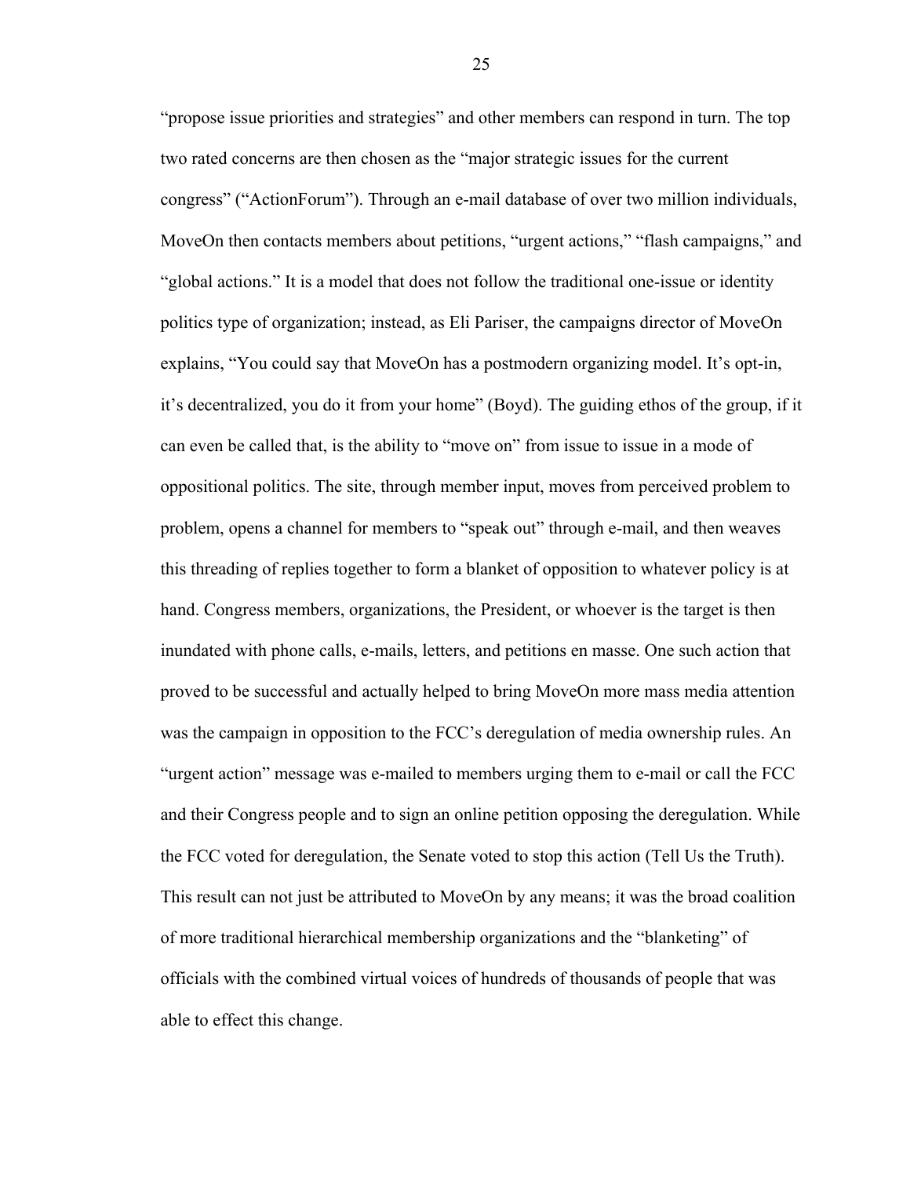"propose issue priorities and strategies" and other members can respond in turn. The top two rated concerns are then chosen as the "major strategic issues for the current congress" ("ActionForum"). Through an e-mail database of over two million individuals, MoveOn then contacts members about petitions, "urgent actions," "flash campaigns," and "global actions." It is a model that does not follow the traditional one-issue or identity politics type of organization; instead, as Eli Pariser, the campaigns director of MoveOn explains, "You could say that MoveOn has a postmodern organizing model. It's opt-in, it's decentralized, you do it from your home" (Boyd). The guiding ethos of the group, if it can even be called that, is the ability to "move on" from issue to issue in a mode of oppositional politics. The site, through member input, moves from perceived problem to problem, opens a channel for members to "speak out" through e-mail, and then weaves this threading of replies together to form a blanket of opposition to whatever policy is at hand. Congress members, organizations, the President, or whoever is the target is then inundated with phone calls, e-mails, letters, and petitions en masse. One such action that proved to be successful and actually helped to bring MoveOn more mass media attention was the campaign in opposition to the FCC's deregulation of media ownership rules. An "urgent action" message was e-mailed to members urging them to e-mail or call the FCC and their Congress people and to sign an online petition opposing the deregulation. While the FCC voted for deregulation, the Senate voted to stop this action (Tell Us the Truth). This result can not just be attributed to MoveOn by any means; it was the broad coalition of more traditional hierarchical membership organizations and the "blanketing" of officials with the combined virtual voices of hundreds of thousands of people that was able to effect this change.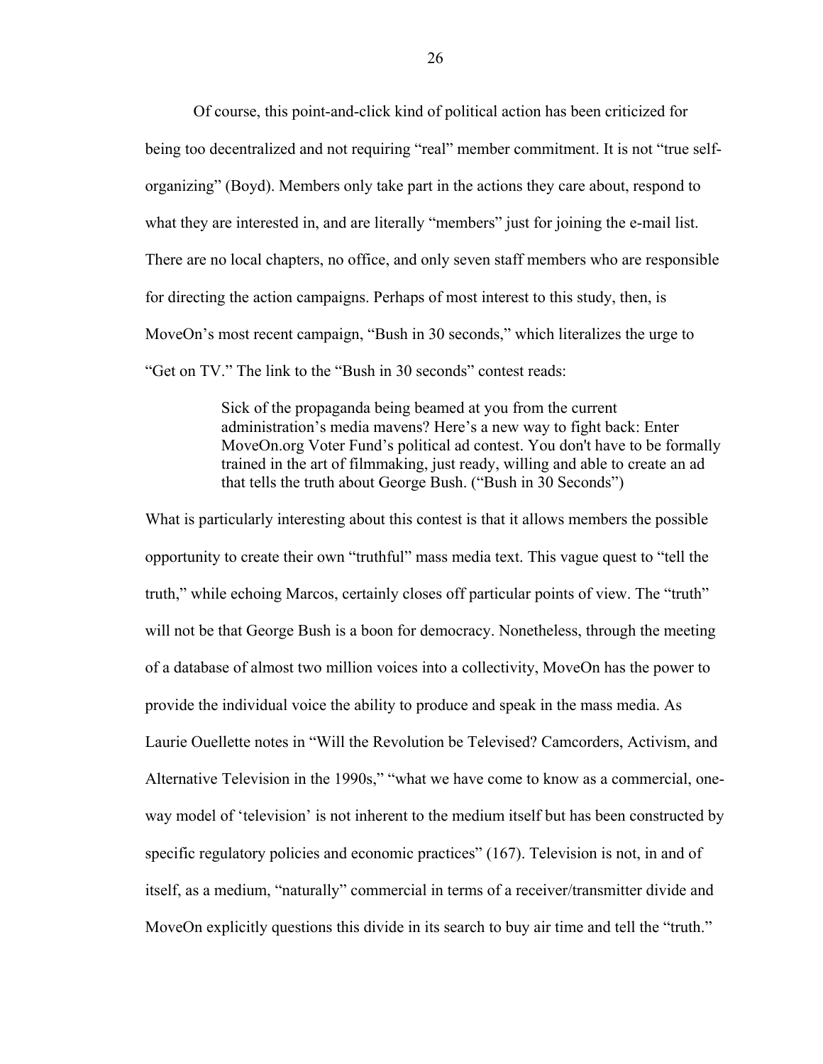Of course, this point-and-click kind of political action has been criticized for being too decentralized and not requiring "real" member commitment. It is not "true self-organizing" (Boyd). Members only take part in the actions they care about, respond to what they are interested in, and are literally "members" just for joining the e-mail list. There are no local chapters, no office, and only seven staff members who are responsible for directing the action campaigns. Perhaps of most interest to this study, then, is MoveOn's most recent campaign, "Bush in 30 seconds," which literalizes the urge to "Get on TV." The link to the "Bush in 30 seconds" contest reads:

> Sick of the propaganda being beamed at you from the current administration's media mavens? Here's a new way to fight back: Enter MoveOn.org Voter Fund's political ad contest. You don't have to be formally trained in the art of filmmaking, just ready, willing and able to create an ad that tells the truth about George Bush. ("Bush in 30 Seconds")

What is particularly interesting about this contest is that it allows members the possible opportunity to create their own "truthful" mass media text. This vague quest to "tell the truth," while echoing Marcos, certainly closes off particular points of view. The "truth" will not be that George Bush is a boon for democracy. Nonetheless, through the meeting of a database of almost two million voices into a collectivity, MoveOn has the power to provide the individual voice the ability to produce and speak in the mass media. As Laurie Ouellette notes in "Will the Revolution be Televised? Camcorders, Activism, and Alternative Television in the 1990s," "what we have come to know as a commercial, one-way model of 'television' is not inherent to the medium itself but has been constructed by specific regulatory policies and economic practices" (167). Television is not, in and of itself, as a medium, "naturally" commercial in terms of a receiver/transmitter divide and MoveOn explicitly questions this divide in its search to buy air time and tell the "truth."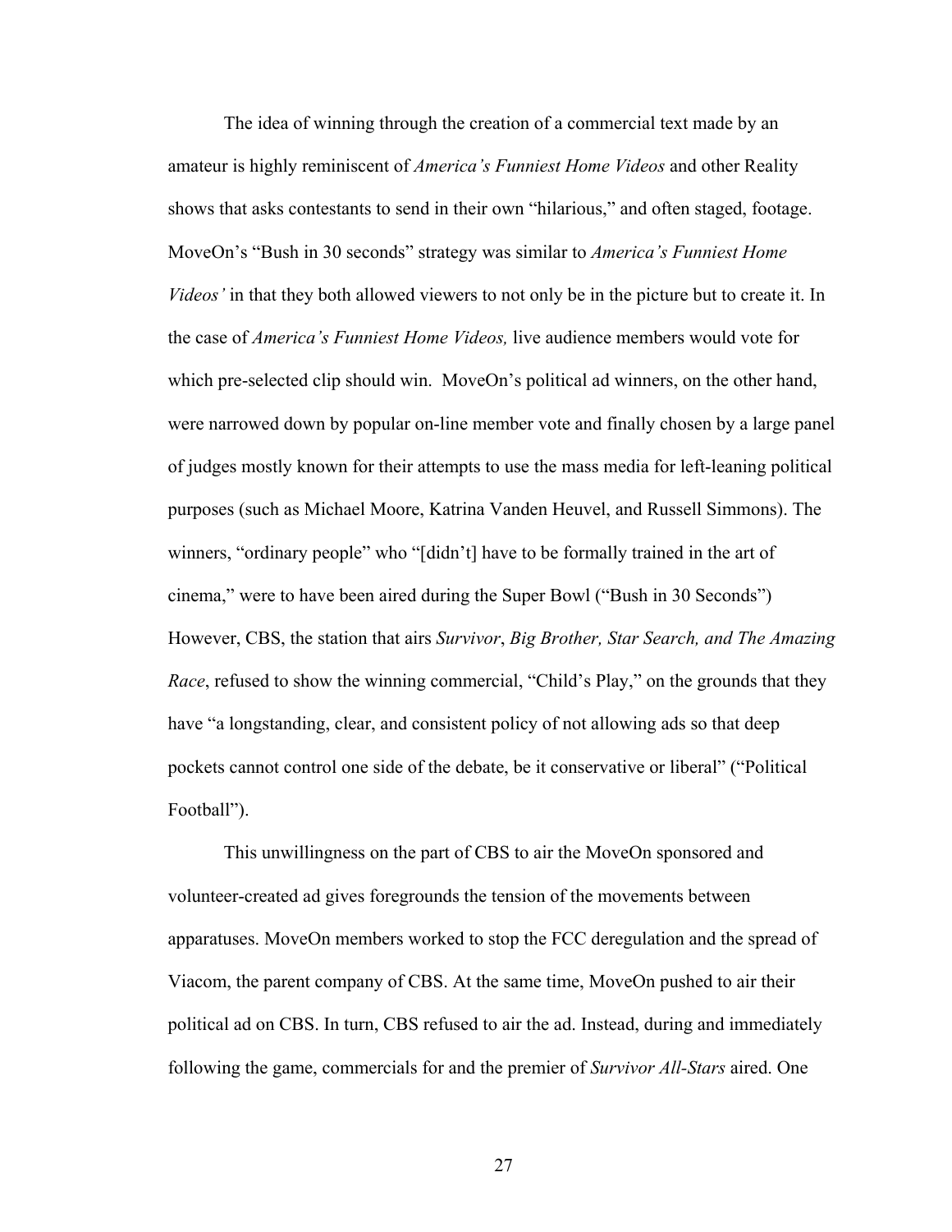The idea of winning through the creation of a commercial text made by an amateur is highly reminiscent of *America's Funniest Home Videos* and other Reality shows that asks contestants to send in their own "hilarious," and often staged, footage. MoveOn's "Bush in 30 seconds" strategy was similar to *America's Funniest Home Videos'* in that they both allowed viewers to not only be in the picture but to create it. In the case of *America's Funniest Home Videos,* live audience members would vote for which pre-selected clip should win. MoveOn's political ad winners, on the other hand, were narrowed down by popular on-line member vote and finally chosen by a large panel of judges mostly known for their attempts to use the mass media for left-leaning political purposes (such as Michael Moore, Katrina Vanden Heuvel, and Russell Simmons). The winners, "ordinary people" who "[didn't] have to be formally trained in the art of cinema," were to have been aired during the Super Bowl ("Bush in 30 Seconds") However, CBS, the station that airs *Survivor*, *Big Brother, Star Search, and The Amazing Race*, refused to show the winning commercial, "Child's Play," on the grounds that they have "a longstanding, clear, and consistent policy of not allowing ads so that deep pockets cannot control one side of the debate, be it conservative or liberal" ("Political Football").

This unwillingness on the part of CBS to air the MoveOn sponsored and volunteer-created ad gives foregrounds the tension of the movements between apparatuses. MoveOn members worked to stop the FCC deregulation and the spread of Viacom, the parent company of CBS. At the same time, MoveOn pushed to air their political ad on CBS. In turn, CBS refused to air the ad. Instead, during and immediately following the game, commercials for and the premier of *Survivor All-Stars* aired. One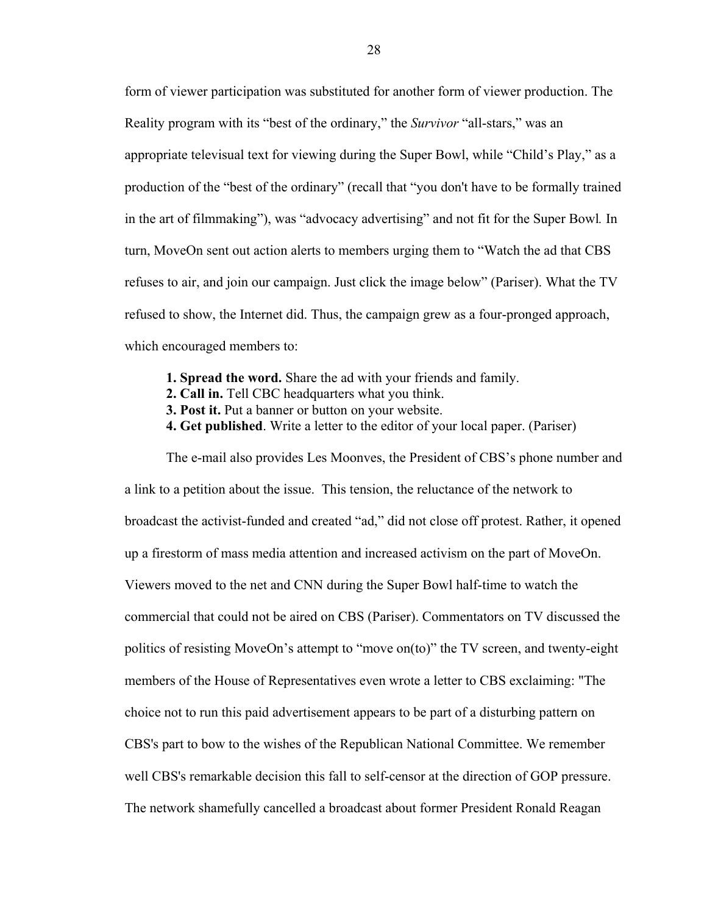form of viewer participation was substituted for another form of viewer production. The Reality program with its "best of the ordinary," the *Survivor* "all-stars," was an appropriate televisual text for viewing during the Super Bowl, while "Child's Play," as a production of the "best of the ordinary" (recall that "you don't have to be formally trained in the art of filmmaking"), was "advocacy advertising" and not fit for the Super Bowl. In turn, MoveOn sent out action alerts to members urging them to "Watch the ad that CBS refuses to air, and join our campaign. Just click the image below" (Pariser). What the TV refused to show, the Internet did. Thus, the campaign grew as a four-pronged approach, which encouraged members to:

> **1. Spread the word.** Share the ad with your friends and family.
> **2. Call in.** Tell CBC headquarters what you think.
> **3. Post it.** Put a banner or button on your website.
> **4. Get published**. Write a letter to the editor of your local paper. (Pariser)

The e-mail also provides Les Moonves, the President of CBS's phone number and a link to a petition about the issue. This tension, the reluctance of the network to broadcast the activist-funded and created "ad," did not close off protest. Rather, it opened up a firestorm of mass media attention and increased activism on the part of MoveOn. Viewers moved to the net and CNN during the Super Bowl half-time to watch the commercial that could not be aired on CBS (Pariser). Commentators on TV discussed the politics of resisting MoveOn's attempt to "move on(to)" the TV screen, and twenty-eight members of the House of Representatives even wrote a letter to CBS exclaiming: "The choice not to run this paid advertisement appears to be part of a disturbing pattern on CBS's part to bow to the wishes of the Republican National Committee. We remember well CBS's remarkable decision this fall to self-censor at the direction of GOP pressure. The network shamefully cancelled a broadcast about former President Ronald Reagan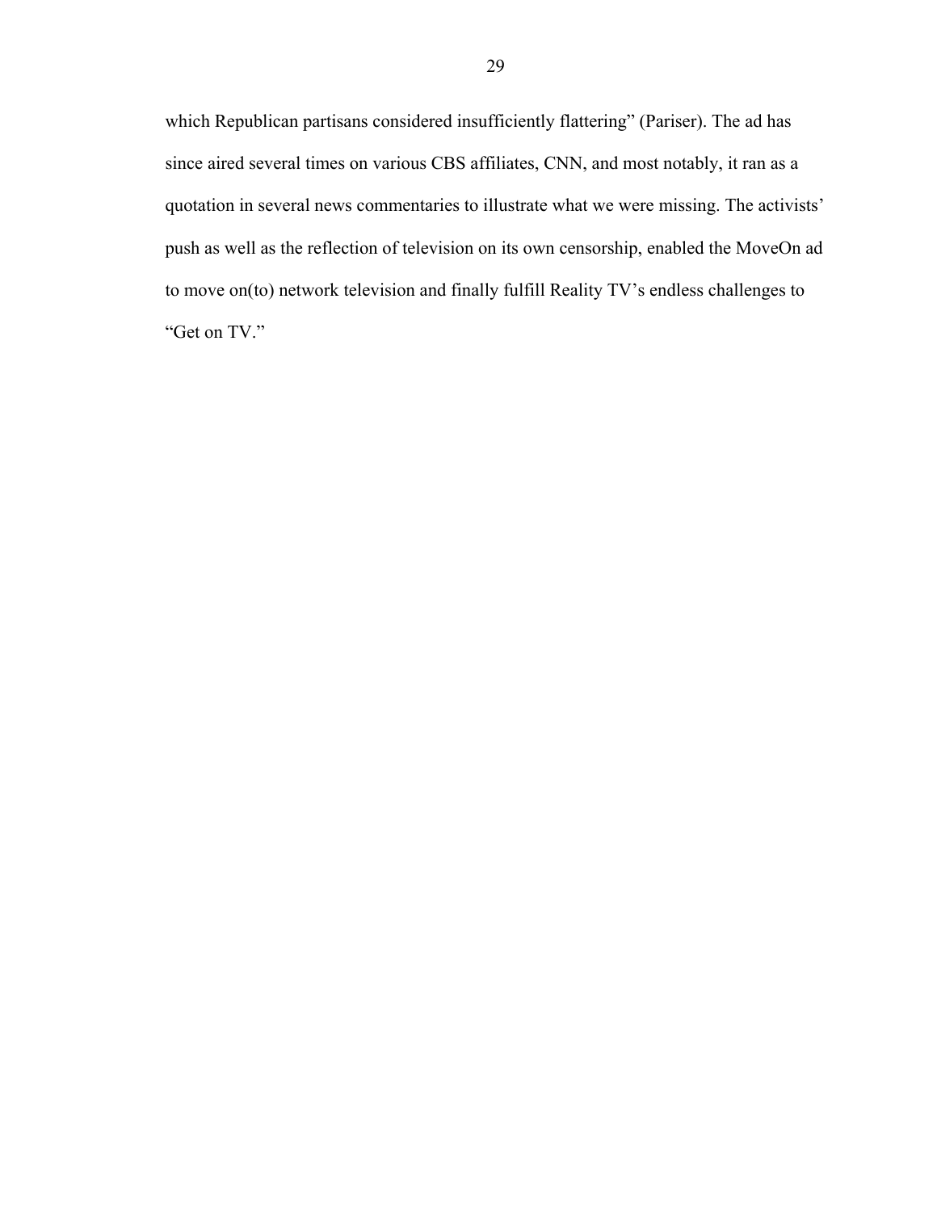which Republican partisans considered insufficiently flattering" (Pariser). The ad has since aired several times on various CBS affiliates, CNN, and most notably, it ran as a quotation in several news commentaries to illustrate what we were missing. The activists' push as well as the reflection of television on its own censorship, enabled the MoveOn ad to move on(to) network television and finally fulfill Reality TV's endless challenges to "Get on TV."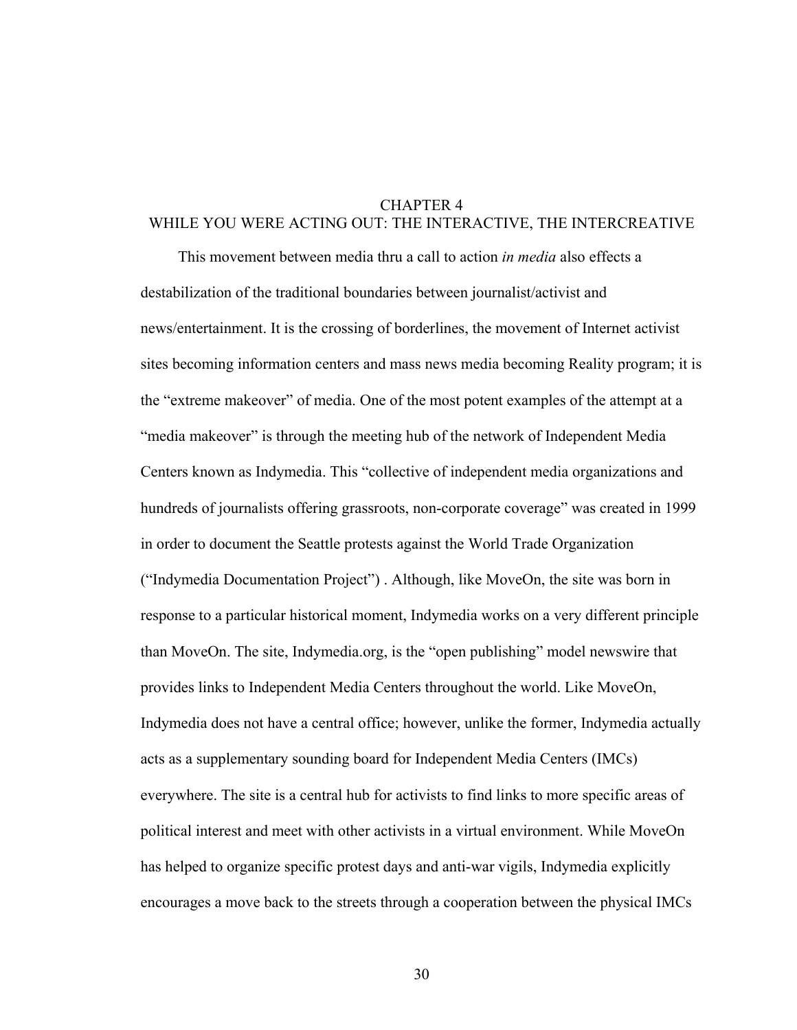# CHAPTER 4
# WHILE YOU WERE ACTING OUT: THE INTERACTIVE, THE INTERCREATIVE

This movement between media thru a call to action *in media* also effects a destabilization of the traditional boundaries between journalist/activist and news/entertainment. It is the crossing of borderlines, the movement of Internet activist sites becoming information centers and mass news media becoming Reality program; it is the "extreme makeover" of media. One of the most potent examples of the attempt at a "media makeover" is through the meeting hub of the network of Independent Media Centers known as Indymedia. This "collective of independent media organizations and hundreds of journalists offering grassroots, non-corporate coverage" was created in 1999 in order to document the Seattle protests against the World Trade Organization ("Indymedia Documentation Project") . Although, like MoveOn, the site was born in response to a particular historical moment, Indymedia works on a very different principle than MoveOn. The site, Indymedia.org, is the "open publishing" model newswire that provides links to Independent Media Centers throughout the world. Like MoveOn, Indymedia does not have a central office; however, unlike the former, Indymedia actually acts as a supplementary sounding board for Independent Media Centers (IMCs) everywhere. The site is a central hub for activists to find links to more specific areas of political interest and meet with other activists in a virtual environment. While MoveOn has helped to organize specific protest days and anti-war vigils, Indymedia explicitly encourages a move back to the streets through a cooperation between the physical IMCs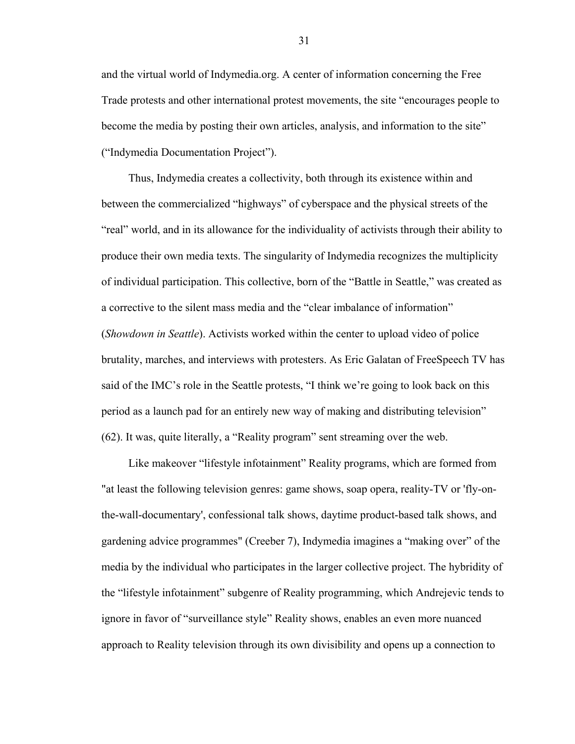and the virtual world of Indymedia.org. A center of information concerning the Free Trade protests and other international protest movements, the site "encourages people to become the media by posting their own articles, analysis, and information to the site" ("Indymedia Documentation Project").

Thus, Indymedia creates a collectivity, both through its existence within and between the commercialized "highways" of cyberspace and the physical streets of the "real" world, and in its allowance for the individuality of activists through their ability to produce their own media texts. The singularity of Indymedia recognizes the multiplicity of individual participation. This collective, born of the "Battle in Seattle," was created as a corrective to the silent mass media and the "clear imbalance of information" (*Showdown in Seattle*). Activists worked within the center to upload video of police brutality, marches, and interviews with protesters. As Eric Galatan of FreeSpeech TV has said of the IMC's role in the Seattle protests, "I think we're going to look back on this period as a launch pad for an entirely new way of making and distributing television" (62). It was, quite literally, a "Reality program" sent streaming over the web.

Like makeover "lifestyle infotainment" Reality programs, which are formed from "at least the following television genres: game shows, soap opera, reality-TV or 'fly-on-the-wall-documentary', confessional talk shows, daytime product-based talk shows, and gardening advice programmes" (Creeber 7), Indymedia imagines a "making over" of the media by the individual who participates in the larger collective project. The hybridity of the "lifestyle infotainment" subgenre of Reality programming, which Andrejevic tends to ignore in favor of "surveillance style" Reality shows, enables an even more nuanced approach to Reality television through its own divisibility and opens up a connection to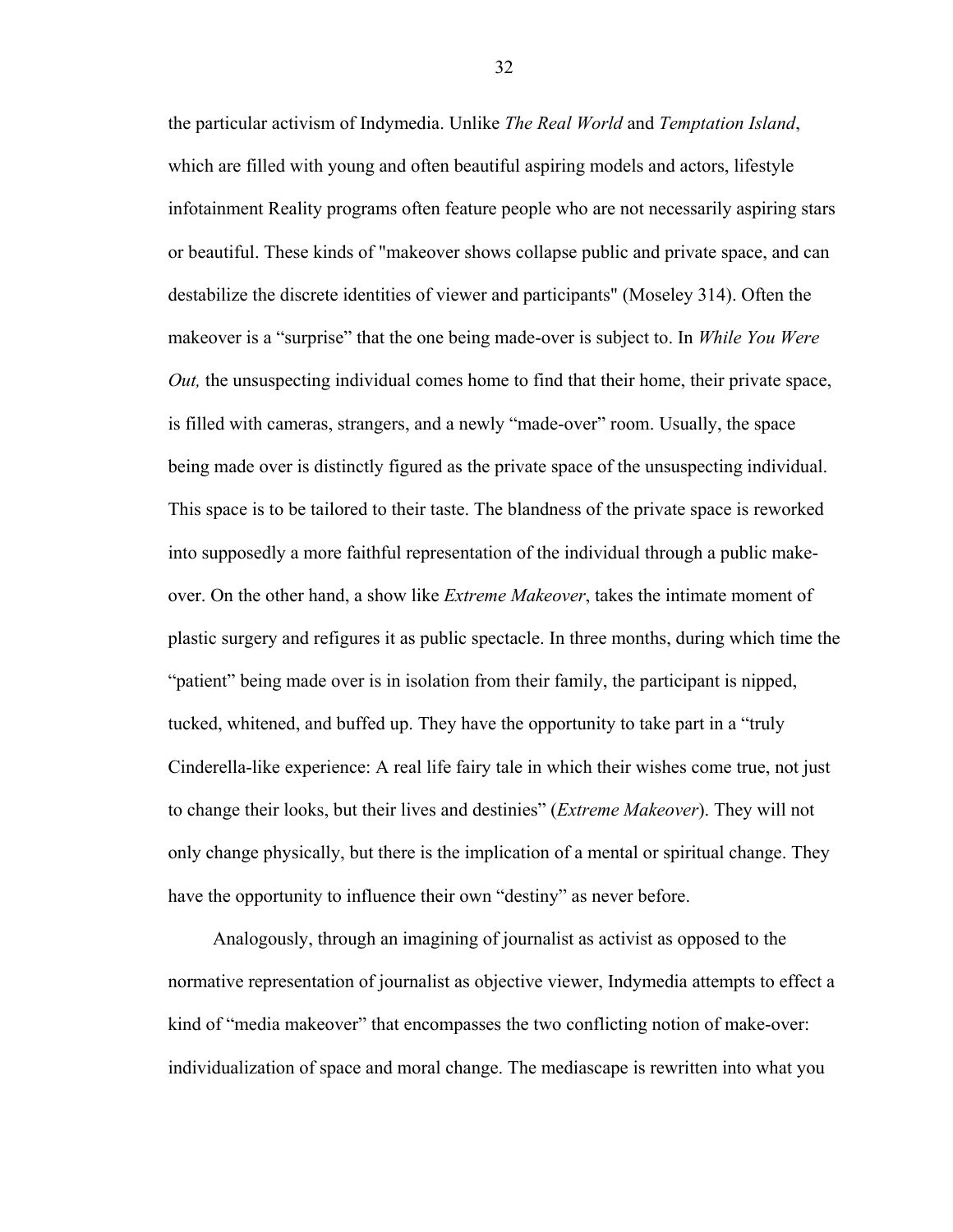the particular activism of Indymedia. Unlike *The Real World* and *Temptation Island*, which are filled with young and often beautiful aspiring models and actors, lifestyle infotainment Reality programs often feature people who are not necessarily aspiring stars or beautiful. These kinds of "makeover shows collapse public and private space, and can destabilize the discrete identities of viewer and participants" (Moseley 314). Often the makeover is a "surprise" that the one being made-over is subject to. In *While You Were Out,* the unsuspecting individual comes home to find that their home, their private space, is filled with cameras, strangers, and a newly "made-over" room. Usually, the space being made over is distinctly figured as the private space of the unsuspecting individual. This space is to be tailored to their taste. The blandness of the private space is reworked into supposedly a more faithful representation of the individual through a public make-over. On the other hand, a show like *Extreme Makeover*, takes the intimate moment of plastic surgery and refigures it as public spectacle. In three months, during which time the "patient" being made over is in isolation from their family, the participant is nipped, tucked, whitened, and buffed up. They have the opportunity to take part in a "truly Cinderella-like experience: A real life fairy tale in which their wishes come true, not just to change their looks, but their lives and destinies" (*Extreme Makeover*). They will not only change physically, but there is the implication of a mental or spiritual change. They have the opportunity to influence their own "destiny" as never before.

Analogously, through an imagining of journalist as activist as opposed to the normative representation of journalist as objective viewer, Indymedia attempts to effect a kind of "media makeover" that encompasses the two conflicting notion of make-over: individualization of space and moral change. The mediascape is rewritten into what you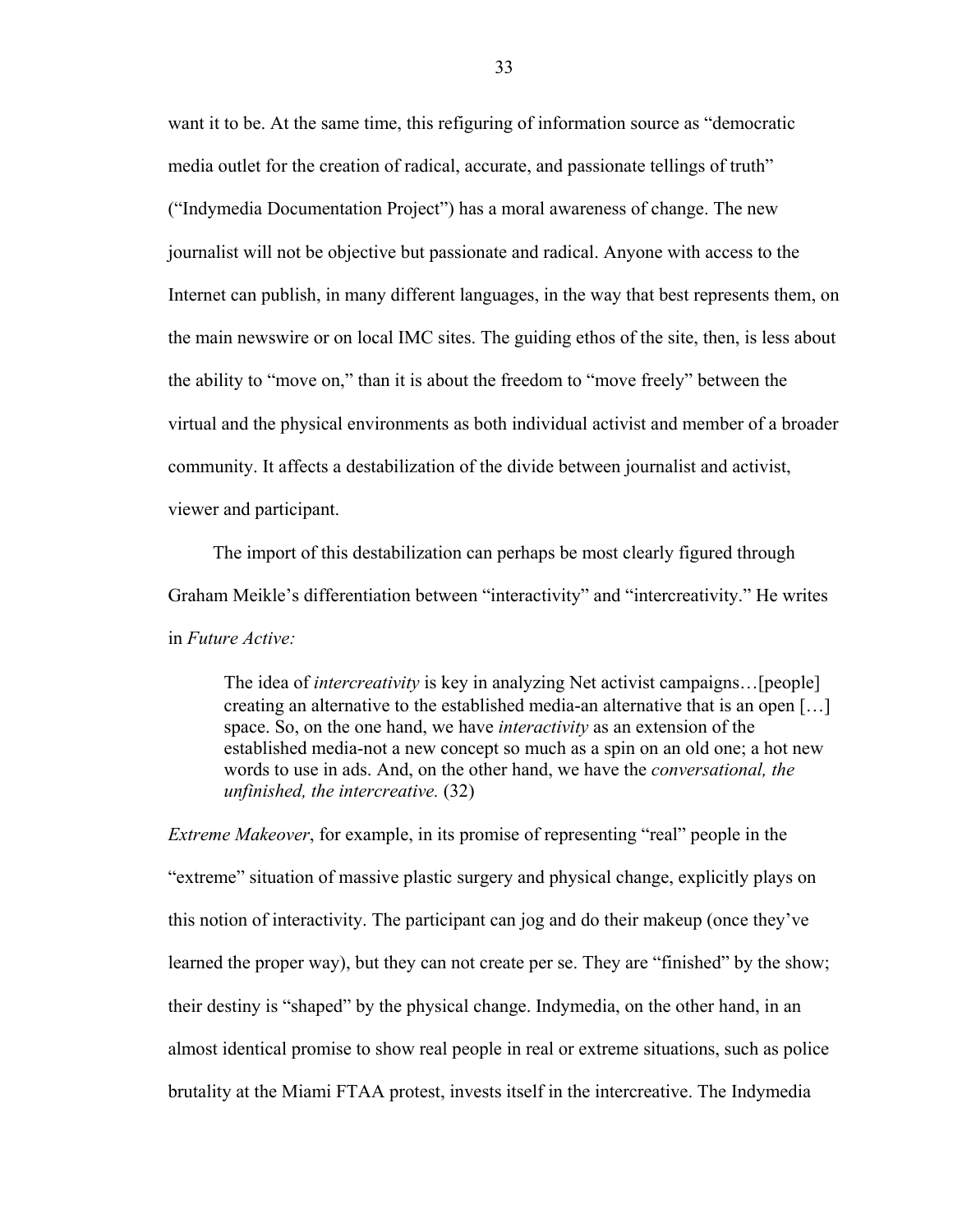want it to be. At the same time, this refiguring of information source as “democratic media outlet for the creation of radical, accurate, and passionate tellings of truth” (“Indymedia Documentation Project”) has a moral awareness of change. The new journalist will not be objective but passionate and radical. Anyone with access to the Internet can publish, in many different languages, in the way that best represents them, on the main newswire or on local IMC sites. The guiding ethos of the site, then, is less about the ability to “move on,” than it is about the freedom to “move freely” between the virtual and the physical environments as both individual activist and member of a broader community. It affects a destabilization of the divide between journalist and activist, viewer and participant.

The import of this destabilization can perhaps be most clearly figured through Graham Meikle’s differentiation between “interactivity” and “intercreativity.” He writes in *Future Active:*

> The idea of *intercreativity* is key in analyzing Net activist campaigns…[people] creating an alternative to the established media-an alternative that is an open […] space. So, on the one hand, we have *interactivity* as an extension of the established media-not a new concept so much as a spin on an old one; a hot new words to use in ads. And, on the other hand, we have the *conversational, the unfinished, the intercreative.* (32)

*Extreme Makeover*, for example, in its promise of representing “real” people in the “extreme” situation of massive plastic surgery and physical change, explicitly plays on this notion of interactivity. The participant can jog and do their makeup (once they’ve learned the proper way), but they can not create per se. They are “finished” by the show; their destiny is “shaped” by the physical change. Indymedia, on the other hand, in an almost identical promise to show real people in real or extreme situations, such as police brutality at the Miami FTAA protest, invests itself in the intercreative. The Indymedia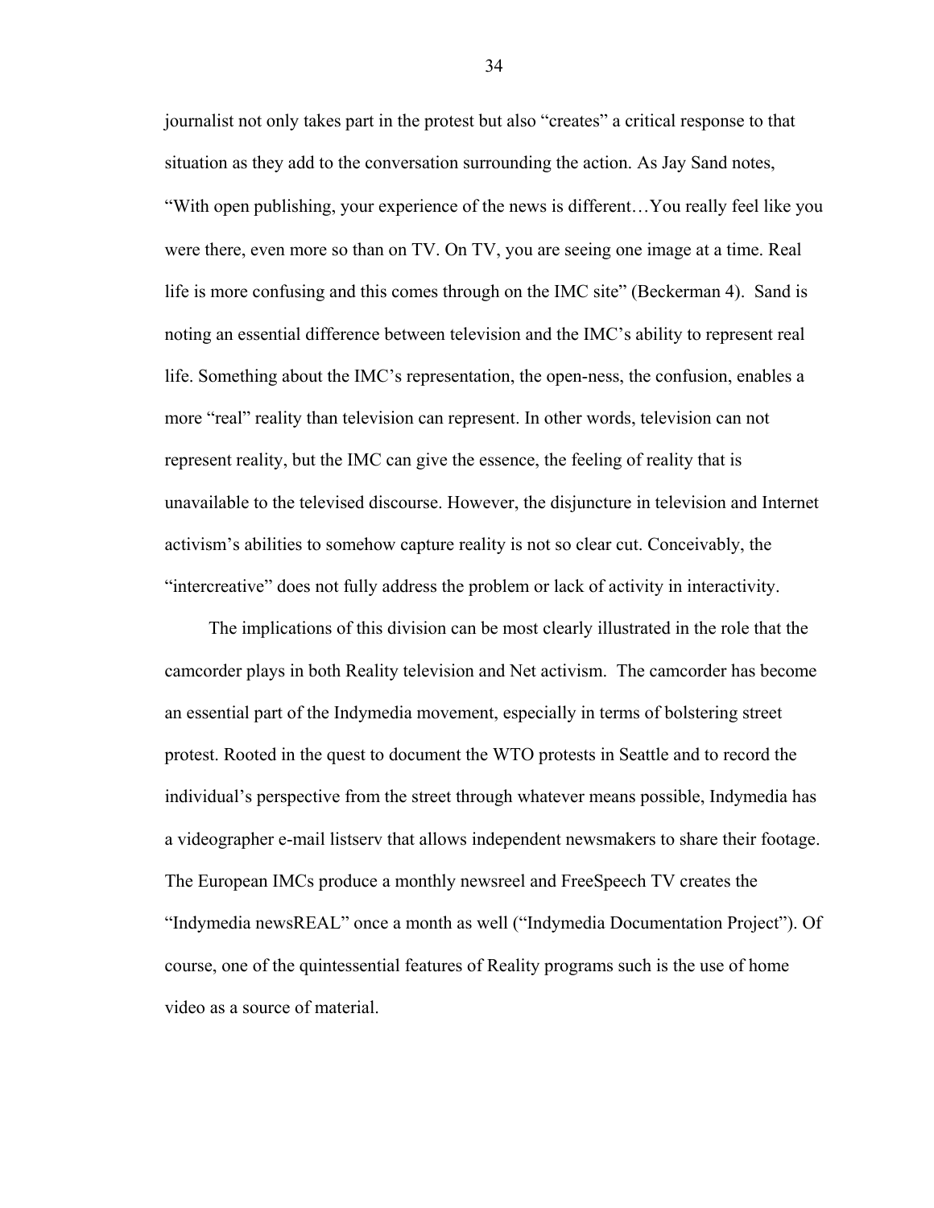journalist not only takes part in the protest but also "creates" a critical response to that situation as they add to the conversation surrounding the action. As Jay Sand notes, "With open publishing, your experience of the news is different…You really feel like you were there, even more so than on TV. On TV, you are seeing one image at a time. Real life is more confusing and this comes through on the IMC site" (Beckerman 4). Sand is noting an essential difference between television and the IMC's ability to represent real life. Something about the IMC's representation, the open-ness, the confusion, enables a more "real" reality than television can represent. In other words, television can not represent reality, but the IMC can give the essence, the feeling of reality that is unavailable to the televised discourse. However, the disjuncture in television and Internet activism's abilities to somehow capture reality is not so clear cut. Conceivably, the "intercreative" does not fully address the problem or lack of activity in interactivity.

The implications of this division can be most clearly illustrated in the role that the camcorder plays in both Reality television and Net activism. The camcorder has become an essential part of the Indymedia movement, especially in terms of bolstering street protest. Rooted in the quest to document the WTO protests in Seattle and to record the individual's perspective from the street through whatever means possible, Indymedia has a videographer e-mail listserv that allows independent newsmakers to share their footage. The European IMCs produce a monthly newsreel and FreeSpeech TV creates the "Indymedia newsREAL" once a month as well ("Indymedia Documentation Project"). Of course, one of the quintessential features of Reality programs such is the use of home video as a source of material.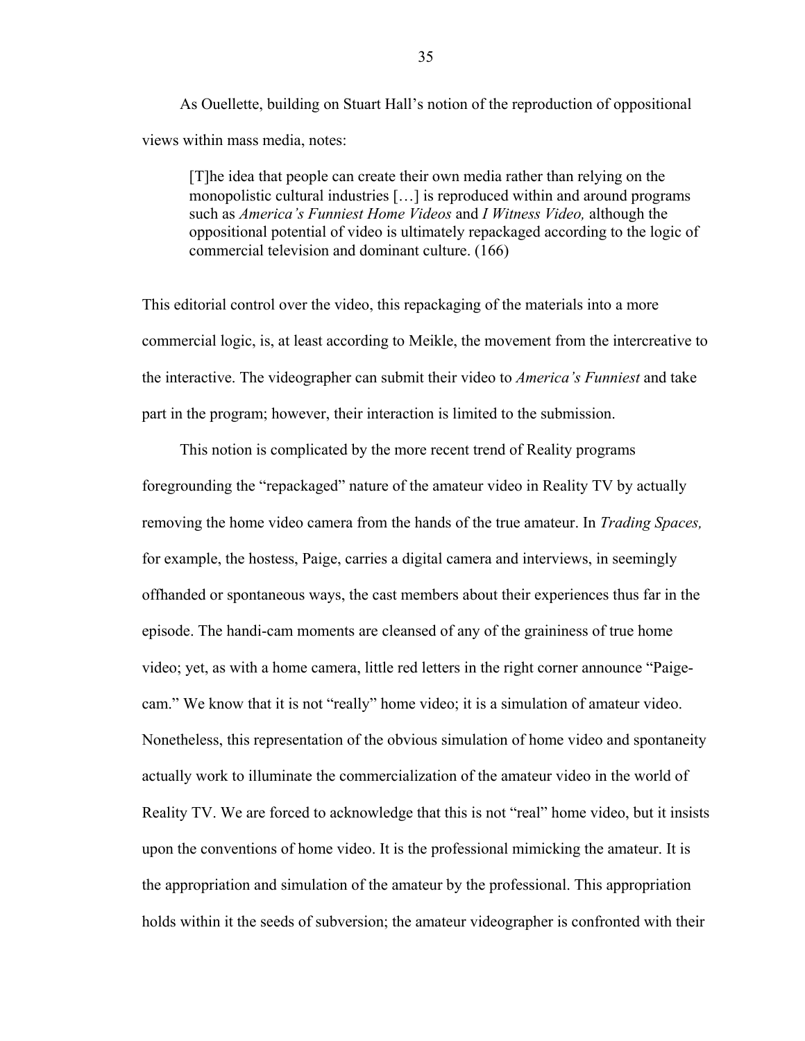As Ouellette, building on Stuart Hall's notion of the reproduction of oppositional views within mass media, notes:

> [T]he idea that people can create their own media rather than relying on the monopolistic cultural industries […] is reproduced within and around programs such as *America's Funniest Home Videos* and *I Witness Video,* although the oppositional potential of video is ultimately repackaged according to the logic of commercial television and dominant culture. (166)

This editorial control over the video, this repackaging of the materials into a more commercial logic, is, at least according to Meikle, the movement from the intercreative to the interactive. The videographer can submit their video to *America's Funniest* and take part in the program; however, their interaction is limited to the submission.

This notion is complicated by the more recent trend of Reality programs foregrounding the "repackaged" nature of the amateur video in Reality TV by actually removing the home video camera from the hands of the true amateur. In *Trading Spaces,* for example, the hostess, Paige, carries a digital camera and interviews, in seemingly offhanded or spontaneous ways, the cast members about their experiences thus far in the episode. The handi-cam moments are cleansed of any of the graininess of true home video; yet, as with a home camera, little red letters in the right corner announce "Paige-cam." We know that it is not "really" home video; it is a simulation of amateur video. Nonetheless, this representation of the obvious simulation of home video and spontaneity actually work to illuminate the commercialization of the amateur video in the world of Reality TV. We are forced to acknowledge that this is not "real" home video, but it insists upon the conventions of home video. It is the professional mimicking the amateur. It is the appropriation and simulation of the amateur by the professional. This appropriation holds within it the seeds of subversion; the amateur videographer is confronted with their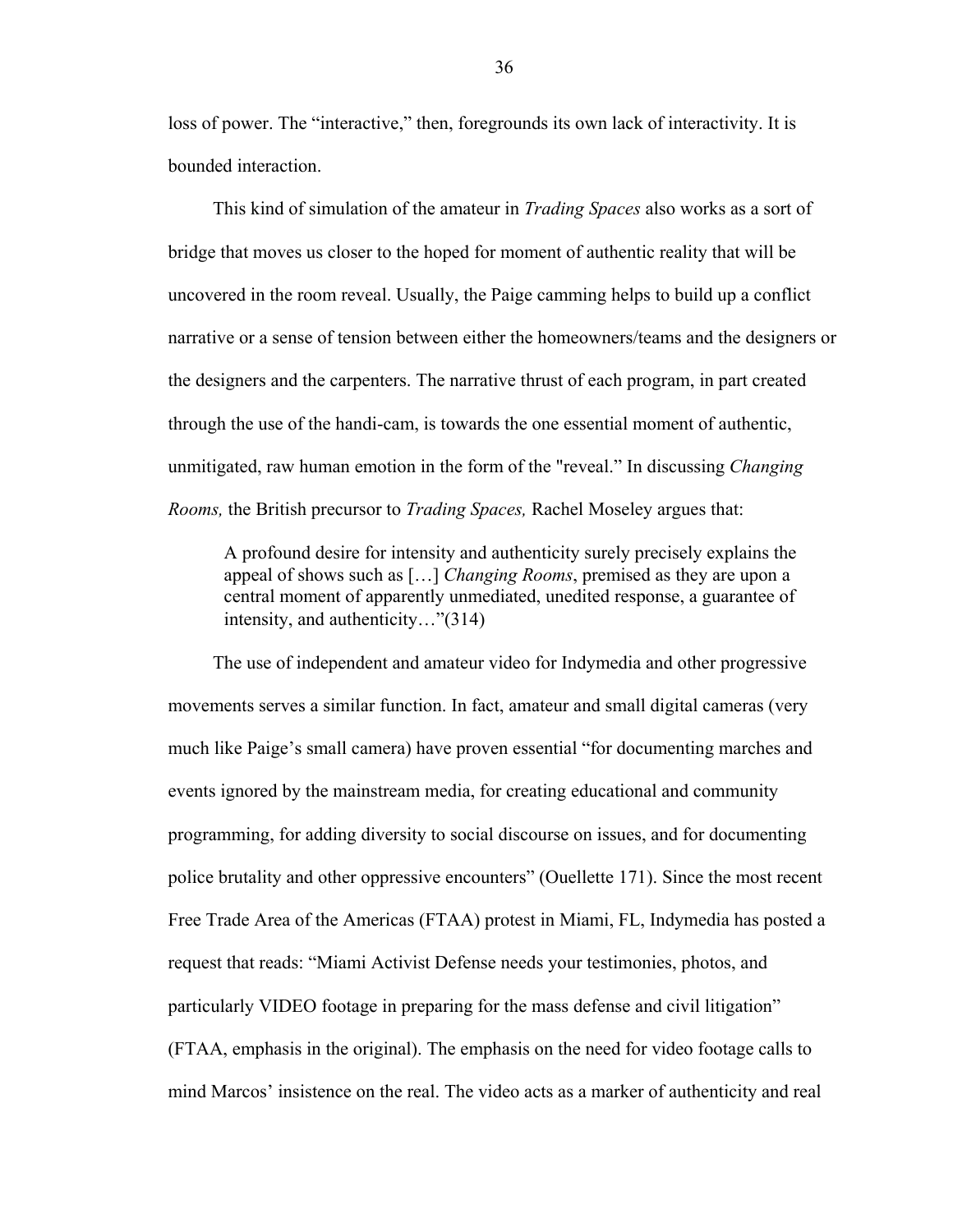loss of power. The "interactive," then, foregrounds its own lack of interactivity. It is bounded interaction.

This kind of simulation of the amateur in *Trading Spaces* also works as a sort of bridge that moves us closer to the hoped for moment of authentic reality that will be uncovered in the room reveal. Usually, the Paige camming helps to build up a conflict narrative or a sense of tension between either the homeowners/teams and the designers or the designers and the carpenters. The narrative thrust of each program, in part created through the use of the handi-cam, is towards the one essential moment of authentic, unmitigated, raw human emotion in the form of the "reveal." In discussing *Changing Rooms,* the British precursor to *Trading Spaces,* Rachel Moseley argues that:

> A profound desire for intensity and authenticity surely precisely explains the appeal of shows such as […] *Changing Rooms*, premised as they are upon a central moment of apparently unmediated, unedited response, a guarantee of intensity, and authenticity…"(314)

The use of independent and amateur video for Indymedia and other progressive movements serves a similar function. In fact, amateur and small digital cameras (very much like Paige's small camera) have proven essential "for documenting marches and events ignored by the mainstream media, for creating educational and community programming, for adding diversity to social discourse on issues, and for documenting police brutality and other oppressive encounters" (Ouellette 171). Since the most recent Free Trade Area of the Americas (FTAA) protest in Miami, FL, Indymedia has posted a request that reads: "Miami Activist Defense needs your testimonies, photos, and particularly VIDEO footage in preparing for the mass defense and civil litigation" (FTAA, emphasis in the original). The emphasis on the need for video footage calls to mind Marcos' insistence on the real. The video acts as a marker of authenticity and real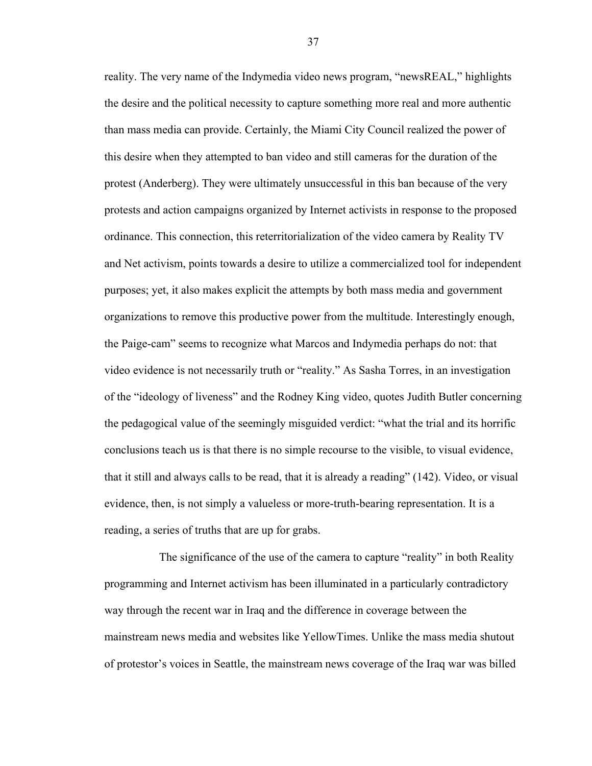reality. The very name of the Indymedia video news program, "newsREAL," highlights the desire and the political necessity to capture something more real and more authentic than mass media can provide. Certainly, the Miami City Council realized the power of this desire when they attempted to ban video and still cameras for the duration of the protest (Anderberg). They were ultimately unsuccessful in this ban because of the very protests and action campaigns organized by Internet activists in response to the proposed ordinance. This connection, this reterritorialization of the video camera by Reality TV and Net activism, points towards a desire to utilize a commercialized tool for independent purposes; yet, it also makes explicit the attempts by both mass media and government organizations to remove this productive power from the multitude. Interestingly enough, the Paige-cam" seems to recognize what Marcos and Indymedia perhaps do not: that video evidence is not necessarily truth or "reality." As Sasha Torres, in an investigation of the "ideology of liveness" and the Rodney King video, quotes Judith Butler concerning the pedagogical value of the seemingly misguided verdict: "what the trial and its horrific conclusions teach us is that there is no simple recourse to the visible, to visual evidence, that it still and always calls to be read, that it is already a reading" (142). Video, or visual evidence, then, is not simply a valueless or more-truth-bearing representation. It is a reading, a series of truths that are up for grabs.

The significance of the use of the camera to capture "reality" in both Reality programming and Internet activism has been illuminated in a particularly contradictory way through the recent war in Iraq and the difference in coverage between the mainstream news media and websites like YellowTimes. Unlike the mass media shutout of protestor's voices in Seattle, the mainstream news coverage of the Iraq war was billed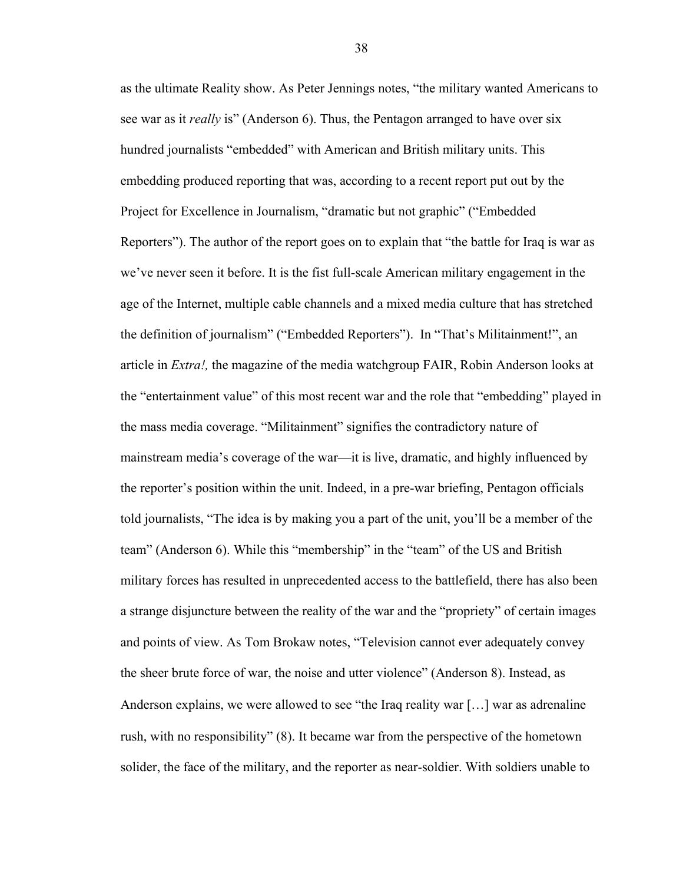as the ultimate Reality show. As Peter Jennings notes, "the military wanted Americans to see war as it *really* is" (Anderson 6). Thus, the Pentagon arranged to have over six hundred journalists "embedded" with American and British military units. This embedding produced reporting that was, according to a recent report put out by the Project for Excellence in Journalism, "dramatic but not graphic" ("Embedded Reporters"). The author of the report goes on to explain that "the battle for Iraq is war as we've never seen it before. It is the fist full-scale American military engagement in the age of the Internet, multiple cable channels and a mixed media culture that has stretched the definition of journalism" ("Embedded Reporters"). In "That's Militainment!", an article in *Extra!,* the magazine of the media watchgroup FAIR, Robin Anderson looks at the "entertainment value" of this most recent war and the role that "embedding" played in the mass media coverage. "Militainment" signifies the contradictory nature of mainstream media's coverage of the war—it is live, dramatic, and highly influenced by the reporter's position within the unit. Indeed, in a pre-war briefing, Pentagon officials told journalists, "The idea is by making you a part of the unit, you'll be a member of the team" (Anderson 6). While this "membership" in the "team" of the US and British military forces has resulted in unprecedented access to the battlefield, there has also been a strange disjuncture between the reality of the war and the "propriety" of certain images and points of view. As Tom Brokaw notes, "Television cannot ever adequately convey the sheer brute force of war, the noise and utter violence" (Anderson 8). Instead, as Anderson explains, we were allowed to see "the Iraq reality war […] war as adrenaline rush, with no responsibility" (8). It became war from the perspective of the hometown solider, the face of the military, and the reporter as near-soldier. With soldiers unable to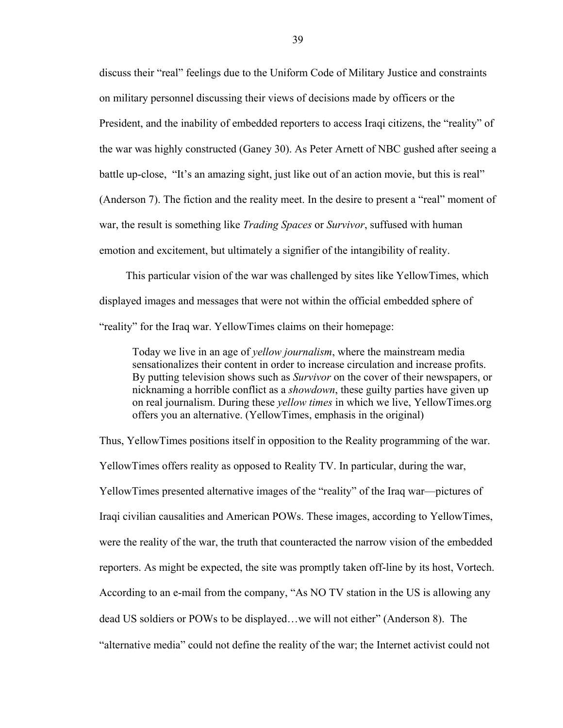discuss their "real" feelings due to the Uniform Code of Military Justice and constraints on military personnel discussing their views of decisions made by officers or the President, and the inability of embedded reporters to access Iraqi citizens, the "reality" of the war was highly constructed (Ganey 30). As Peter Arnett of NBC gushed after seeing a battle up-close, "It's an amazing sight, just like out of an action movie, but this is real" (Anderson 7). The fiction and the reality meet. In the desire to present a "real" moment of war, the result is something like *Trading Spaces* or *Survivor*, suffused with human emotion and excitement, but ultimately a signifier of the intangibility of reality.

This particular vision of the war was challenged by sites like YellowTimes, which displayed images and messages that were not within the official embedded sphere of "reality" for the Iraq war. YellowTimes claims on their homepage:

> Today we live in an age of *yellow journalism*, where the mainstream media sensationalizes their content in order to increase circulation and increase profits. By putting television shows such as *Survivor* on the cover of their newspapers, or nicknaming a horrible conflict as a *showdown*, these guilty parties have given up on real journalism. During these *yellow times* in which we live, YellowTimes.org offers you an alternative. (YellowTimes, emphasis in the original)

Thus, YellowTimes positions itself in opposition to the Reality programming of the war. YellowTimes offers reality as opposed to Reality TV. In particular, during the war, YellowTimes presented alternative images of the "reality" of the Iraq war—pictures of Iraqi civilian causalities and American POWs. These images, according to YellowTimes, were the reality of the war, the truth that counteracted the narrow vision of the embedded reporters. As might be expected, the site was promptly taken off-line by its host, Vortech. According to an e-mail from the company, "As NO TV station in the US is allowing any dead US soldiers or POWs to be displayed…we will not either" (Anderson 8). The "alternative media" could not define the reality of the war; the Internet activist could not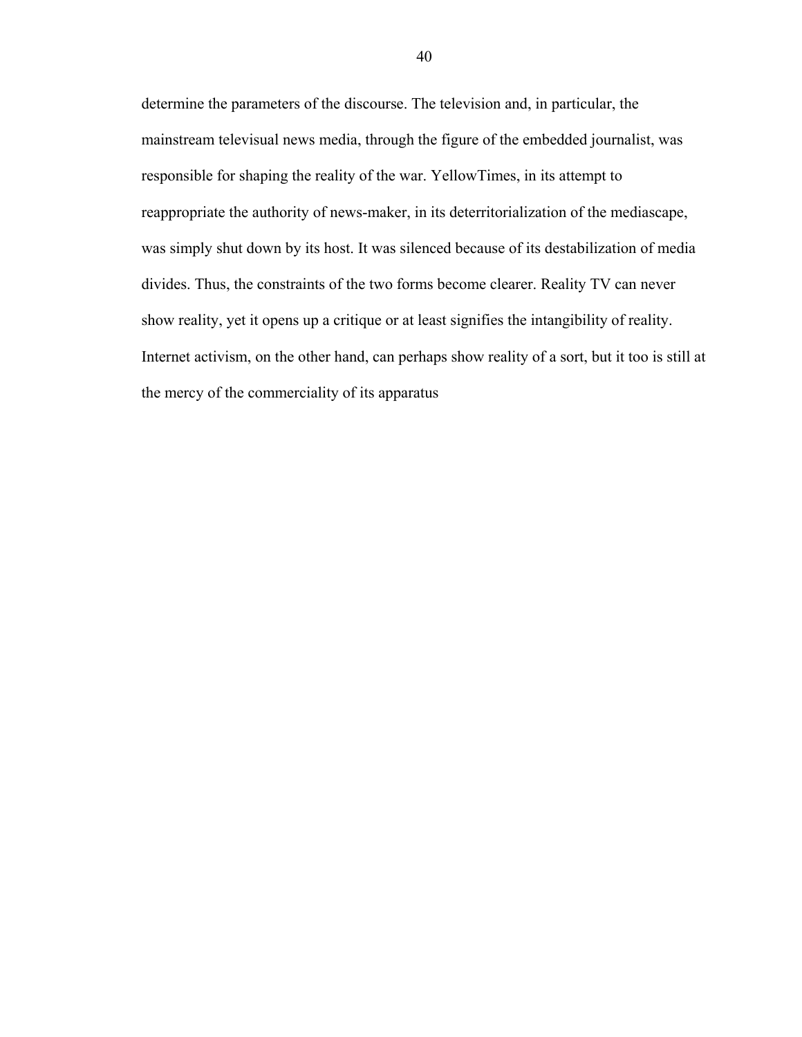determine the parameters of the discourse. The television and, in particular, the mainstream televisual news media, through the figure of the embedded journalist, was responsible for shaping the reality of the war. YellowTimes, in its attempt to reappropriate the authority of news-maker, in its deterritorialization of the mediascape, was simply shut down by its host. It was silenced because of its destabilization of media divides. Thus, the constraints of the two forms become clearer. Reality TV can never show reality, yet it opens up a critique or at least signifies the intangibility of reality. Internet activism, on the other hand, can perhaps show reality of a sort, but it too is still at the mercy of the commerciality of its apparatus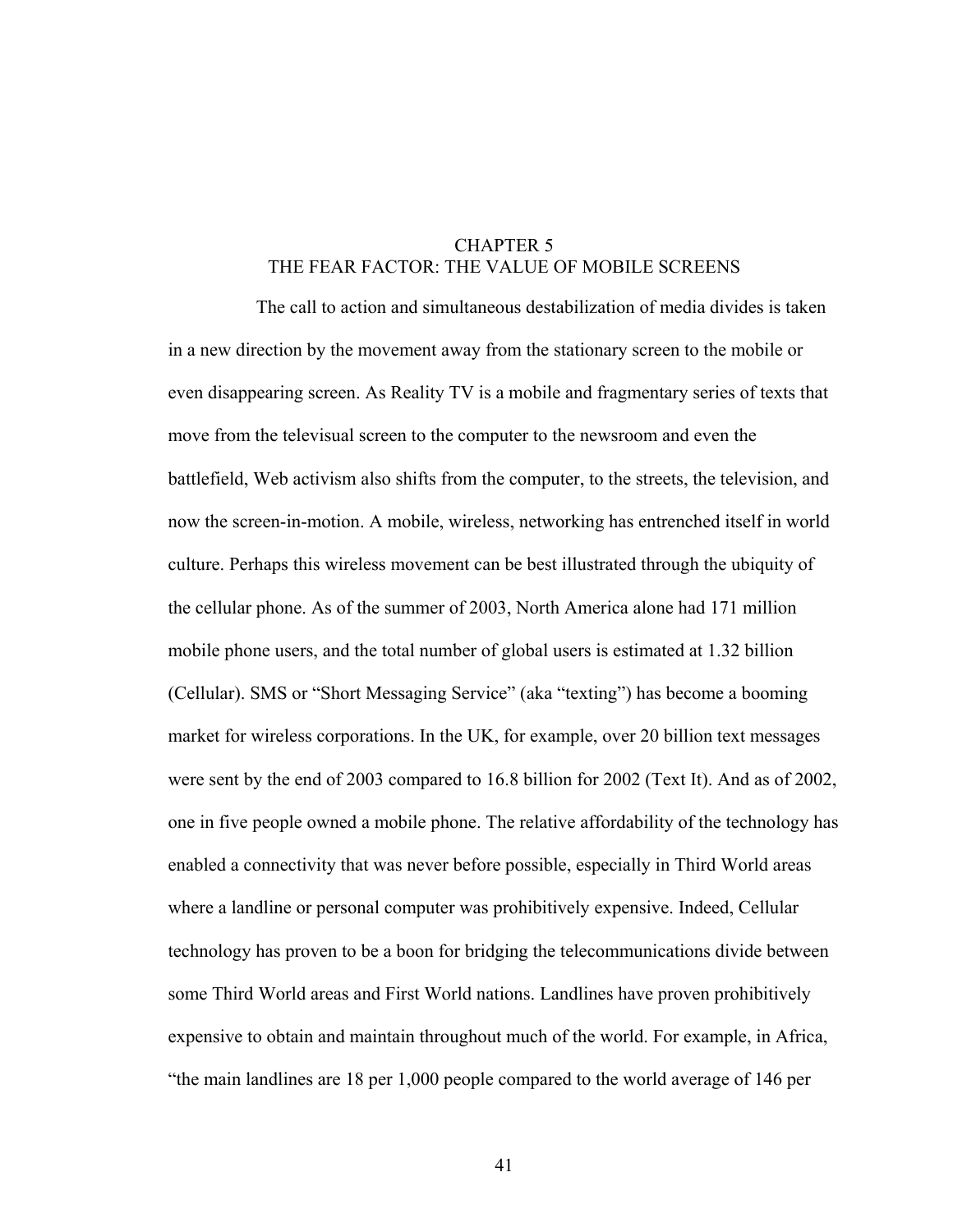# CHAPTER 5
# THE FEAR FACTOR: THE VALUE OF MOBILE SCREENS

The call to action and simultaneous destabilization of media divides is taken in a new direction by the movement away from the stationary screen to the mobile or even disappearing screen. As Reality TV is a mobile and fragmentary series of texts that move from the televisual screen to the computer to the newsroom and even the battlefield, Web activism also shifts from the computer, to the streets, the television, and now the screen-in-motion. A mobile, wireless, networking has entrenched itself in world culture. Perhaps this wireless movement can be best illustrated through the ubiquity of the cellular phone. As of the summer of 2003, North America alone had 171 million mobile phone users, and the total number of global users is estimated at 1.32 billion (Cellular). SMS or "Short Messaging Service" (aka "texting") has become a booming market for wireless corporations. In the UK, for example, over 20 billion text messages were sent by the end of 2003 compared to 16.8 billion for 2002 (Text It). And as of 2002, one in five people owned a mobile phone. The relative affordability of the technology has enabled a connectivity that was never before possible, especially in Third World areas where a landline or personal computer was prohibitively expensive. Indeed, Cellular technology has proven to be a boon for bridging the telecommunications divide between some Third World areas and First World nations. Landlines have proven prohibitively expensive to obtain and maintain throughout much of the world. For example, in Africa, "the main landlines are 18 per 1,000 people compared to the world average of 146 per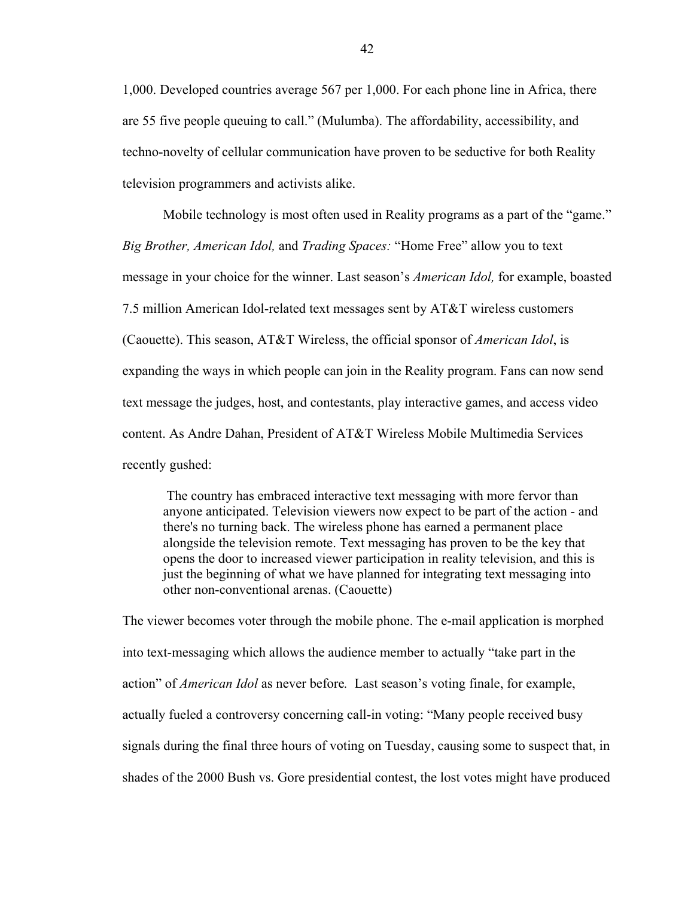1,000. Developed countries average 567 per 1,000. For each phone line in Africa, there are 55 five people queuing to call." (Mulumba). The affordability, accessibility, and techno-novelty of cellular communication have proven to be seductive for both Reality television programmers and activists alike.

Mobile technology is most often used in Reality programs as a part of the "game." *Big Brother, American Idol,* and *Trading Spaces:* "Home Free" allow you to text message in your choice for the winner. Last season's *American Idol,* for example, boasted 7.5 million American Idol-related text messages sent by AT&T wireless customers (Caouette). This season, AT&T Wireless, the official sponsor of *American Idol*, is expanding the ways in which people can join in the Reality program. Fans can now send text message the judges, host, and contestants, play interactive games, and access video content. As Andre Dahan, President of AT&T Wireless Mobile Multimedia Services recently gushed:

> The country has embraced interactive text messaging with more fervor than anyone anticipated. Television viewers now expect to be part of the action - and there's no turning back. The wireless phone has earned a permanent place alongside the television remote. Text messaging has proven to be the key that opens the door to increased viewer participation in reality television, and this is just the beginning of what we have planned for integrating text messaging into other non-conventional arenas. (Caouette)

The viewer becomes voter through the mobile phone. The e-mail application is morphed into text-messaging which allows the audience member to actually "take part in the action" of *American Idol* as never before. Last season's voting finale, for example, actually fueled a controversy concerning call-in voting: "Many people received busy signals during the final three hours of voting on Tuesday, causing some to suspect that, in shades of the 2000 Bush vs. Gore presidential contest, the lost votes might have produced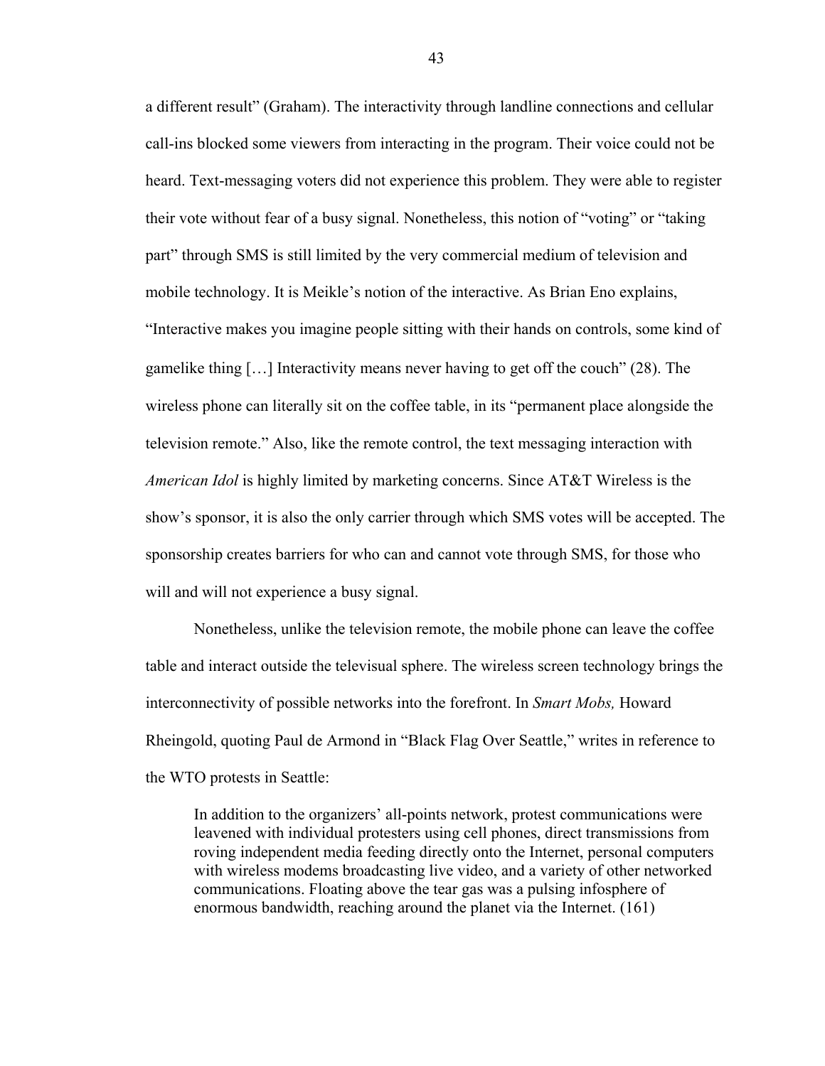a different result" (Graham). The interactivity through landline connections and cellular call-ins blocked some viewers from interacting in the program. Their voice could not be heard. Text-messaging voters did not experience this problem. They were able to register their vote without fear of a busy signal. Nonetheless, this notion of "voting" or "taking part" through SMS is still limited by the very commercial medium of television and mobile technology. It is Meikle's notion of the interactive. As Brian Eno explains, "Interactive makes you imagine people sitting with their hands on controls, some kind of gamelike thing […] Interactivity means never having to get off the couch" (28). The wireless phone can literally sit on the coffee table, in its "permanent place alongside the television remote." Also, like the remote control, the text messaging interaction with *American Idol* is highly limited by marketing concerns. Since AT&T Wireless is the show's sponsor, it is also the only carrier through which SMS votes will be accepted. The sponsorship creates barriers for who can and cannot vote through SMS, for those who will and will not experience a busy signal.

Nonetheless, unlike the television remote, the mobile phone can leave the coffee table and interact outside the televisual sphere. The wireless screen technology brings the interconnectivity of possible networks into the forefront. In *Smart Mobs,* Howard Rheingold, quoting Paul de Armond in "Black Flag Over Seattle," writes in reference to the WTO protests in Seattle:

> In addition to the organizers' all-points network, protest communications were leavened with individual protesters using cell phones, direct transmissions from roving independent media feeding directly onto the Internet, personal computers with wireless modems broadcasting live video, and a variety of other networked communications. Floating above the tear gas was a pulsing infosphere of enormous bandwidth, reaching around the planet via the Internet. (161)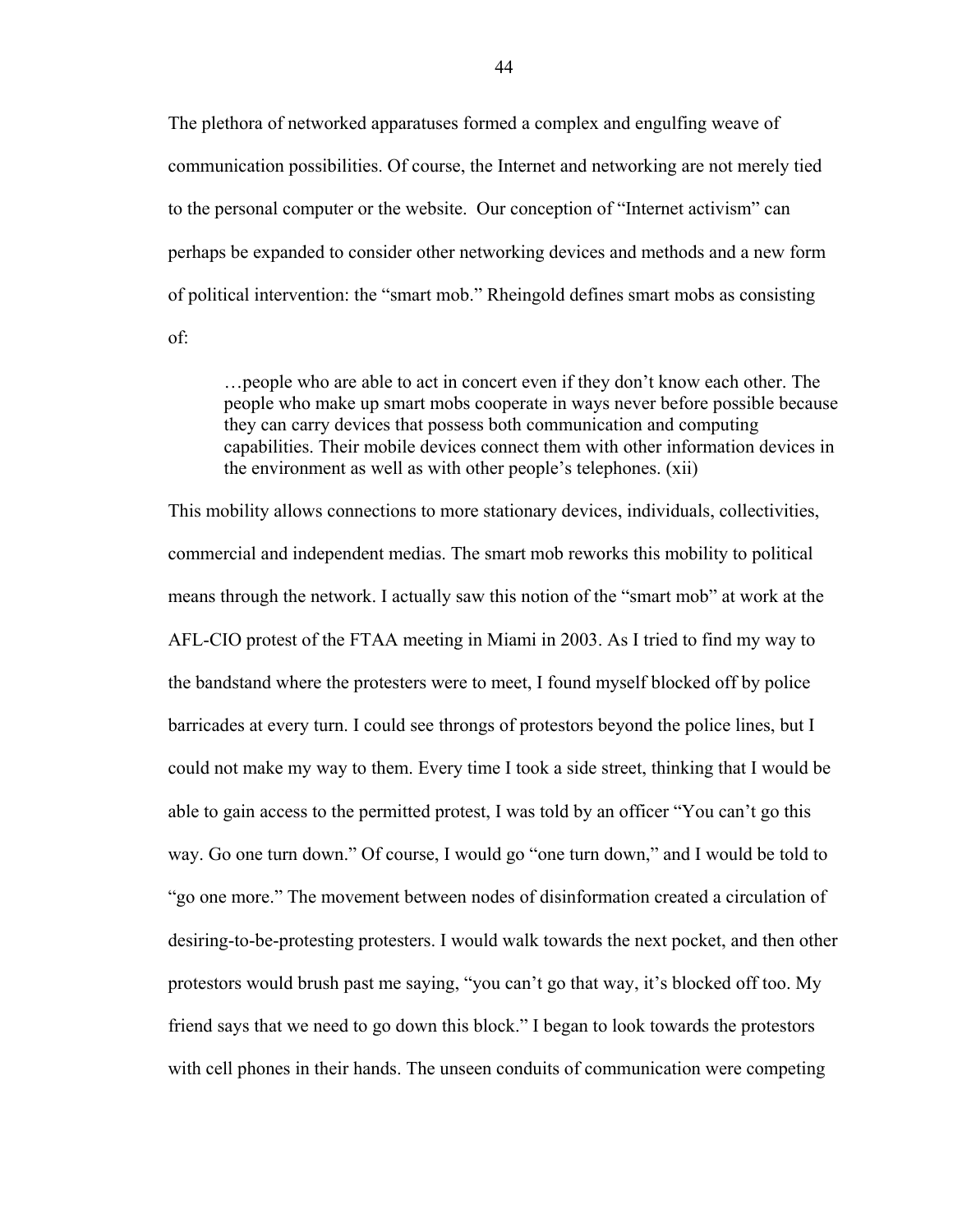The plethora of networked apparatuses formed a complex and engulfing weave of communication possibilities. Of course, the Internet and networking are not merely tied to the personal computer or the website. Our conception of "Internet activism" can perhaps be expanded to consider other networking devices and methods and a new form of political intervention: the "smart mob." Rheingold defines smart mobs as consisting of:

> …people who are able to act in concert even if they don't know each other. The people who make up smart mobs cooperate in ways never before possible because they can carry devices that possess both communication and computing capabilities. Their mobile devices connect them with other information devices in the environment as well as with other people's telephones. (xii)

This mobility allows connections to more stationary devices, individuals, collectivities, commercial and independent medias. The smart mob reworks this mobility to political means through the network. I actually saw this notion of the "smart mob" at work at the AFL-CIO protest of the FTAA meeting in Miami in 2003. As I tried to find my way to the bandstand where the protesters were to meet, I found myself blocked off by police barricades at every turn. I could see throngs of protestors beyond the police lines, but I could not make my way to them. Every time I took a side street, thinking that I would be able to gain access to the permitted protest, I was told by an officer "You can't go this way. Go one turn down." Of course, I would go "one turn down," and I would be told to "go one more." The movement between nodes of disinformation created a circulation of desiring-to-be-protesting protesters. I would walk towards the next pocket, and then other protestors would brush past me saying, "you can't go that way, it's blocked off too. My friend says that we need to go down this block." I began to look towards the protestors with cell phones in their hands. The unseen conduits of communication were competing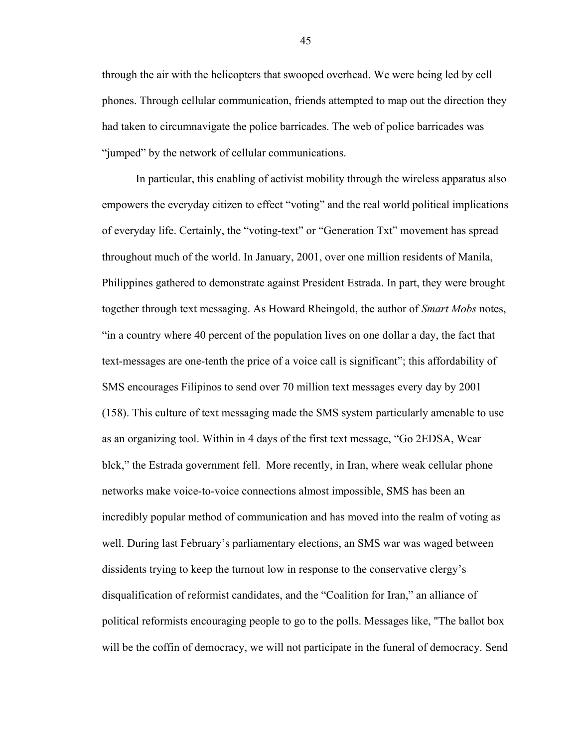through the air with the helicopters that swooped overhead. We were being led by cell phones. Through cellular communication, friends attempted to map out the direction they had taken to circumnavigate the police barricades. The web of police barricades was "jumped" by the network of cellular communications.

In particular, this enabling of activist mobility through the wireless apparatus also empowers the everyday citizen to effect "voting" and the real world political implications of everyday life. Certainly, the "voting-text" or "Generation Txt" movement has spread throughout much of the world. In January, 2001, over one million residents of Manila, Philippines gathered to demonstrate against President Estrada. In part, they were brought together through text messaging. As Howard Rheingold, the author of *Smart Mobs* notes, "in a country where 40 percent of the population lives on one dollar a day, the fact that text-messages are one-tenth the price of a voice call is significant"; this affordability of SMS encourages Filipinos to send over 70 million text messages every day by 2001 (158). This culture of text messaging made the SMS system particularly amenable to use as an organizing tool. Within in 4 days of the first text message, "Go 2EDSA, Wear blck," the Estrada government fell. More recently, in Iran, where weak cellular phone networks make voice-to-voice connections almost impossible, SMS has been an incredibly popular method of communication and has moved into the realm of voting as well. During last February's parliamentary elections, an SMS war was waged between dissidents trying to keep the turnout low in response to the conservative clergy's disqualification of reformist candidates, and the "Coalition for Iran," an alliance of political reformists encouraging people to go to the polls. Messages like, "The ballot box will be the coffin of democracy, we will not participate in the funeral of democracy. Send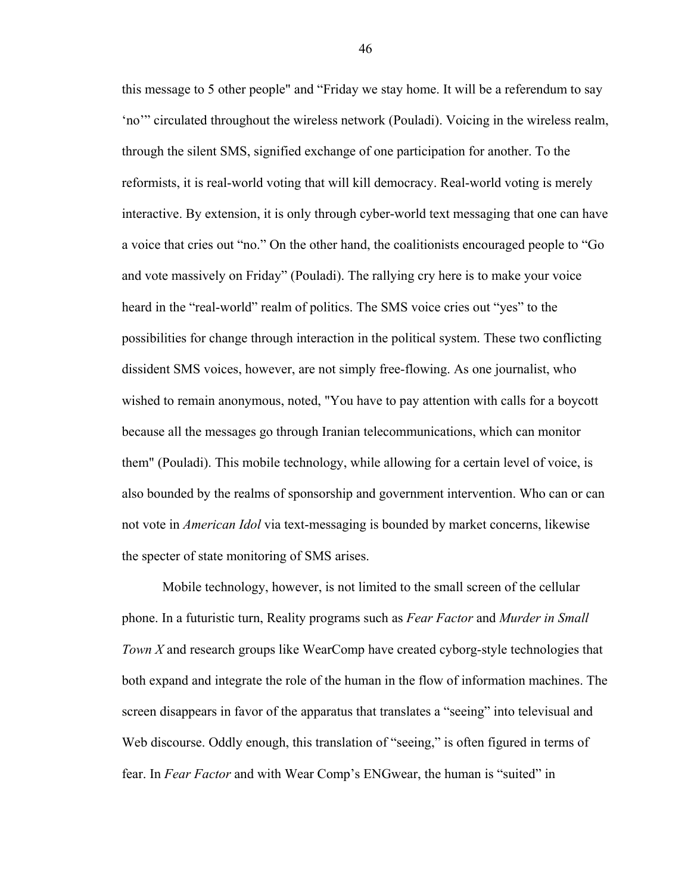this message to 5 other people" and “Friday we stay home. It will be a referendum to say ‘no’” circulated throughout the wireless network (Pouladi). Voicing in the wireless realm, through the silent SMS, signified exchange of one participation for another. To the reformists, it is real-world voting that will kill democracy. Real-world voting is merely interactive. By extension, it is only through cyber-world text messaging that one can have a voice that cries out “no.” On the other hand, the coalitionists encouraged people to “Go and vote massively on Friday” (Pouladi). The rallying cry here is to make your voice heard in the “real-world” realm of politics. The SMS voice cries out “yes” to the possibilities for change through interaction in the political system. These two conflicting dissident SMS voices, however, are not simply free-flowing. As one journalist, who wished to remain anonymous, noted, "You have to pay attention with calls for a boycott because all the messages go through Iranian telecommunications, which can monitor them" (Pouladi). This mobile technology, while allowing for a certain level of voice, is also bounded by the realms of sponsorship and government intervention. Who can or can not vote in *American Idol* via text-messaging is bounded by market concerns, likewise the specter of state monitoring of SMS arises.

Mobile technology, however, is not limited to the small screen of the cellular phone. In a futuristic turn, Reality programs such as *Fear Factor* and *Murder in Small Town X* and research groups like WearComp have created cyborg-style technologies that both expand and integrate the role of the human in the flow of information machines. The screen disappears in favor of the apparatus that translates a “seeing” into televisual and Web discourse. Oddly enough, this translation of “seeing,” is often figured in terms of fear. In *Fear Factor* and with Wear Comp’s ENGwear, the human is “suited” in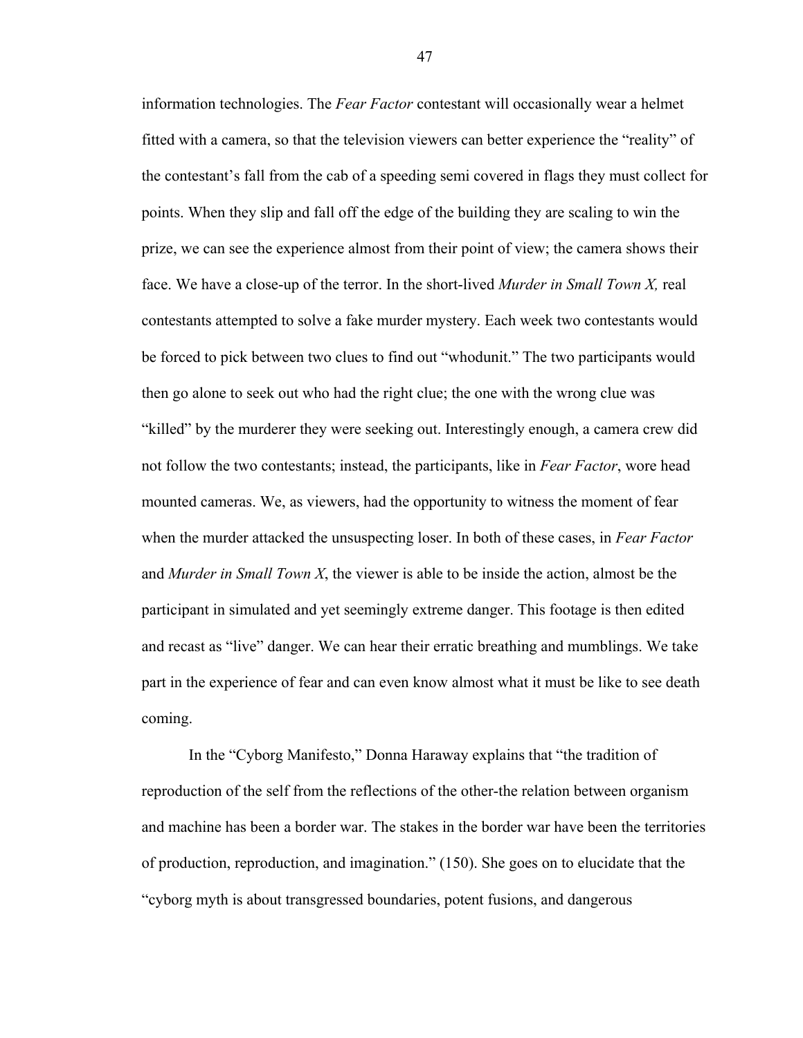information technologies. The *Fear Factor* contestant will occasionally wear a helmet fitted with a camera, so that the television viewers can better experience the "reality" of the contestant's fall from the cab of a speeding semi covered in flags they must collect for points. When they slip and fall off the edge of the building they are scaling to win the prize, we can see the experience almost from their point of view; the camera shows their face. We have a close-up of the terror. In the short-lived *Murder in Small Town X,* real contestants attempted to solve a fake murder mystery. Each week two contestants would be forced to pick between two clues to find out "whodunit." The two participants would then go alone to seek out who had the right clue; the one with the wrong clue was "killed" by the murderer they were seeking out. Interestingly enough, a camera crew did not follow the two contestants; instead, the participants, like in *Fear Factor*, wore head mounted cameras. We, as viewers, had the opportunity to witness the moment of fear when the murder attacked the unsuspecting loser. In both of these cases, in *Fear Factor* and *Murder in Small Town X*, the viewer is able to be inside the action, almost be the participant in simulated and yet seemingly extreme danger. This footage is then edited and recast as "live" danger. We can hear their erratic breathing and mumblings. We take part in the experience of fear and can even know almost what it must be like to see death coming.

In the "Cyborg Manifesto," Donna Haraway explains that "the tradition of reproduction of the self from the reflections of the other-the relation between organism and machine has been a border war. The stakes in the border war have been the territories of production, reproduction, and imagination." (150). She goes on to elucidate that the "cyborg myth is about transgressed boundaries, potent fusions, and dangerous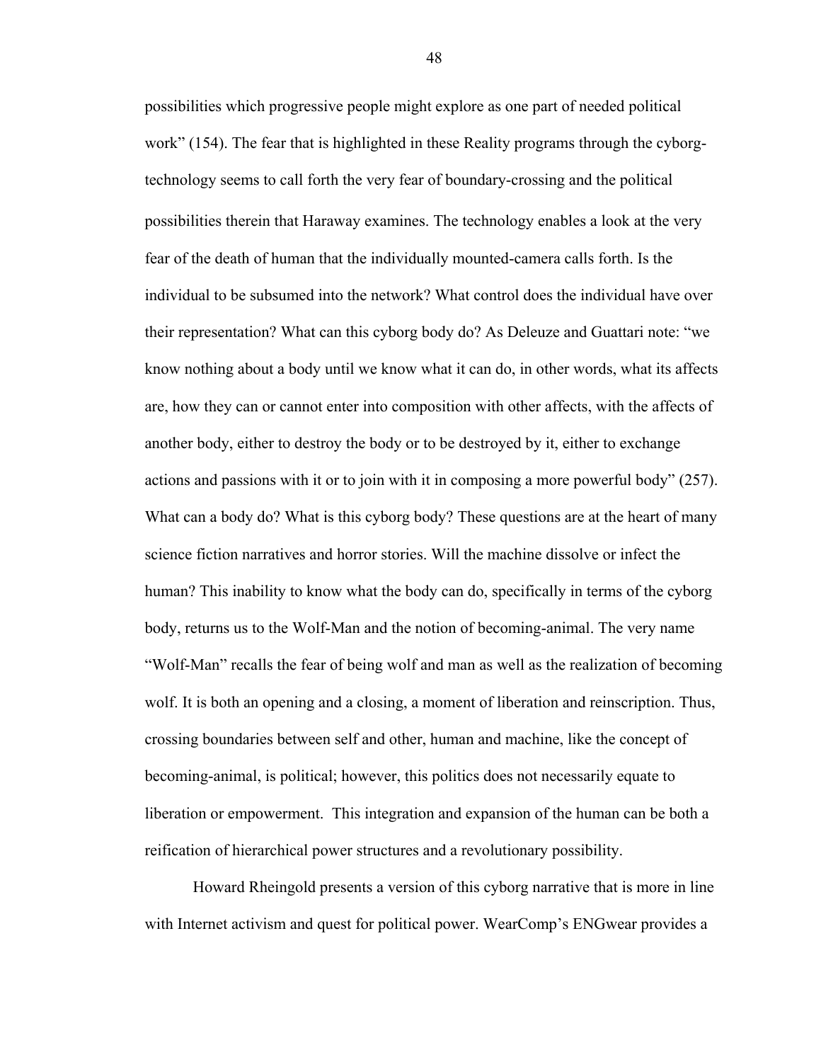possibilities which progressive people might explore as one part of needed political work" (154). The fear that is highlighted in these Reality programs through the cyborg-technology seems to call forth the very fear of boundary-crossing and the political possibilities therein that Haraway examines. The technology enables a look at the very fear of the death of human that the individually mounted-camera calls forth. Is the individual to be subsumed into the network? What control does the individual have over their representation? What can this cyborg body do? As Deleuze and Guattari note: "we know nothing about a body until we know what it can do, in other words, what its affects are, how they can or cannot enter into composition with other affects, with the affects of another body, either to destroy the body or to be destroyed by it, either to exchange actions and passions with it or to join with it in composing a more powerful body" (257). What can a body do? What is this cyborg body? These questions are at the heart of many science fiction narratives and horror stories. Will the machine dissolve or infect the human? This inability to know what the body can do, specifically in terms of the cyborg body, returns us to the Wolf-Man and the notion of becoming-animal. The very name "Wolf-Man" recalls the fear of being wolf and man as well as the realization of becoming wolf. It is both an opening and a closing, a moment of liberation and reinscription. Thus, crossing boundaries between self and other, human and machine, like the concept of becoming-animal, is political; however, this politics does not necessarily equate to liberation or empowerment. This integration and expansion of the human can be both a reification of hierarchical power structures and a revolutionary possibility.

Howard Rheingold presents a version of this cyborg narrative that is more in line with Internet activism and quest for political power. WearComp's ENGwear provides a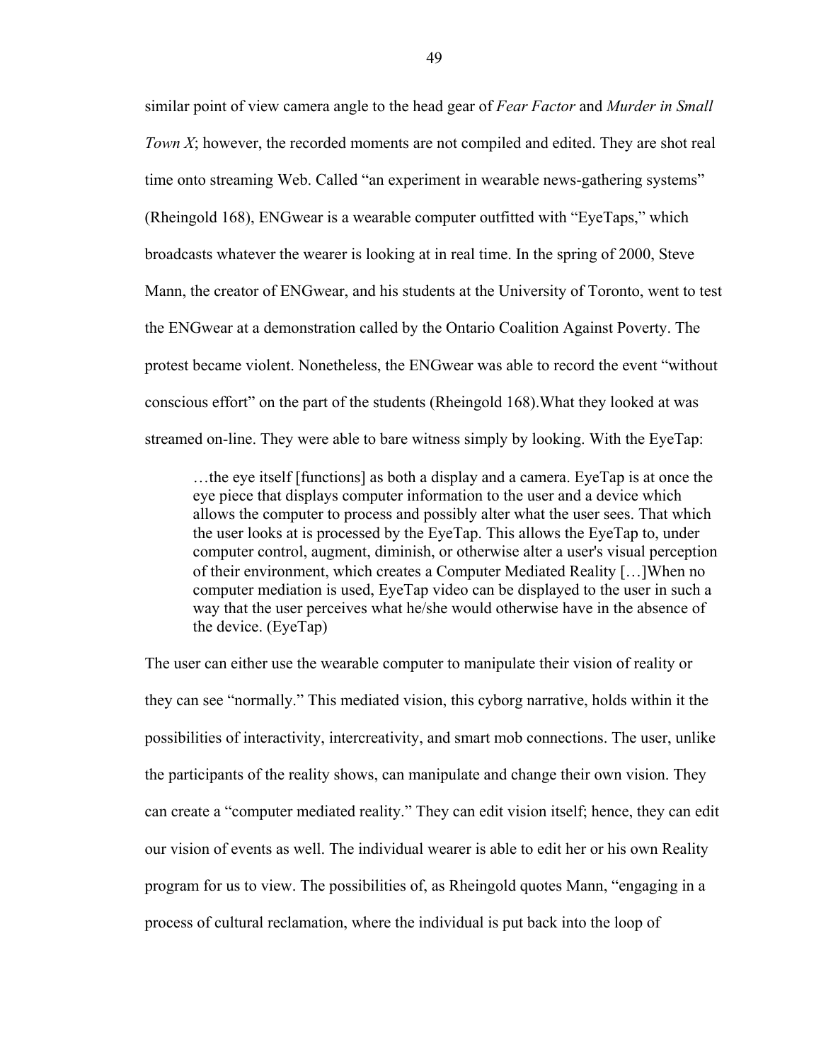similar point of view camera angle to the head gear of *Fear Factor* and *Murder in Small Town X*; however, the recorded moments are not compiled and edited. They are shot real time onto streaming Web. Called "an experiment in wearable news-gathering systems" (Rheingold 168), ENGwear is a wearable computer outfitted with "EyeTaps," which broadcasts whatever the wearer is looking at in real time. In the spring of 2000, Steve Mann, the creator of ENGwear, and his students at the University of Toronto, went to test the ENGwear at a demonstration called by the Ontario Coalition Against Poverty. The protest became violent. Nonetheless, the ENGwear was able to record the event "without conscious effort" on the part of the students (Rheingold 168).What they looked at was streamed on-line. They were able to bare witness simply by looking. With the EyeTap:

> …the eye itself [functions] as both a display and a camera. EyeTap is at once the eye piece that displays computer information to the user and a device which allows the computer to process and possibly alter what the user sees. That which the user looks at is processed by the EyeTap. This allows the EyeTap to, under computer control, augment, diminish, or otherwise alter a user's visual perception of their environment, which creates a Computer Mediated Reality […]When no computer mediation is used, EyeTap video can be displayed to the user in such a way that the user perceives what he/she would otherwise have in the absence of the device. (EyeTap)

The user can either use the wearable computer to manipulate their vision of reality or they can see "normally." This mediated vision, this cyborg narrative, holds within it the possibilities of interactivity, intercreativity, and smart mob connections. The user, unlike the participants of the reality shows, can manipulate and change their own vision. They can create a "computer mediated reality." They can edit vision itself; hence, they can edit our vision of events as well. The individual wearer is able to edit her or his own Reality program for us to view. The possibilities of, as Rheingold quotes Mann, "engaging in a process of cultural reclamation, where the individual is put back into the loop of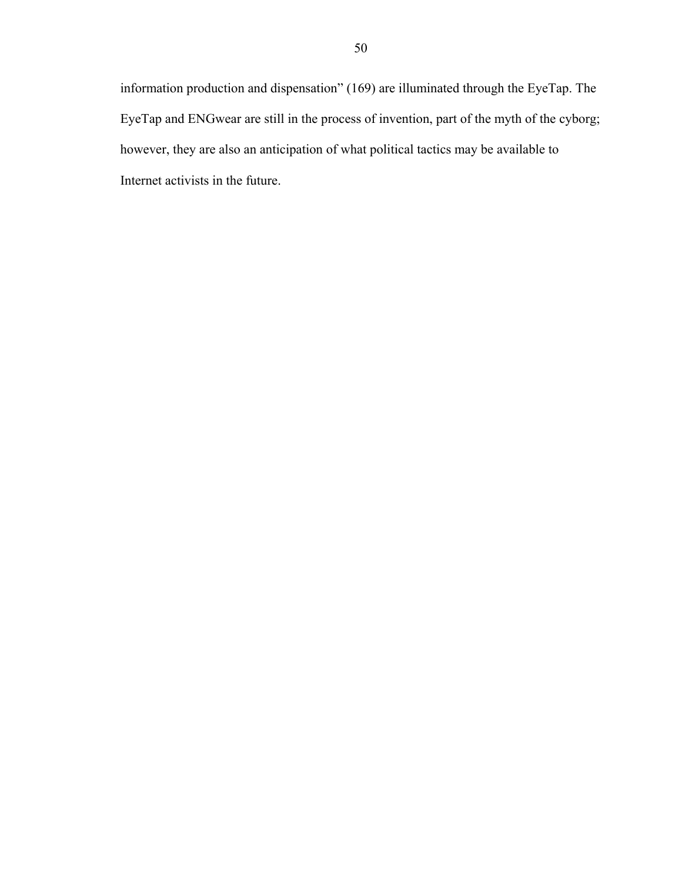information production and dispensation" (169) are illuminated through the EyeTap. The EyeTap and ENGwear are still in the process of invention, part of the myth of the cyborg; however, they are also an anticipation of what political tactics may be available to Internet activists in the future.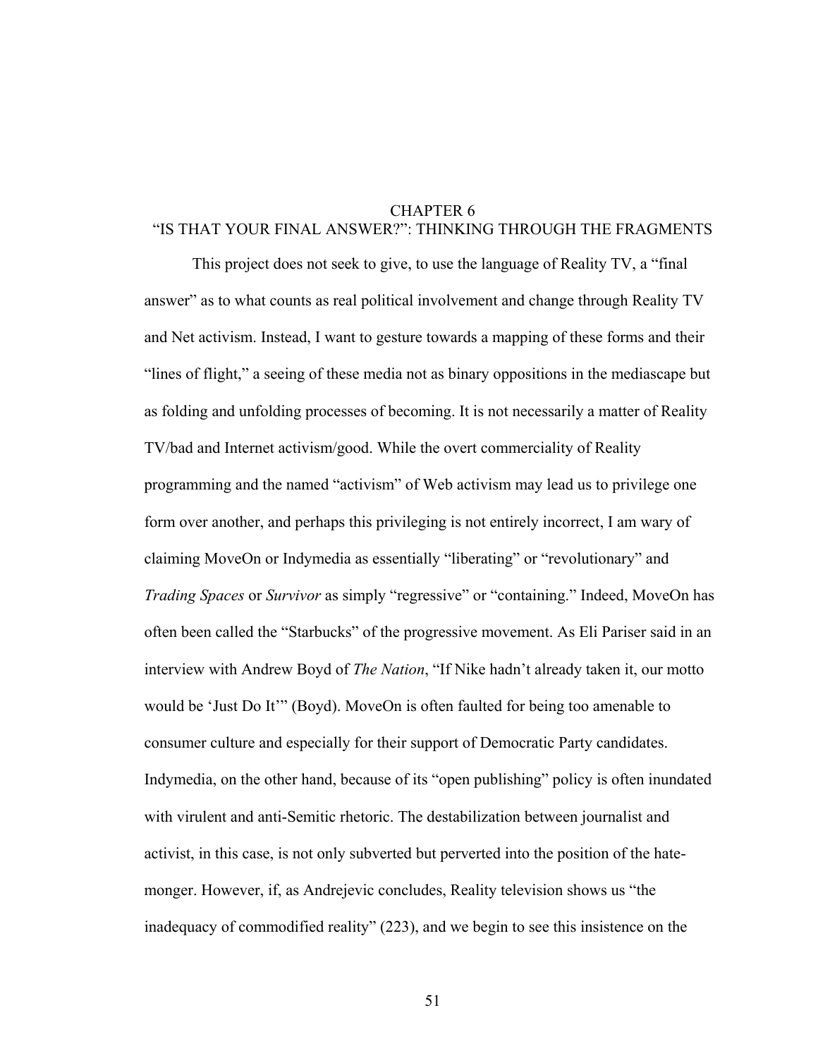# CHAPTER 6
## "IS THAT YOUR FINAL ANSWER?": THINKING THROUGH THE FRAGMENTS

This project does not seek to give, to use the language of Reality TV, a "final answer" as to what counts as real political involvement and change through Reality TV and Net activism. Instead, I want to gesture towards a mapping of these forms and their "lines of flight," a seeing of these media not as binary oppositions in the mediascape but as folding and unfolding processes of becoming. It is not necessarily a matter of Reality TV/bad and Internet activism/good. While the overt commerciality of Reality programming and the named "activism" of Web activism may lead us to privilege one form over another, and perhaps this privileging is not entirely incorrect, I am wary of claiming MoveOn or Indymedia as essentially "liberating" or "revolutionary" and *Trading Spaces* or *Survivor* as simply "regressive" or "containing." Indeed, MoveOn has often been called the "Starbucks" of the progressive movement. As Eli Pariser said in an interview with Andrew Boyd of *The Nation*, "If Nike hadn't already taken it, our motto would be 'Just Do It'" (Boyd). MoveOn is often faulted for being too amenable to consumer culture and especially for their support of Democratic Party candidates. Indymedia, on the other hand, because of its "open publishing" policy is often inundated with virulent and anti-Semitic rhetoric. The destabilization between journalist and activist, in this case, is not only subverted but perverted into the position of the hate-monger. However, if, as Andrejevic concludes, Reality television shows us "the inadequacy of commodified reality" (223), and we begin to see this insistence on the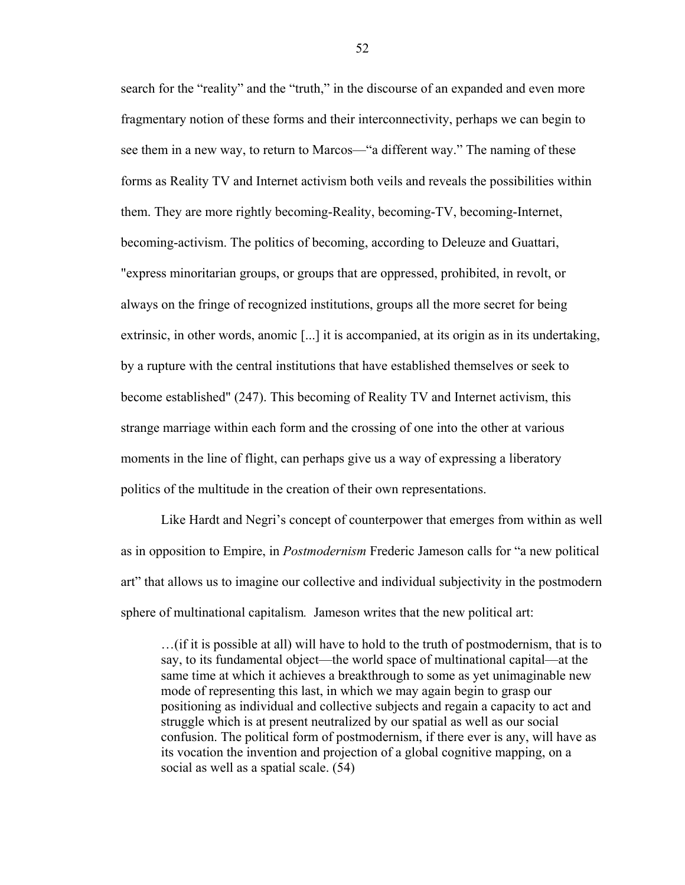search for the "reality" and the "truth," in the discourse of an expanded and even more fragmentary notion of these forms and their interconnectivity, perhaps we can begin to see them in a new way, to return to Marcos—"a different way." The naming of these forms as Reality TV and Internet activism both veils and reveals the possibilities within them. They are more rightly becoming-Reality, becoming-TV, becoming-Internet, becoming-activism. The politics of becoming, according to Deleuze and Guattari, "express minoritarian groups, or groups that are oppressed, prohibited, in revolt, or always on the fringe of recognized institutions, groups all the more secret for being extrinsic, in other words, anomic [...] it is accompanied, at its origin as in its undertaking, by a rupture with the central institutions that have established themselves or seek to become established" (247). This becoming of Reality TV and Internet activism, this strange marriage within each form and the crossing of one into the other at various moments in the line of flight, can perhaps give us a way of expressing a liberatory politics of the multitude in the creation of their own representations.

Like Hardt and Negri's concept of counterpower that emerges from within as well as in opposition to Empire, in *Postmodernism* Frederic Jameson calls for "a new political art" that allows us to imagine our collective and individual subjectivity in the postmodern sphere of multinational capitalism. Jameson writes that the new political art:

> …(if it is possible at all) will have to hold to the truth of postmodernism, that is to say, to its fundamental object—the world space of multinational capital—at the same time at which it achieves a breakthrough to some as yet unimaginable new mode of representing this last, in which we may again begin to grasp our positioning as individual and collective subjects and regain a capacity to act and struggle which is at present neutralized by our spatial as well as our social confusion. The political form of postmodernism, if there ever is any, will have as its vocation the invention and projection of a global cognitive mapping, on a social as well as a spatial scale. (54)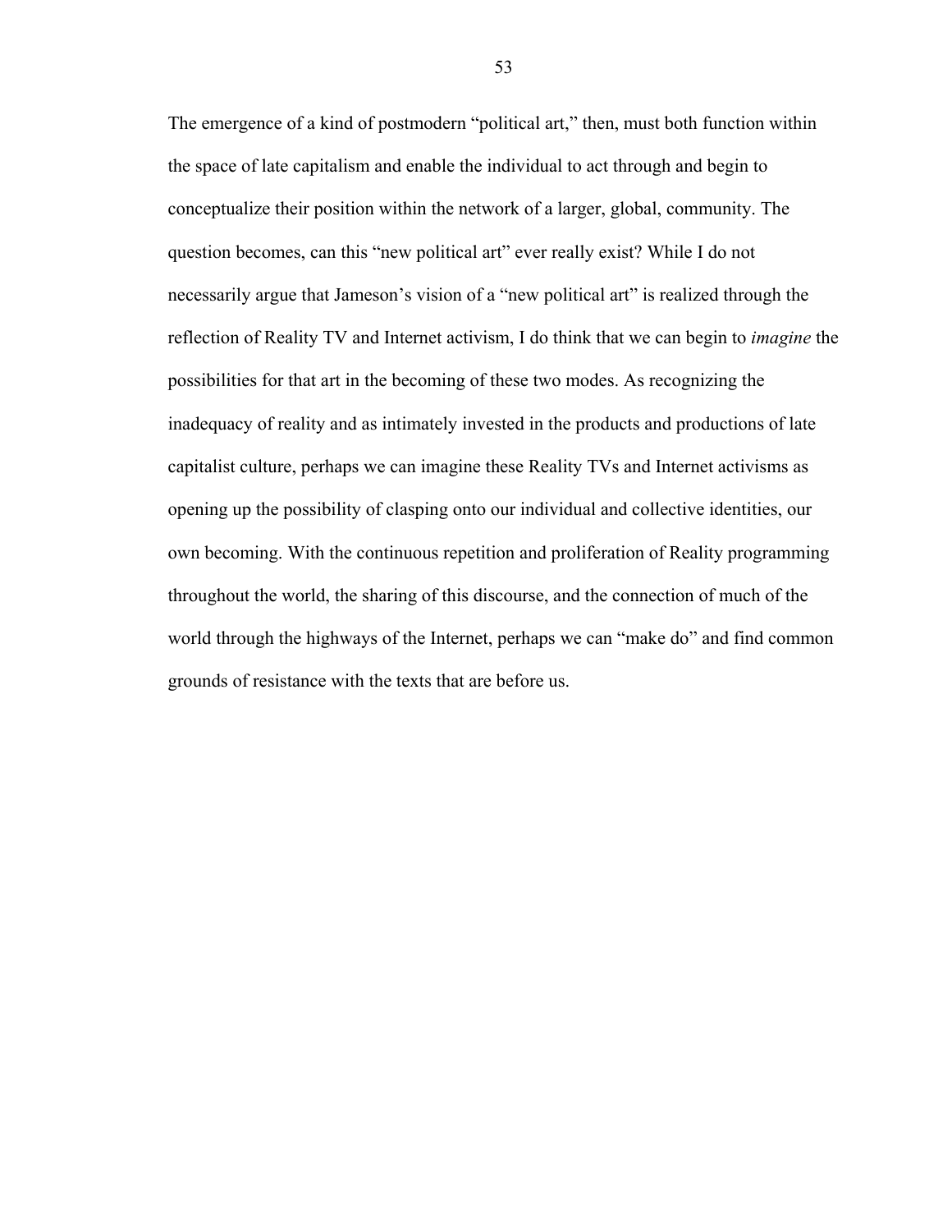The emergence of a kind of postmodern "political art," then, must both function within the space of late capitalism and enable the individual to act through and begin to conceptualize their position within the network of a larger, global, community. The question becomes, can this "new political art" ever really exist? While I do not necessarily argue that Jameson's vision of a "new political art" is realized through the reflection of Reality TV and Internet activism, I do think that we can begin to *imagine* the possibilities for that art in the becoming of these two modes. As recognizing the inadequacy of reality and as intimately invested in the products and productions of late capitalist culture, perhaps we can imagine these Reality TVs and Internet activisms as opening up the possibility of clasping onto our individual and collective identities, our own becoming. With the continuous repetition and proliferation of Reality programming throughout the world, the sharing of this discourse, and the connection of much of the world through the highways of the Internet, perhaps we can "make do" and find common grounds of resistance with the texts that are before us.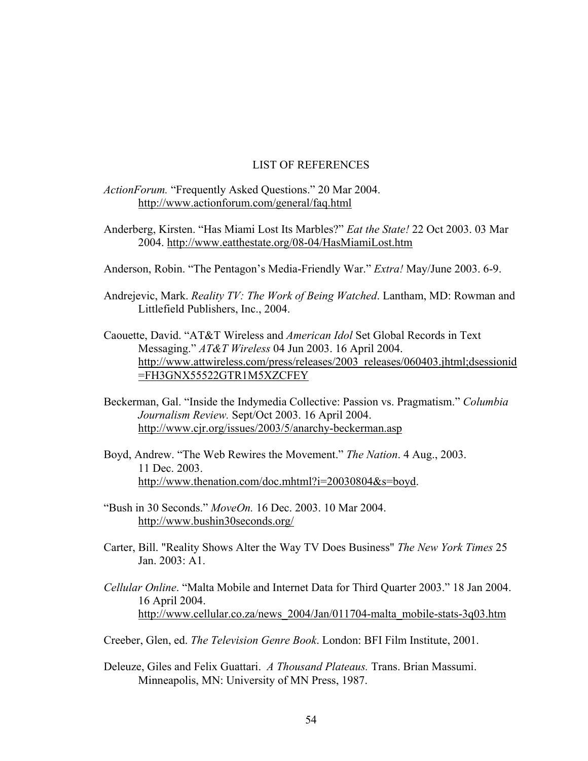# LIST OF REFERENCES

*ActionForum.* "Frequently Asked Questions." 20 Mar 2004. http://www.actionforum.com/general/faq.html

Anderberg, Kirsten. "Has Miami Lost Its Marbles?" *Eat the State!* 22 Oct 2003. 03 Mar 2004. http://www.eatthestate.org/08-04/HasMiamiLost.htm

Anderson, Robin. "The Pentagon's Media-Friendly War." *Extra!* May/June 2003. 6-9.

Andrejevic, Mark. *Reality TV: The Work of Being Watched*. Lantham, MD: Rowman and Littlefield Publishers, Inc., 2004.

Caouette, David. "AT&T Wireless and *American Idol* Set Global Records in Text Messaging." *AT&T Wireless* 04 Jun 2003. 16 April 2004. http://www.attwireless.com/press/releases/2003_releases/060403.jhtml;dsessionid=FH3GNX55522GTR1M5XZCFEY

Beckerman, Gal. "Inside the Indymedia Collective: Passion vs. Pragmatism." *Columbia Journalism Review.* Sept/Oct 2003. 16 April 2004. http://www.cjr.org/issues/2003/5/anarchy-beckerman.asp

Boyd, Andrew. "The Web Rewires the Movement." *The Nation*. 4 Aug., 2003. 11 Dec. 2003. http://www.thenation.com/doc.mhtml?i=20030804&s=boyd.

"Bush in 30 Seconds." *MoveOn.* 16 Dec. 2003. 10 Mar 2004. http://www.bushin30seconds.org/

Carter, Bill. "Reality Shows Alter the Way TV Does Business" *The New York Times* 25 Jan. 2003: A1.

*Cellular Online*. "Malta Mobile and Internet Data for Third Quarter 2003." 18 Jan 2004. 16 April 2004. http://www.cellular.co.za/news_2004/Jan/011704-malta_mobile-stats-3q03.htm

Creeber, Glen, ed. *The Television Genre Book*. London: BFI Film Institute, 2001.

Deleuze, Giles and Felix Guattari. *A Thousand Plateaus.* Trans. Brian Massumi. Minneapolis, MN: University of MN Press, 1987.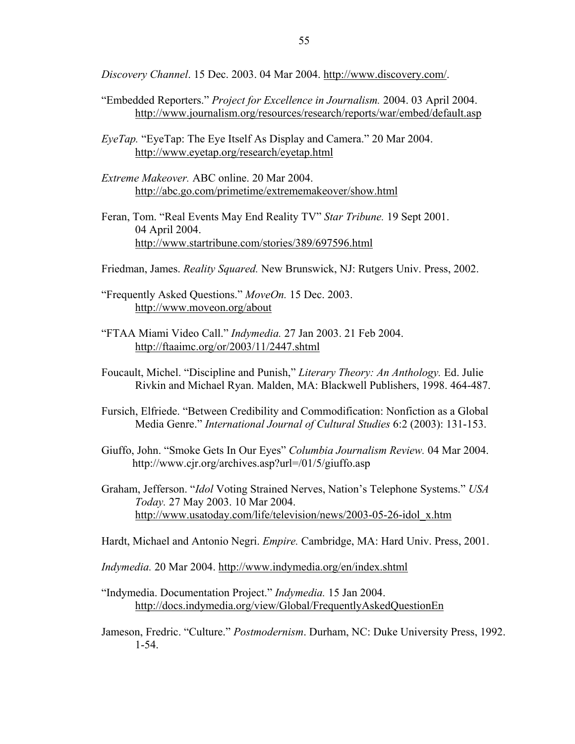*Discovery Channel*. 15 Dec. 2003. 04 Mar 2004. http://www.discovery.com/.

"Embedded Reporters." *Project for Excellence in Journalism.* 2004. 03 April 2004. http://www.journalism.org/resources/research/reports/war/embed/default.asp

*EyeTap.* "EyeTap: The Eye Itself As Display and Camera." 20 Mar 2004. http://www.eyetap.org/research/eyetap.html

*Extreme Makeover.* ABC online. 20 Mar 2004. http://abc.go.com/primetime/extrememakeover/show.html

Feran, Tom. "Real Events May End Reality TV" *Star Tribune.* 19 Sept 2001. 04 April 2004. http://www.startribune.com/stories/389/697596.html

Friedman, James. *Reality Squared.* New Brunswick, NJ: Rutgers Univ. Press, 2002.

"Frequently Asked Questions." *MoveOn.* 15 Dec. 2003. http://www.moveon.org/about

"FTAA Miami Video Call." *Indymedia.* 27 Jan 2003. 21 Feb 2004. http://ftaaimc.org/or/2003/11/2447.shtml

Foucault, Michel. "Discipline and Punish," *Literary Theory: An Anthology.* Ed. Julie Rivkin and Michael Ryan. Malden, MA: Blackwell Publishers, 1998. 464-487.

Fursich, Elfriede. "Between Credibility and Commodification: Nonfiction as a Global Media Genre." *International Journal of Cultural Studies* 6:2 (2003): 131-153.

Giuffo, John. "Smoke Gets In Our Eyes" *Columbia Journalism Review.* 04 Mar 2004. http://www.cjr.org/archives.asp?url=/01/5/giuffo.asp

Graham, Jefferson. "*Idol* Voting Strained Nerves, Nation's Telephone Systems." *USA Today.* 27 May 2003. 10 Mar 2004. http://www.usatoday.com/life/television/news/2003-05-26-idol_x.htm

Hardt, Michael and Antonio Negri. *Empire.* Cambridge, MA: Hard Univ. Press, 2001.

*Indymedia.* 20 Mar 2004. http://www.indymedia.org/en/index.shtml

"Indymedia. Documentation Project." *Indymedia.* 15 Jan 2004. http://docs.indymedia.org/view/Global/FrequentlyAskedQuestionEn

Jameson, Fredric. "Culture." *Postmodernism*. Durham, NC: Duke University Press, 1992. 1-54.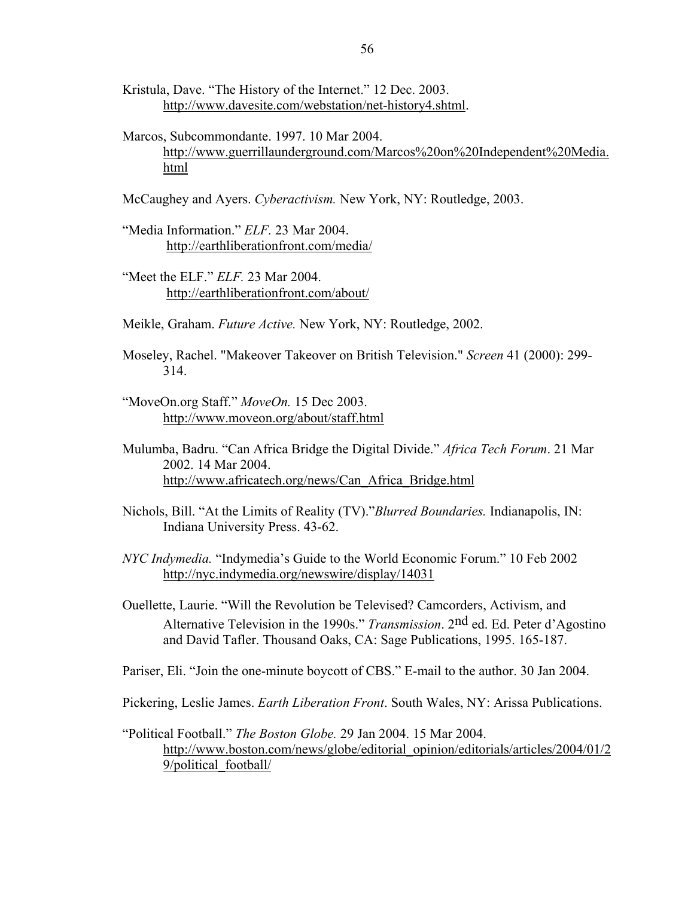Kristula, Dave. "The History of the Internet." 12 Dec. 2003. http://www.davesite.com/webstation/net-history4.shtml.

Marcos, Subcommondante. 1997. 10 Mar 2004. http://www.guerrillaunderground.com/Marcos%20on%20Independent%20Media.html

McCaughey and Ayers. *Cyberactivism.* New York, NY: Routledge, 2003.

"Media Information." *ELF.* 23 Mar 2004. http://earthliberationfront.com/media/

"Meet the ELF." *ELF.* 23 Mar 2004. http://earthliberationfront.com/about/

Meikle, Graham. *Future Active.* New York, NY: Routledge, 2002.

Moseley, Rachel. "Makeover Takeover on British Television." *Screen* 41 (2000): 299-314.

"MoveOn.org Staff." *MoveOn.* 15 Dec 2003. http://www.moveon.org/about/staff.html

Mulumba, Badru. "Can Africa Bridge the Digital Divide." *Africa Tech Forum*. 21 Mar 2002. 14 Mar 2004. http://www.africatech.org/news/Can_Africa_Bridge.html

Nichols, Bill. "At the Limits of Reality (TV)."*Blurred Boundaries.* Indianapolis, IN: Indiana University Press. 43-62.

*NYC Indymedia.* "Indymedia's Guide to the World Economic Forum." 10 Feb 2002 http://nyc.indymedia.org/newswire/display/14031

Ouellette, Laurie. "Will the Revolution be Televised? Camcorders, Activism, and Alternative Television in the 1990s." *Transmission*. 2nd ed. Ed. Peter d'Agostino and David Tafler. Thousand Oaks, CA: Sage Publications, 1995. 165-187.

Pariser, Eli. "Join the one-minute boycott of CBS." E-mail to the author. 30 Jan 2004.

Pickering, Leslie James. *Earth Liberation Front*. South Wales, NY: Arissa Publications.

"Political Football." *The Boston Globe.* 29 Jan 2004. 15 Mar 2004. http://www.boston.com/news/globe/editorial_opinion/editorials/articles/2004/01/29/political_football/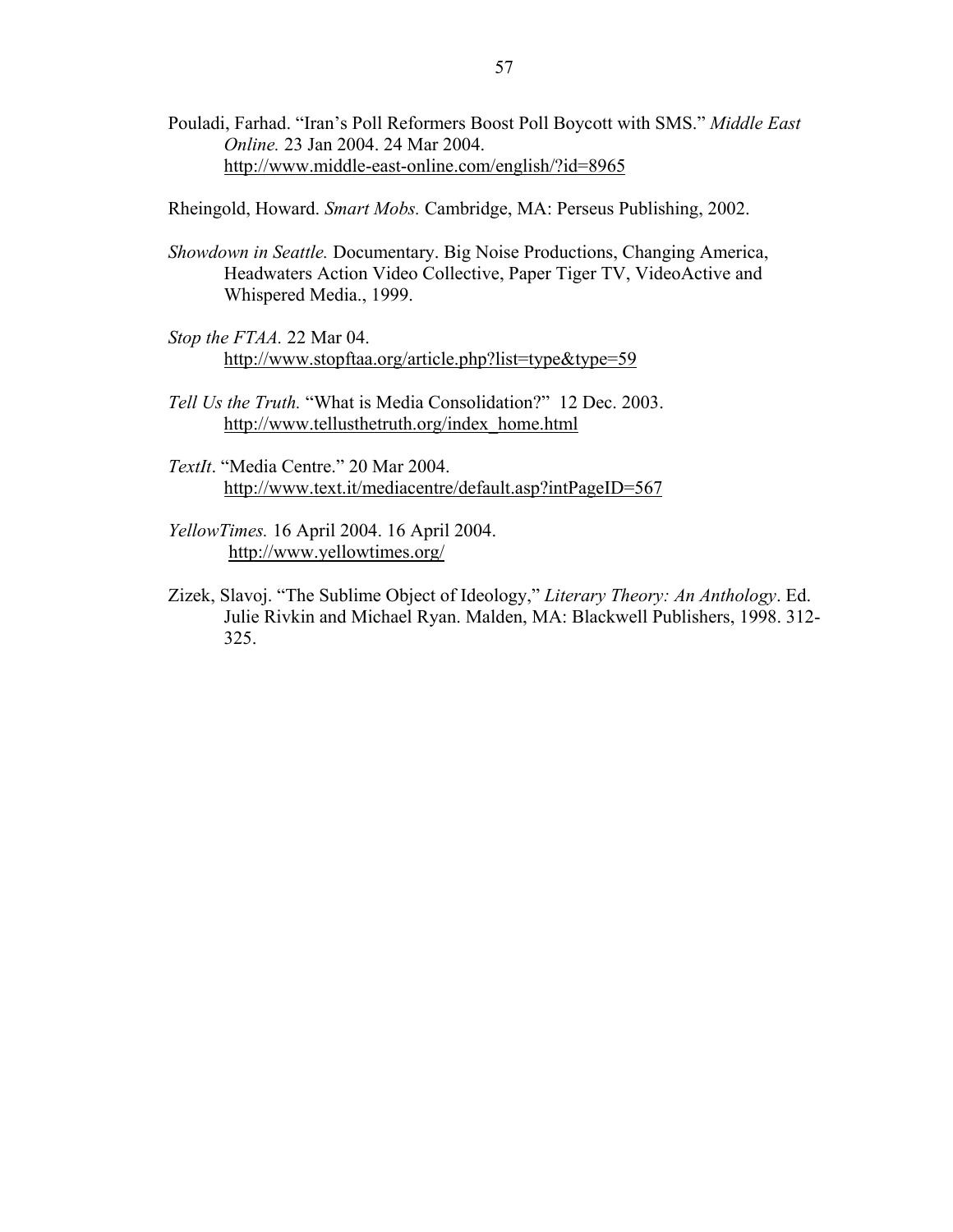Pouladi, Farhad. "Iran's Poll Reformers Boost Poll Boycott with SMS." *Middle East Online.* 23 Jan 2004. 24 Mar 2004. http://www.middle-east-online.com/english/?id=8965

Rheingold, Howard. *Smart Mobs.* Cambridge, MA: Perseus Publishing, 2002.

*Showdown in Seattle.* Documentary. Big Noise Productions, Changing America, Headwaters Action Video Collective, Paper Tiger TV, VideoActive and Whispered Media., 1999.

*Stop the FTAA.* 22 Mar 04. http://www.stopftaa.org/article.php?list=type&type=59

*Tell Us the Truth.* "What is Media Consolidation?" 12 Dec. 2003. http://www.tellusthetruth.org/index_home.html

*TextIt*. "Media Centre." 20 Mar 2004. http://www.text.it/mediacentre/default.asp?intPageID=567

*YellowTimes.* 16 April 2004. 16 April 2004. http://www.yellowtimes.org/

Zizek, Slavoj. "The Sublime Object of Ideology," *Literary Theory: An Anthology*. Ed. Julie Rivkin and Michael Ryan. Malden, MA: Blackwell Publishers, 1998. 312-325.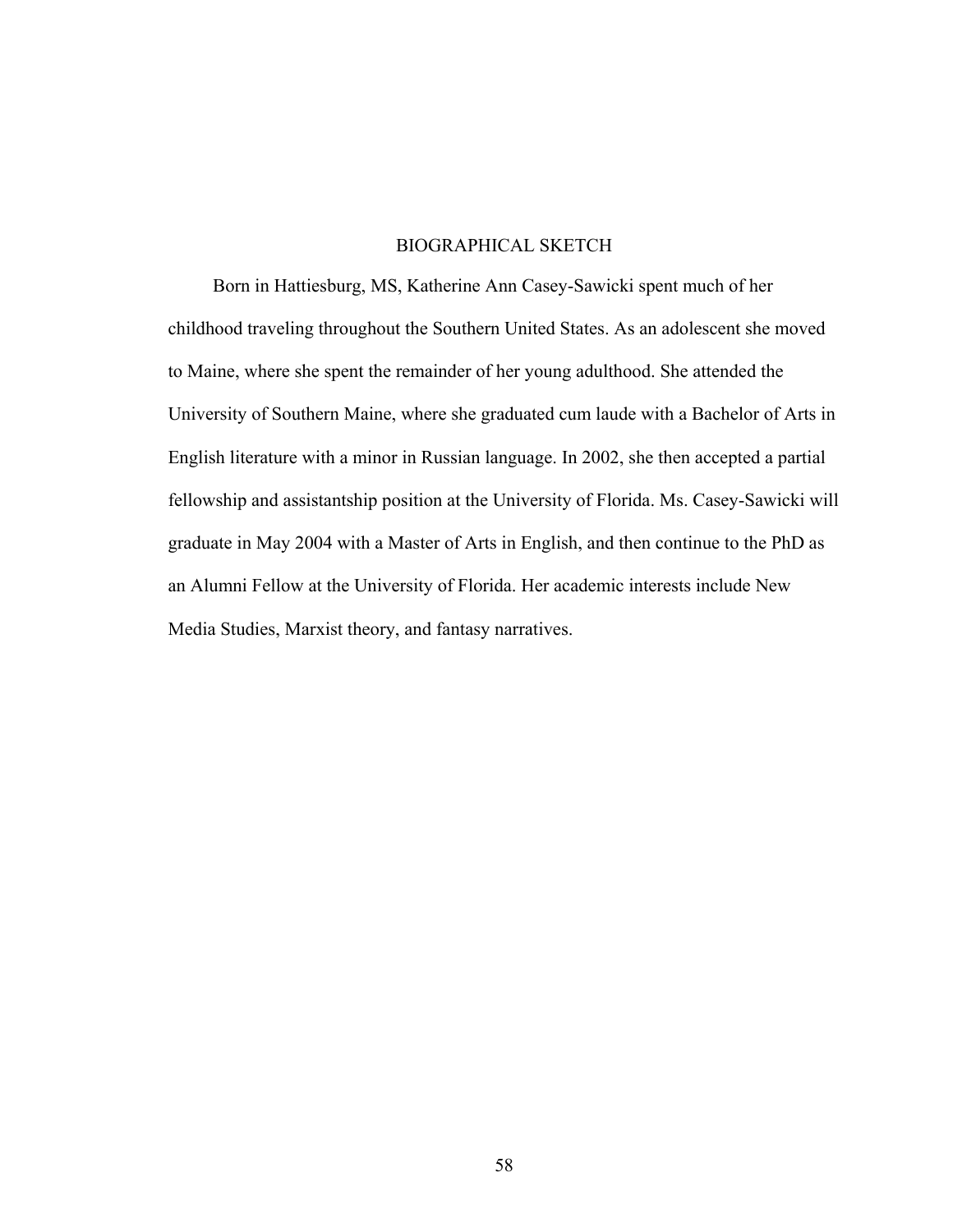# BIOGRAPHICAL SKETCH

Born in Hattiesburg, MS, Katherine Ann Casey-Sawicki spent much of her childhood traveling throughout the Southern United States. As an adolescent she moved to Maine, where she spent the remainder of her young adulthood. She attended the University of Southern Maine, where she graduated cum laude with a Bachelor of Arts in English literature with a minor in Russian language. In 2002, she then accepted a partial fellowship and assistantship position at the University of Florida. Ms. Casey-Sawicki will graduate in May 2004 with a Master of Arts in English, and then continue to the PhD as an Alumni Fellow at the University of Florida. Her academic interests include New Media Studies, Marxist theory, and fantasy narratives.